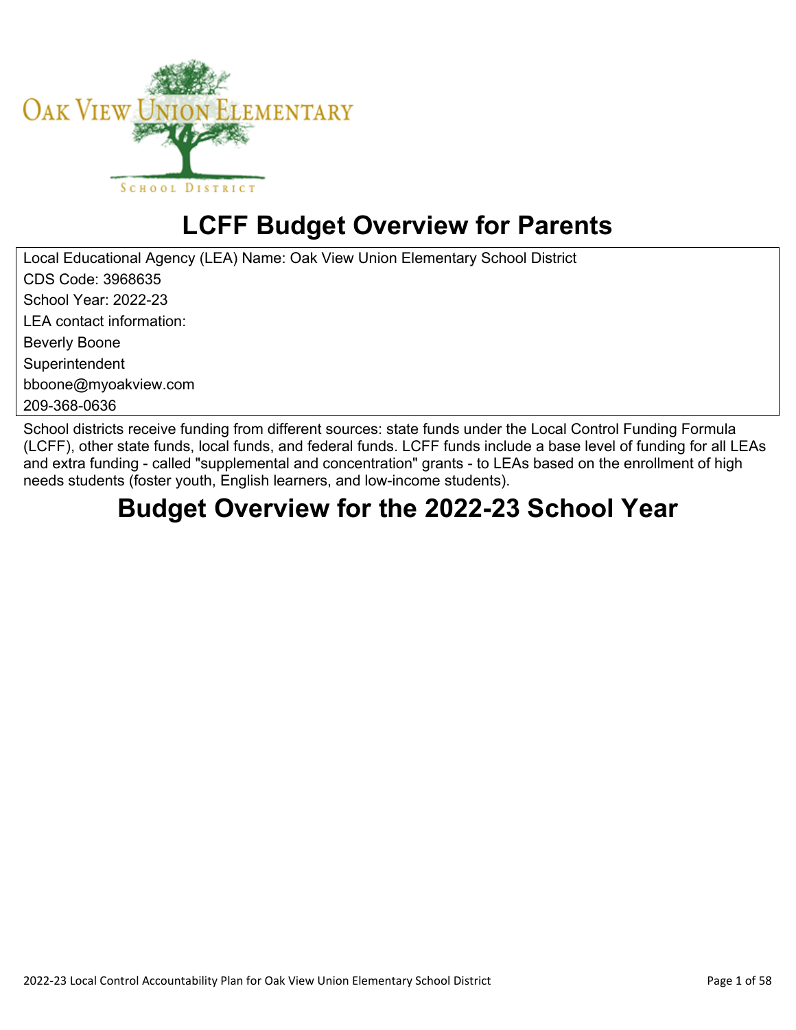# LCFF Budget Overview for Parents

Local Educational Agency (LEA) Name: Oak View Union Elementary School District
CDS Code: 3968635
School Year: 2022-23
LEA contact information:
Beverly Boone
Superintendent
bboone@myoakview.com
209-368-0636

School districts receive funding from different sources: state funds under the Local Control Funding Formula (LCFF), other state funds, local funds, and federal funds. LCFF funds include a base level of funding for all LEAs and extra funding - called "supplemental and concentration" grants - to LEAs based on the enrollment of high needs students (foster youth, English learners, and low-income students).

# Budget Overview for the 2022-23 School Year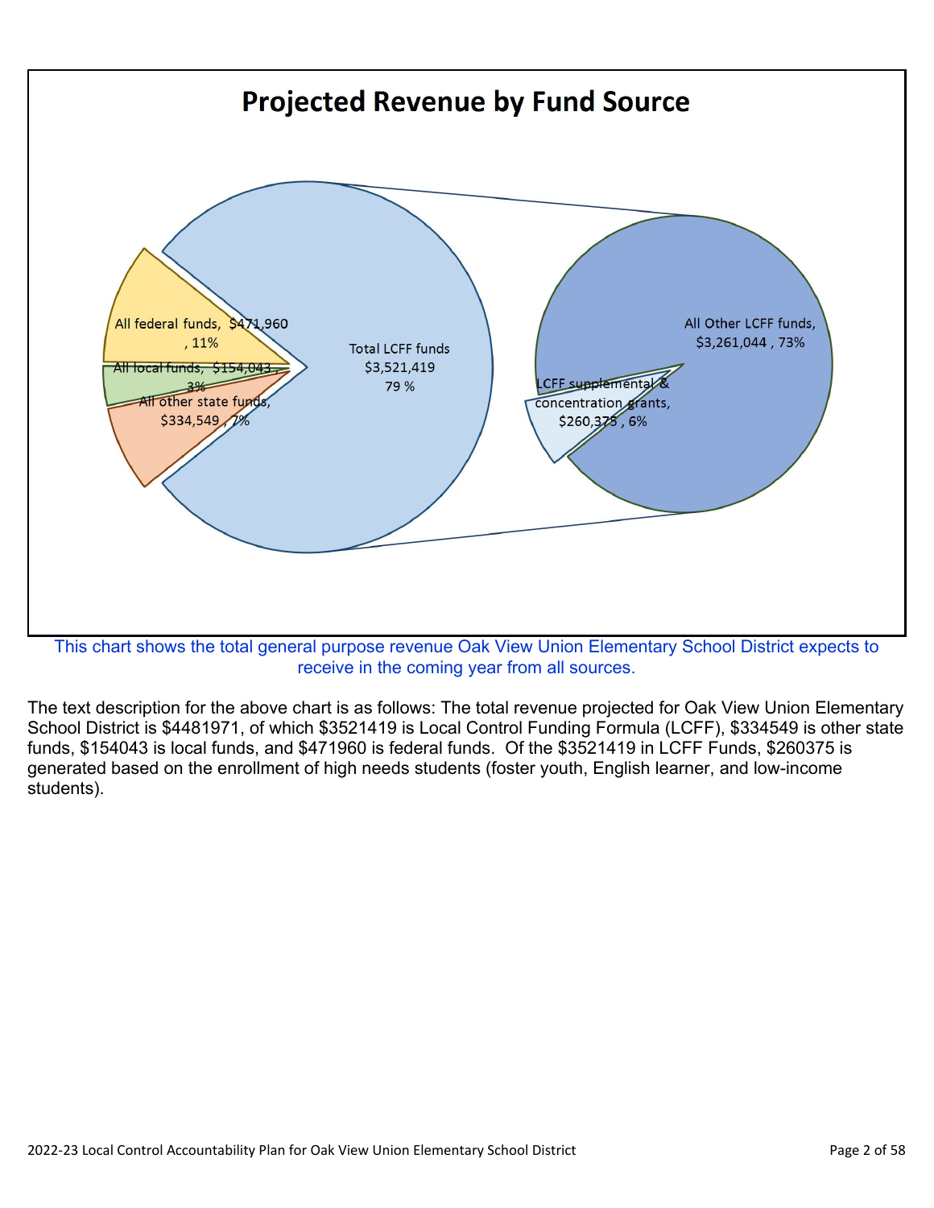## Projected Revenue by Fund Source

- All federal funds, $471,960, 11%
- All local funds, $154,043, 3%
- All other state funds, $334,549, 7%
- Total LCFF funds $3,521,419 79 %
  - All Other LCFF funds, $3,261,044, 73%
  - LCFF supplemental & concentration grants, $260,375, 6%

This chart shows the total general purpose revenue Oak View Union Elementary School District expects to receive in the coming year from all sources.

The text description for the above chart is as follows: The total revenue projected for Oak View Union Elementary School District is $4481971, of which $3521419 is Local Control Funding Formula (LCFF), $334549 is other state funds, $154043 is local funds, and $471960 is federal funds. Of the $3521419 in LCFF Funds, $260375 is generated based on the enrollment of high needs students (foster youth, English learner, and low-income students).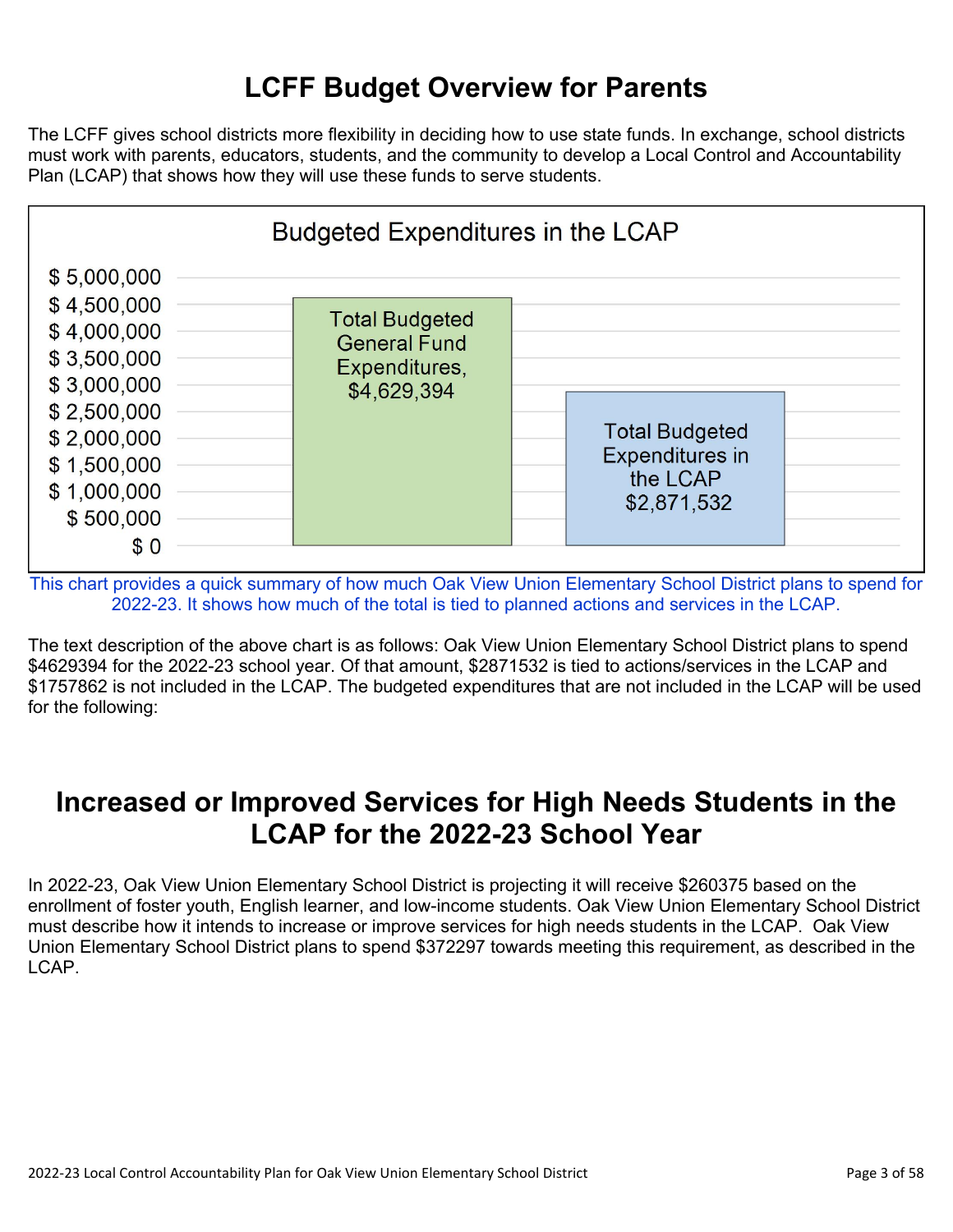# LCFF Budget Overview for Parents

The LCFF gives school districts more flexibility in deciding how to use state funds. In exchange, school districts must work with parents, educators, students, and the community to develop a Local Control and Accountability Plan (LCAP) that shows how they will use these funds to serve students.

**Budgeted Expenditures in the LCAP**

| Category | Amount |
| --- | --- |
| Total Budgeted General Fund Expenditures | $4,629,394 |
| Total Budgeted Expenditures in the LCAP | $2,871,532 |

This chart provides a quick summary of how much Oak View Union Elementary School District plans to spend for 2022-23. It shows how much of the total is tied to planned actions and services in the LCAP.

The text description of the above chart is as follows: Oak View Union Elementary School District plans to spend $4629394 for the 2022-23 school year. Of that amount, $2871532 is tied to actions/services in the LCAP and $1757862 is not included in the LCAP. The budgeted expenditures that are not included in the LCAP will be used for the following:

# Increased or Improved Services for High Needs Students in the LCAP for the 2022-23 School Year

In 2022-23, Oak View Union Elementary School District is projecting it will receive $260375 based on the enrollment of foster youth, English learner, and low-income students. Oak View Union Elementary School District must describe how it intends to increase or improve services for high needs students in the LCAP. Oak View Union Elementary School District plans to spend $372297 towards meeting this requirement, as described in the LCAP.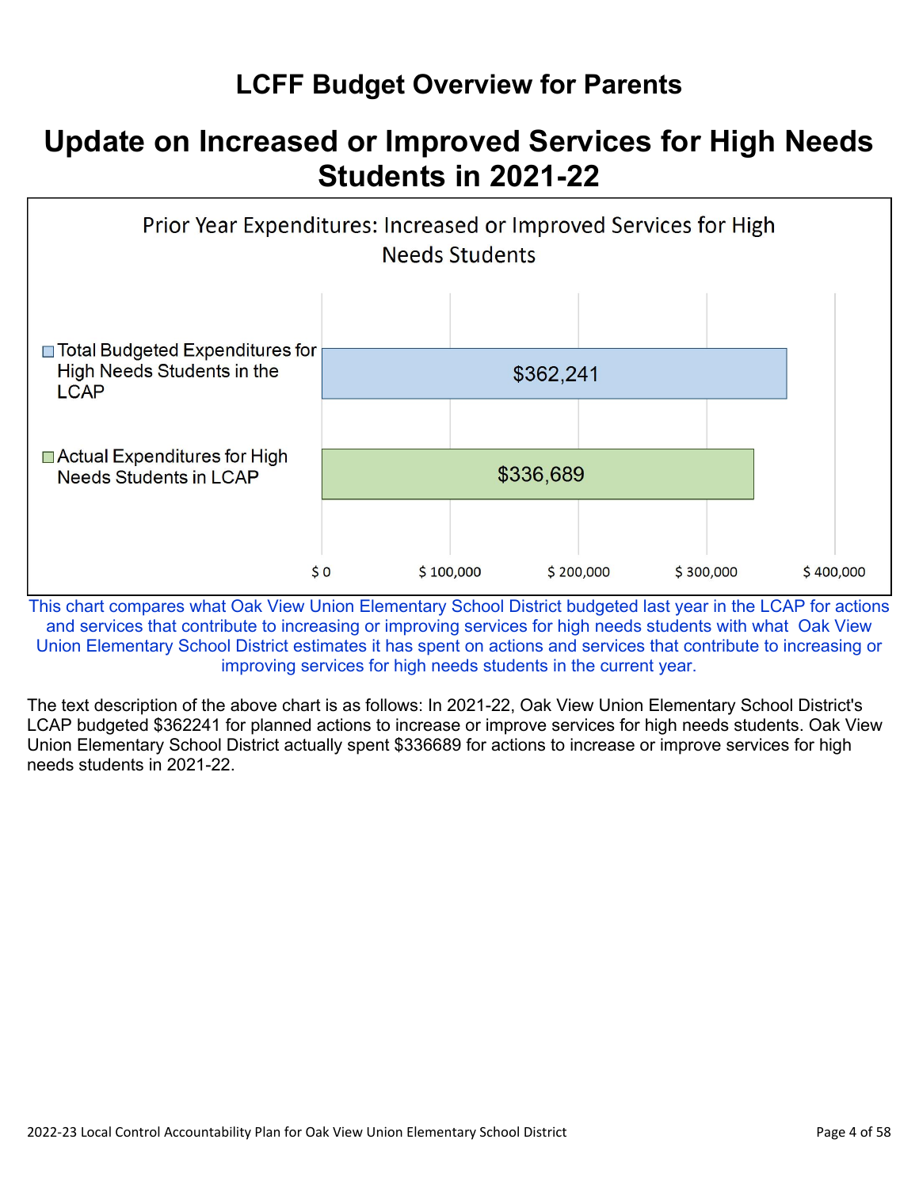# LCFF Budget Overview for Parents

## Update on Increased or Improved Services for High Needs Students in 2021-22

Prior Year Expenditures: Increased or Improved Services for High Needs Students

| Category | Amount |
| --- | --- |
| Total Budgeted Expenditures for High Needs Students in the LCAP | $362,241 |
| Actual Expenditures for High Needs Students in LCAP | $336,689 |

This chart compares what Oak View Union Elementary School District budgeted last year in the LCAP for actions and services that contribute to increasing or improving services for high needs students with what Oak View Union Elementary School District estimates it has spent on actions and services that contribute to increasing or improving services for high needs students in the current year.

The text description of the above chart is as follows: In 2021-22, Oak View Union Elementary School District's LCAP budgeted $362241 for planned actions to increase or improve services for high needs students. Oak View Union Elementary School District actually spent $336689 for actions to increase or improve services for high needs students in 2021-22.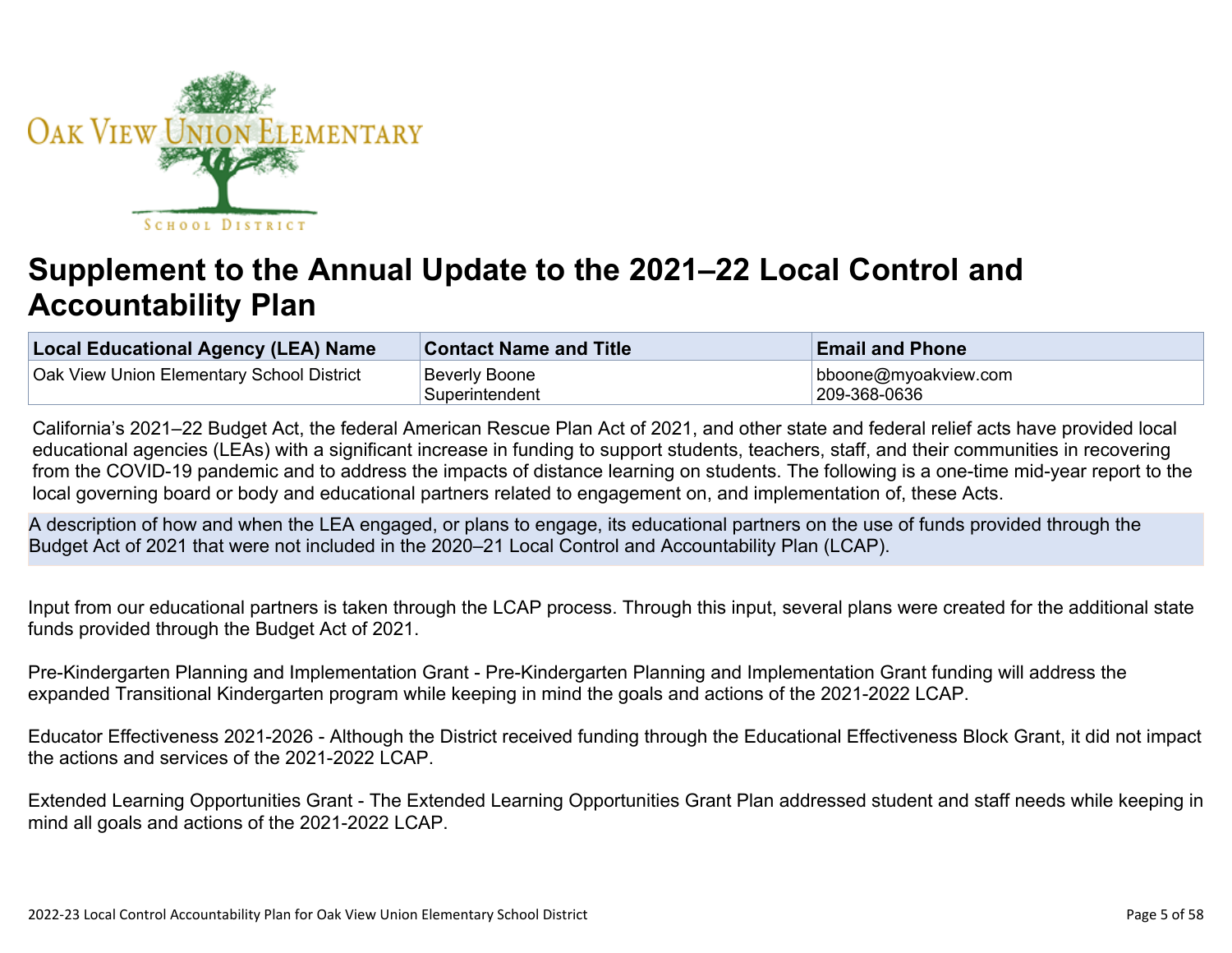# Supplement to the Annual Update to the 2021–22 Local Control and Accountability Plan

| Local Educational Agency (LEA) Name | Contact Name and Title | Email and Phone |
| --- | --- | --- |
| Oak View Union Elementary School District | Beverly Boone<br>Superintendent | bboone@myoakview.com<br>209-368-0636 |

California's 2021–22 Budget Act, the federal American Rescue Plan Act of 2021, and other state and federal relief acts have provided local educational agencies (LEAs) with a significant increase in funding to support students, teachers, staff, and their communities in recovering from the COVID-19 pandemic and to address the impacts of distance learning on students. The following is a one-time mid-year report to the local governing board or body and educational partners related to engagement on, and implementation of, these Acts.

**A description of how and when the LEA engaged, or plans to engage, its educational partners on the use of funds provided through the Budget Act of 2021 that were not included in the 2020–21 Local Control and Accountability Plan (LCAP).**

Input from our educational partners is taken through the LCAP process. Through this input, several plans were created for the additional state funds provided through the Budget Act of 2021.

Pre-Kindergarten Planning and Implementation Grant - Pre-Kindergarten Planning and Implementation Grant funding will address the expanded Transitional Kindergarten program while keeping in mind the goals and actions of the 2021-2022 LCAP.

Educator Effectiveness 2021-2026 - Although the District received funding through the Educational Effectiveness Block Grant, it did not impact the actions and services of the 2021-2022 LCAP.

Extended Learning Opportunities Grant - The Extended Learning Opportunities Grant Plan addressed student and staff needs while keeping in mind all goals and actions of the 2021-2022 LCAP.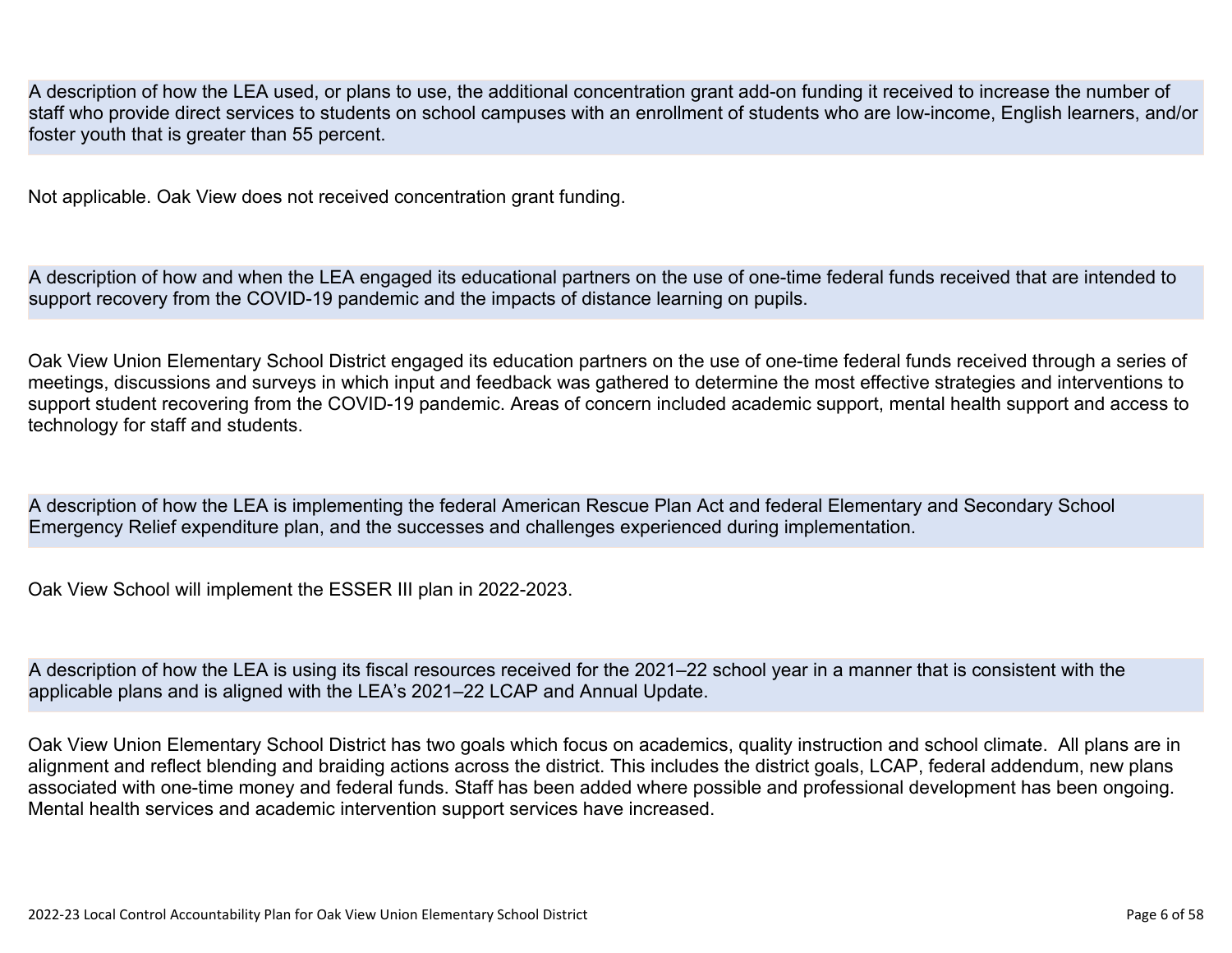**A description of how the LEA used, or plans to use, the additional concentration grant add-on funding it received to increase the number of staff who provide direct services to students on school campuses with an enrollment of students who are low-income, English learners, and/or foster youth that is greater than 55 percent.**

Not applicable. Oak View does not received concentration grant funding.

**A description of how and when the LEA engaged its educational partners on the use of one-time federal funds received that are intended to support recovery from the COVID-19 pandemic and the impacts of distance learning on pupils.**

Oak View Union Elementary School District engaged its education partners on the use of one-time federal funds received through a series of meetings, discussions and surveys in which input and feedback was gathered to determine the most effective strategies and interventions to support student recovering from the COVID-19 pandemic. Areas of concern included academic support, mental health support and access to technology for staff and students.

**A description of how the LEA is implementing the federal American Rescue Plan Act and federal Elementary and Secondary School Emergency Relief expenditure plan, and the successes and challenges experienced during implementation.**

Oak View School will implement the ESSER III plan in 2022-2023.

**A description of how the LEA is using its fiscal resources received for the 2021–22 school year in a manner that is consistent with the applicable plans and is aligned with the LEA's 2021–22 LCAP and Annual Update.**

Oak View Union Elementary School District has two goals which focus on academics, quality instruction and school climate. All plans are in alignment and reflect blending and braiding actions across the district. This includes the district goals, LCAP, federal addendum, new plans associated with one-time money and federal funds. Staff has been added where possible and professional development has been ongoing. Mental health services and academic intervention support services have increased.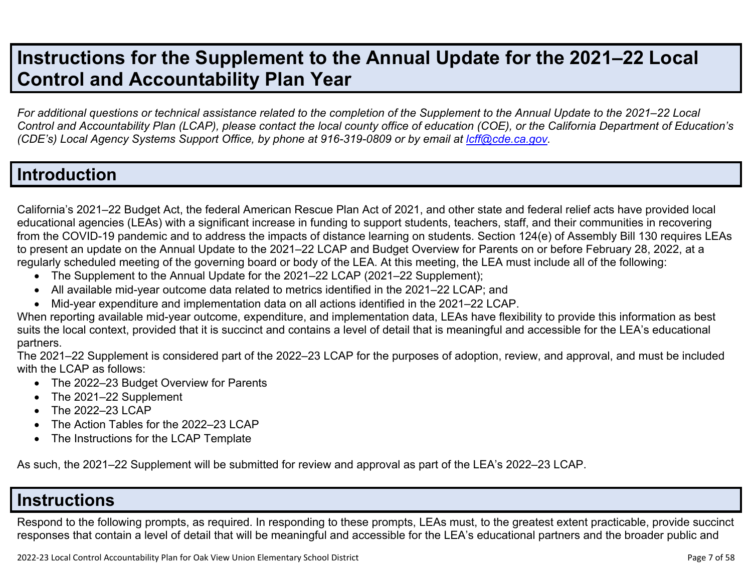# Instructions for the Supplement to the Annual Update for the 2021–22 Local Control and Accountability Plan Year

*For additional questions or technical assistance related to the completion of the Supplement to the Annual Update to the 2021–22 Local Control and Accountability Plan (LCAP), please contact the local county office of education (COE), or the California Department of Education's (CDE's) Local Agency Systems Support Office, by phone at 916-319-0809 or by email at [lcff@cde.ca.gov](mailto:lcff@cde.ca.gov).*

# Introduction

California's 2021–22 Budget Act, the federal American Rescue Plan Act of 2021, and other state and federal relief acts have provided local educational agencies (LEAs) with a significant increase in funding to support students, teachers, staff, and their communities in recovering from the COVID-19 pandemic and to address the impacts of distance learning on students. Section 124(e) of Assembly Bill 130 requires LEAs to present an update on the Annual Update to the 2021–22 LCAP and Budget Overview for Parents on or before February 28, 2022, at a regularly scheduled meeting of the governing board or body of the LEA. At this meeting, the LEA must include all of the following:

- The Supplement to the Annual Update for the 2021–22 LCAP (2021–22 Supplement);
- All available mid-year outcome data related to metrics identified in the 2021–22 LCAP; and
- Mid-year expenditure and implementation data on all actions identified in the 2021–22 LCAP.

When reporting available mid-year outcome, expenditure, and implementation data, LEAs have flexibility to provide this information as best suits the local context, provided that it is succinct and contains a level of detail that is meaningful and accessible for the LEA's educational partners.

The 2021–22 Supplement is considered part of the 2022–23 LCAP for the purposes of adoption, review, and approval, and must be included with the LCAP as follows:

- The 2022–23 Budget Overview for Parents
- The 2021–22 Supplement
- The 2022–23 LCAP
- The Action Tables for the 2022–23 LCAP
- The Instructions for the LCAP Template

As such, the 2021–22 Supplement will be submitted for review and approval as part of the LEA's 2022–23 LCAP.

# Instructions

Respond to the following prompts, as required. In responding to these prompts, LEAs must, to the greatest extent practicable, provide succinct responses that contain a level of detail that will be meaningful and accessible for the LEA's educational partners and the broader public and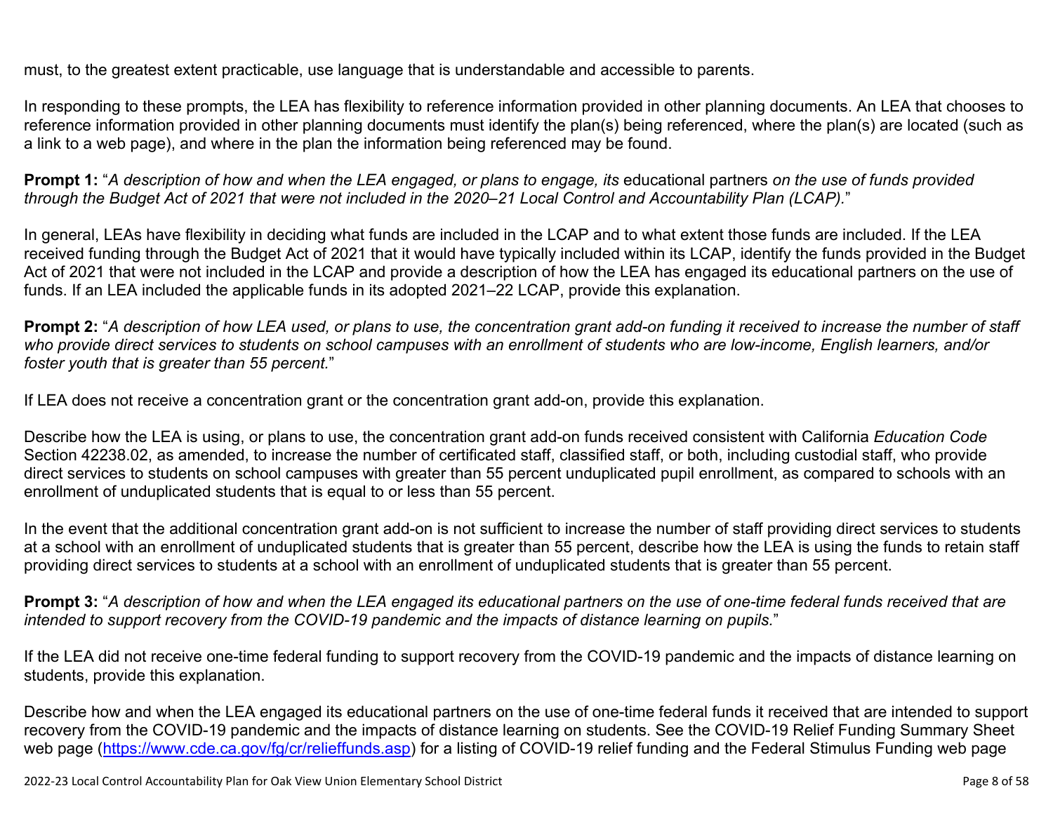must, to the greatest extent practicable, use language that is understandable and accessible to parents.

In responding to these prompts, the LEA has flexibility to reference information provided in other planning documents. An LEA that chooses to reference information provided in other planning documents must identify the plan(s) being referenced, where the plan(s) are located (such as a link to a web page), and where in the plan the information being referenced may be found.

**Prompt 1:** "*A description of how and when the LEA engaged, or plans to engage, its* educational partners *on the use of funds provided through the Budget Act of 2021 that were not included in the 2020–21 Local Control and Accountability Plan (LCAP).*"

In general, LEAs have flexibility in deciding what funds are included in the LCAP and to what extent those funds are included. If the LEA received funding through the Budget Act of 2021 that it would have typically included within its LCAP, identify the funds provided in the Budget Act of 2021 that were not included in the LCAP and provide a description of how the LEA has engaged its educational partners on the use of funds. If an LEA included the applicable funds in its adopted 2021–22 LCAP, provide this explanation.

**Prompt 2:** "*A description of how LEA used, or plans to use, the concentration grant add-on funding it received to increase the number of staff who provide direct services to students on school campuses with an enrollment of students who are low-income, English learners, and/or foster youth that is greater than 55 percent.*"

If LEA does not receive a concentration grant or the concentration grant add-on, provide this explanation.

Describe how the LEA is using, or plans to use, the concentration grant add-on funds received consistent with California *Education Code* Section 42238.02, as amended, to increase the number of certificated staff, classified staff, or both, including custodial staff, who provide direct services to students on school campuses with greater than 55 percent unduplicated pupil enrollment, as compared to schools with an enrollment of unduplicated students that is equal to or less than 55 percent.

In the event that the additional concentration grant add-on is not sufficient to increase the number of staff providing direct services to students at a school with an enrollment of unduplicated students that is greater than 55 percent, describe how the LEA is using the funds to retain staff providing direct services to students at a school with an enrollment of unduplicated students that is greater than 55 percent.

**Prompt 3:** "*A description of how and when the LEA engaged its educational partners on the use of one-time federal funds received that are intended to support recovery from the COVID-19 pandemic and the impacts of distance learning on pupils.*"

If the LEA did not receive one-time federal funding to support recovery from the COVID-19 pandemic and the impacts of distance learning on students, provide this explanation.

Describe how and when the LEA engaged its educational partners on the use of one-time federal funds it received that are intended to support recovery from the COVID-19 pandemic and the impacts of distance learning on students. See the COVID-19 Relief Funding Summary Sheet web page (https://www.cde.ca.gov/fg/cr/relieffunds.asp) for a listing of COVID-19 relief funding and the Federal Stimulus Funding web page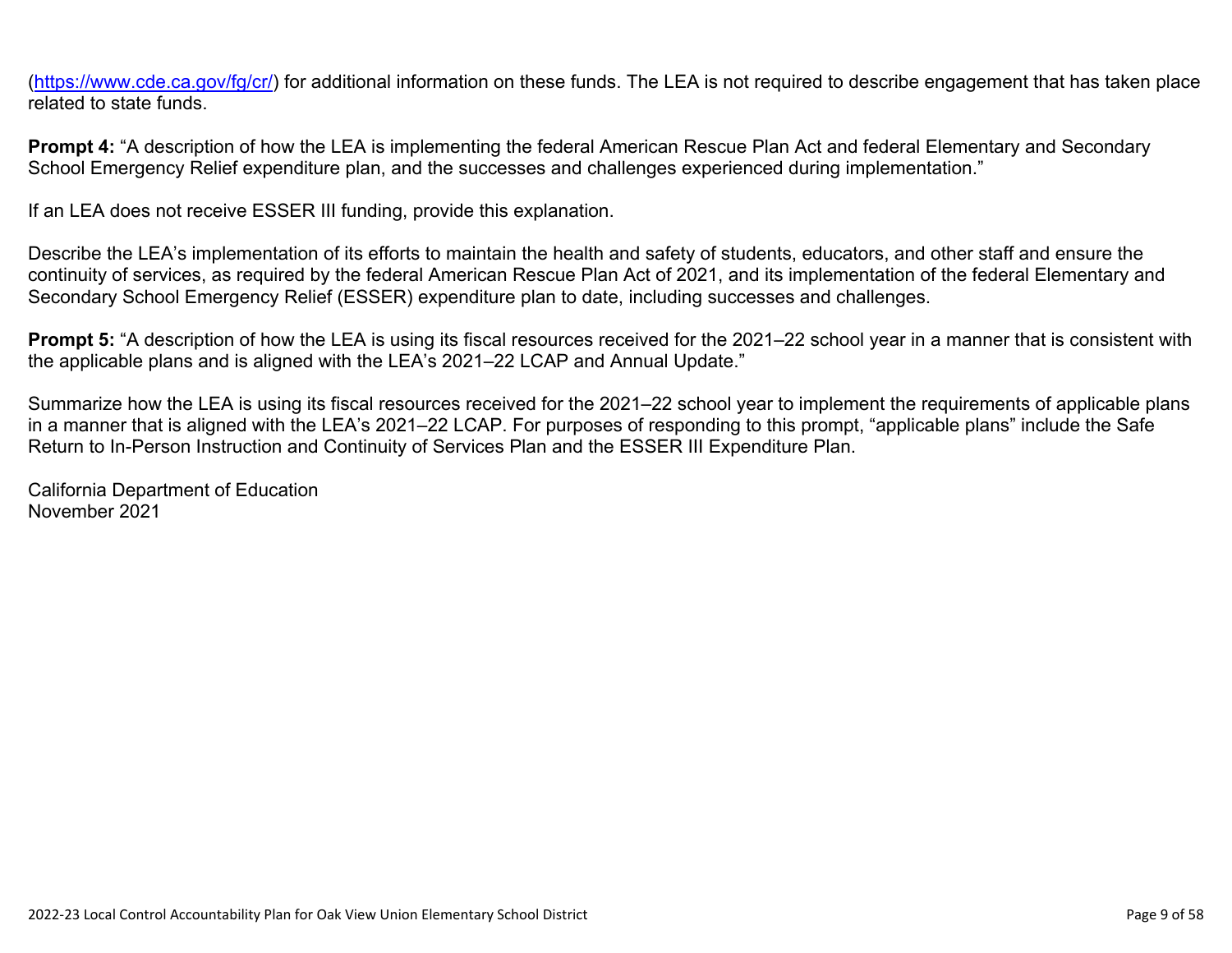([https://www.cde.ca.gov/fg/cr/](https://www.cde.ca.gov/fg/cr/)) for additional information on these funds. The LEA is not required to describe engagement that has taken place related to state funds.

**Prompt 4:** "A description of how the LEA is implementing the federal American Rescue Plan Act and federal Elementary and Secondary School Emergency Relief expenditure plan, and the successes and challenges experienced during implementation."

If an LEA does not receive ESSER III funding, provide this explanation.

Describe the LEA's implementation of its efforts to maintain the health and safety of students, educators, and other staff and ensure the continuity of services, as required by the federal American Rescue Plan Act of 2021, and its implementation of the federal Elementary and Secondary School Emergency Relief (ESSER) expenditure plan to date, including successes and challenges.

**Prompt 5:** "A description of how the LEA is using its fiscal resources received for the 2021–22 school year in a manner that is consistent with the applicable plans and is aligned with the LEA's 2021–22 LCAP and Annual Update."

Summarize how the LEA is using its fiscal resources received for the 2021–22 school year to implement the requirements of applicable plans in a manner that is aligned with the LEA's 2021–22 LCAP. For purposes of responding to this prompt, "applicable plans" include the Safe Return to In-Person Instruction and Continuity of Services Plan and the ESSER III Expenditure Plan.

California Department of Education
November 2021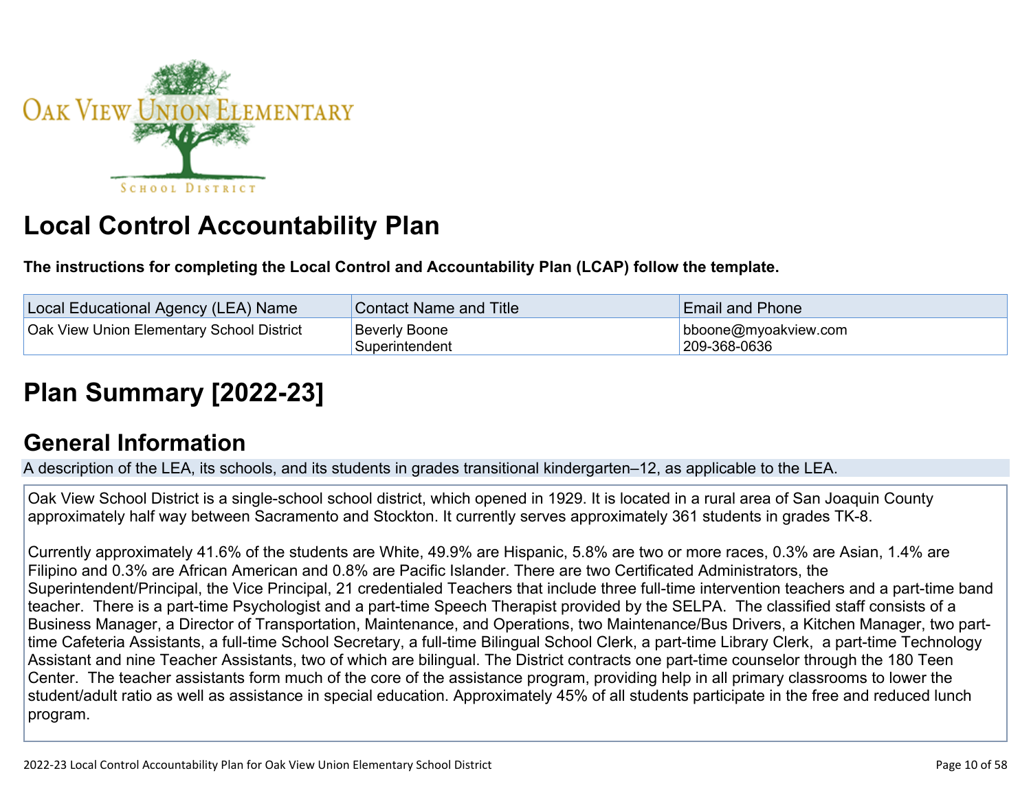# Local Control Accountability Plan

**The instructions for completing the Local Control and Accountability Plan (LCAP) follow the template.**

| Local Educational Agency (LEA) Name | Contact Name and Title | Email and Phone |
| --- | --- | --- |
| Oak View Union Elementary School District | Beverly Boone<br>Superintendent | bboone@myoakview.com<br>209-368-0636 |

# Plan Summary [2022-23]

## General Information

A description of the LEA, its schools, and its students in grades transitional kindergarten–12, as applicable to the LEA.

Oak View School District is a single-school school district, which opened in 1929. It is located in a rural area of San Joaquin County approximately half way between Sacramento and Stockton. It currently serves approximately 361 students in grades TK-8.

Currently approximately 41.6% of the students are White, 49.9% are Hispanic, 5.8% are two or more races, 0.3% are Asian, 1.4% are Filipino and 0.3% are African American and 0.8% are Pacific Islander. There are two Certificated Administrators, the Superintendent/Principal, the Vice Principal, 21 credentialed Teachers that include three full-time intervention teachers and a part-time band teacher. There is a part-time Psychologist and a part-time Speech Therapist provided by the SELPA. The classified staff consists of a Business Manager, a Director of Transportation, Maintenance, and Operations, two Maintenance/Bus Drivers, a Kitchen Manager, two part-time Cafeteria Assistants, a full-time School Secretary, a full-time Bilingual School Clerk, a part-time Library Clerk, a part-time Technology Assistant and nine Teacher Assistants, two of which are bilingual. The District contracts one part-time counselor through the 180 Teen Center. The teacher assistants form much of the core of the assistance program, providing help in all primary classrooms to lower the student/adult ratio as well as assistance in special education. Approximately 45% of all students participate in the free and reduced lunch program.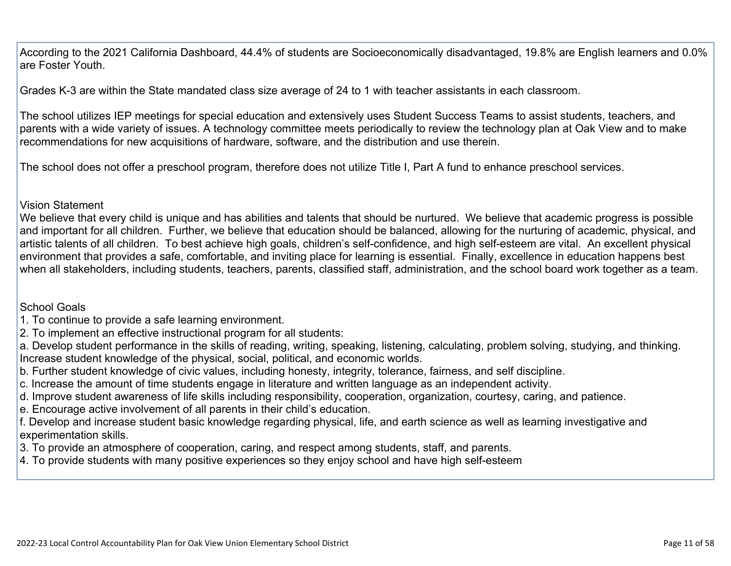According to the 2021 California Dashboard, 44.4% of students are Socioeconomically disadvantaged, 19.8% are English learners and 0.0% are Foster Youth.

Grades K-3 are within the State mandated class size average of 24 to 1 with teacher assistants in each classroom.

The school utilizes IEP meetings for special education and extensively uses Student Success Teams to assist students, teachers, and parents with a wide variety of issues. A technology committee meets periodically to review the technology plan at Oak View and to make recommendations for new acquisitions of hardware, software, and the distribution and use therein.

The school does not offer a preschool program, therefore does not utilize Title I, Part A fund to enhance preschool services.

Vision Statement

We believe that every child is unique and has abilities and talents that should be nurtured. We believe that academic progress is possible and important for all children. Further, we believe that education should be balanced, allowing for the nurturing of academic, physical, and artistic talents of all children. To best achieve high goals, children's self-confidence, and high self-esteem are vital. An excellent physical environment that provides a safe, comfortable, and inviting place for learning is essential. Finally, excellence in education happens best when all stakeholders, including students, teachers, parents, classified staff, administration, and the school board work together as a team.

School Goals

1. To continue to provide a safe learning environment.
2. To implement an effective instructional program for all students:

a. Develop student performance in the skills of reading, writing, speaking, listening, calculating, problem solving, studying, and thinking. Increase student knowledge of the physical, social, political, and economic worlds.
b. Further student knowledge of civic values, including honesty, integrity, tolerance, fairness, and self discipline.
c. Increase the amount of time students engage in literature and written language as an independent activity.
d. Improve student awareness of life skills including responsibility, cooperation, organization, courtesy, caring, and patience.
e. Encourage active involvement of all parents in their child's education.
f. Develop and increase student basic knowledge regarding physical, life, and earth science as well as learning investigative and experimentation skills.

3. To provide an atmosphere of cooperation, caring, and respect among students, staff, and parents.
4. To provide students with many positive experiences so they enjoy school and have high self-esteem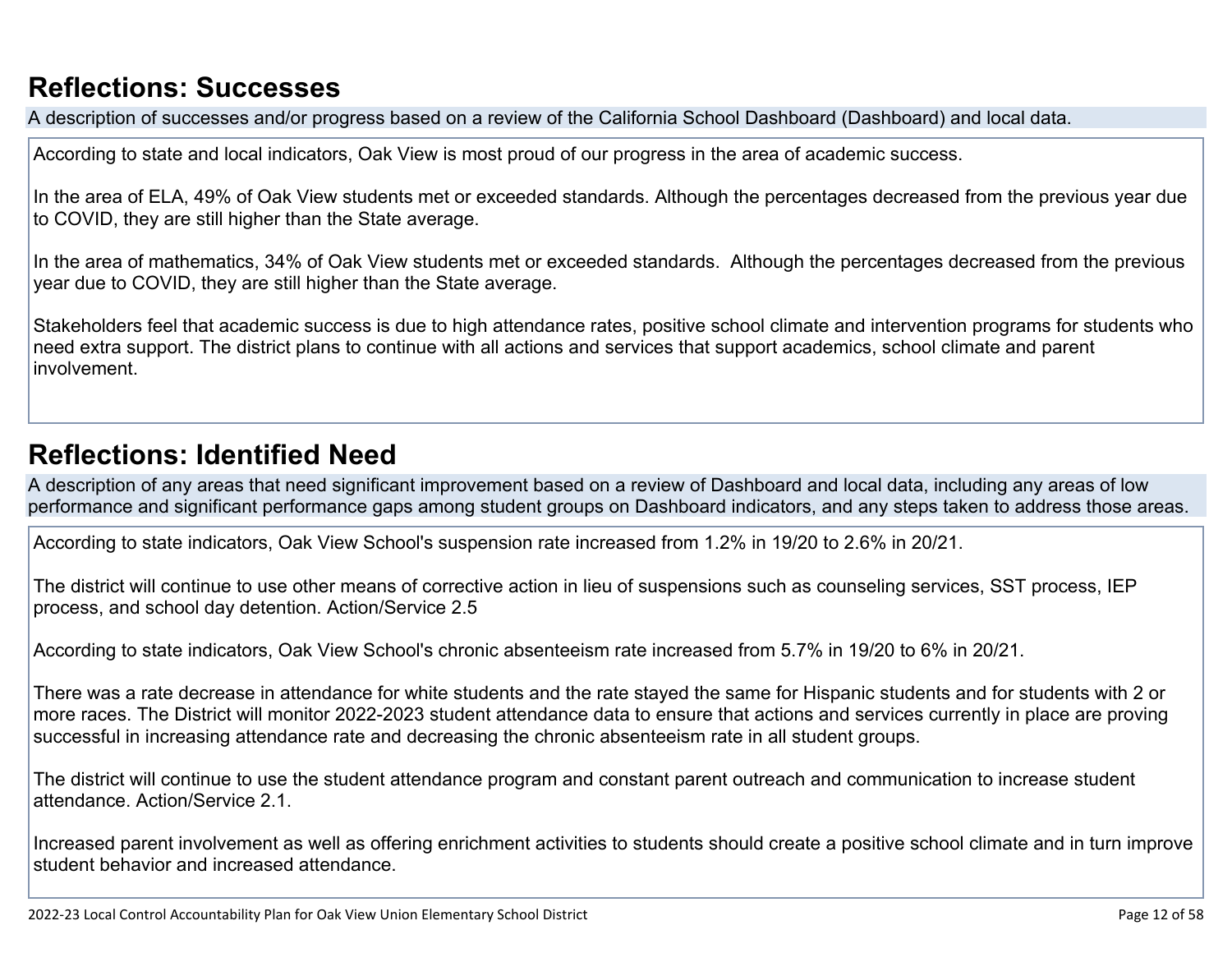## Reflections: Successes

A description of successes and/or progress based on a review of the California School Dashboard (Dashboard) and local data.

According to state and local indicators, Oak View is most proud of our progress in the area of academic success.

In the area of ELA, 49% of Oak View students met or exceeded standards. Although the percentages decreased from the previous year due to COVID, they are still higher than the State average.

In the area of mathematics, 34% of Oak View students met or exceeded standards. Although the percentages decreased from the previous year due to COVID, they are still higher than the State average.

Stakeholders feel that academic success is due to high attendance rates, positive school climate and intervention programs for students who need extra support. The district plans to continue with all actions and services that support academics, school climate and parent involvement.

## Reflections: Identified Need

A description of any areas that need significant improvement based on a review of Dashboard and local data, including any areas of low performance and significant performance gaps among student groups on Dashboard indicators, and any steps taken to address those areas.

According to state indicators, Oak View School's suspension rate increased from 1.2% in 19/20 to 2.6% in 20/21.

The district will continue to use other means of corrective action in lieu of suspensions such as counseling services, SST process, IEP process, and school day detention. Action/Service 2.5

According to state indicators, Oak View School's chronic absenteeism rate increased from 5.7% in 19/20 to 6% in 20/21.

There was a rate decrease in attendance for white students and the rate stayed the same for Hispanic students and for students with 2 or more races. The District will monitor 2022-2023 student attendance data to ensure that actions and services currently in place are proving successful in increasing attendance rate and decreasing the chronic absenteeism rate in all student groups.

The district will continue to use the student attendance program and constant parent outreach and communication to increase student attendance. Action/Service 2.1.

Increased parent involvement as well as offering enrichment activities to students should create a positive school climate and in turn improve student behavior and increased attendance.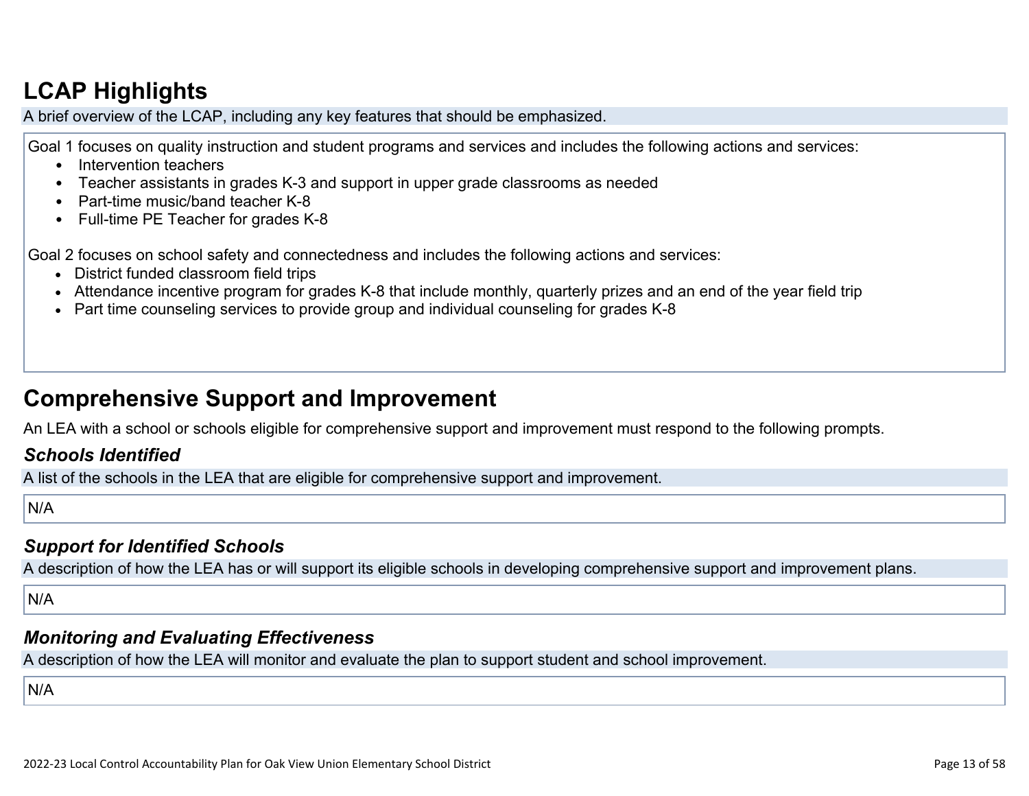## LCAP Highlights

A brief overview of the LCAP, including any key features that should be emphasized.

Goal 1 focuses on quality instruction and student programs and services and includes the following actions and services:

- Intervention teachers
- Teacher assistants in grades K-3 and support in upper grade classrooms as needed
- Part-time music/band teacher K-8
- Full-time PE Teacher for grades K-8

Goal 2 focuses on school safety and connectedness and includes the following actions and services:

- District funded classroom field trips
- Attendance incentive program for grades K-8 that include monthly, quarterly prizes and an end of the year field trip
- Part time counseling services to provide group and individual counseling for grades K-8

## Comprehensive Support and Improvement

An LEA with a school or schools eligible for comprehensive support and improvement must respond to the following prompts.

### *Schools Identified*

A list of the schools in the LEA that are eligible for comprehensive support and improvement.

N/A

### *Support for Identified Schools*

A description of how the LEA has or will support its eligible schools in developing comprehensive support and improvement plans.

N/A

### *Monitoring and Evaluating Effectiveness*

A description of how the LEA will monitor and evaluate the plan to support student and school improvement.

N/A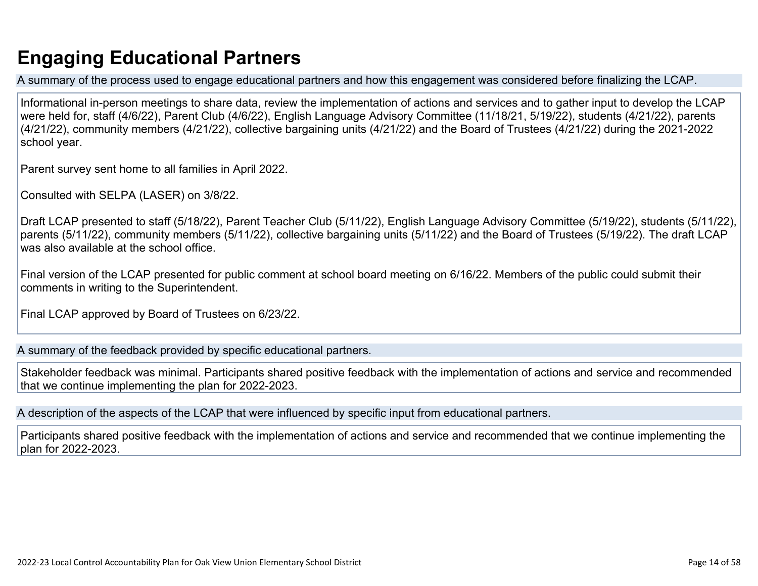# Engaging Educational Partners

A summary of the process used to engage educational partners and how this engagement was considered before finalizing the LCAP.

Informational in-person meetings to share data, review the implementation of actions and services and to gather input to develop the LCAP were held for, staff (4/6/22), Parent Club (4/6/22), English Language Advisory Committee (11/18/21, 5/19/22), students (4/21/22), parents (4/21/22), community members (4/21/22), collective bargaining units (4/21/22) and the Board of Trustees (4/21/22) during the 2021-2022 school year.

Parent survey sent home to all families in April 2022.

Consulted with SELPA (LASER) on 3/8/22.

Draft LCAP presented to staff (5/18/22), Parent Teacher Club (5/11/22), English Language Advisory Committee (5/19/22), students (5/11/22), parents (5/11/22), community members (5/11/22), collective bargaining units (5/11/22) and the Board of Trustees (5/19/22). The draft LCAP was also available at the school office.

Final version of the LCAP presented for public comment at school board meeting on 6/16/22. Members of the public could submit their comments in writing to the Superintendent.

Final LCAP approved by Board of Trustees on 6/23/22.

A summary of the feedback provided by specific educational partners.

Stakeholder feedback was minimal. Participants shared positive feedback with the implementation of actions and service and recommended that we continue implementing the plan for 2022-2023.

A description of the aspects of the LCAP that were influenced by specific input from educational partners.

Participants shared positive feedback with the implementation of actions and service and recommended that we continue implementing the plan for 2022-2023.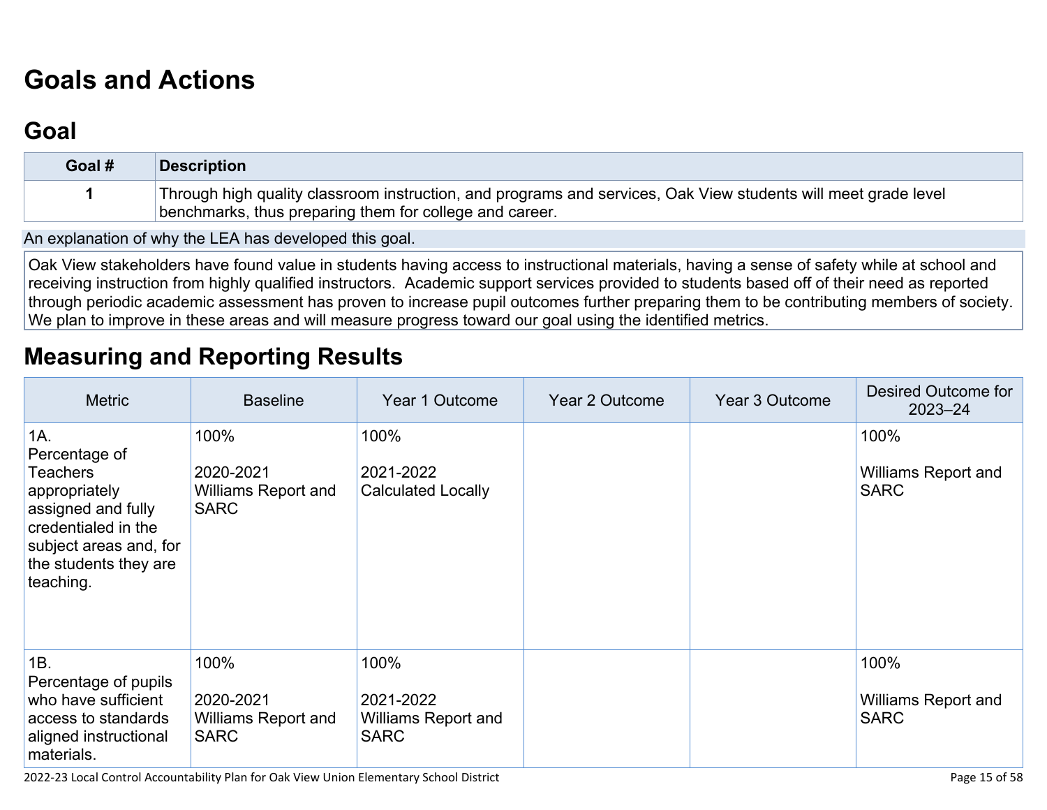# Goals and Actions

## Goal

| Goal # | Description |
|---|---|
| 1 | Through high quality classroom instruction, and programs and services, Oak View students will meet grade level benchmarks, thus preparing them for college and career. |

An explanation of why the LEA has developed this goal.

Oak View stakeholders have found value in students having access to instructional materials, having a sense of safety while at school and receiving instruction from highly qualified instructors. Academic support services provided to students based off of their need as reported through periodic academic assessment has proven to increase pupil outcomes further preparing them to be contributing members of society. We plan to improve in these areas and will measure progress toward our goal using the identified metrics.

# Measuring and Reporting Results

| Metric | Baseline | Year 1 Outcome | Year 2 Outcome | Year 3 Outcome | Desired Outcome for 2023–24 |
|---|---|---|---|---|---|
| 1A. Percentage of Teachers appropriately assigned and fully credentialed in the subject areas and, for the students they are teaching. | 100%<br><br>2020-2021 Williams Report and SARC | 100%<br><br>2021-2022 Calculated Locally | | | 100%<br><br>Williams Report and SARC |
| 1B. Percentage of pupils who have sufficient access to standards aligned instructional materials. | 100%<br><br>2020-2021 Williams Report and SARC | 100%<br><br>2021-2022 Williams Report and SARC | | | 100%<br><br>Williams Report and SARC |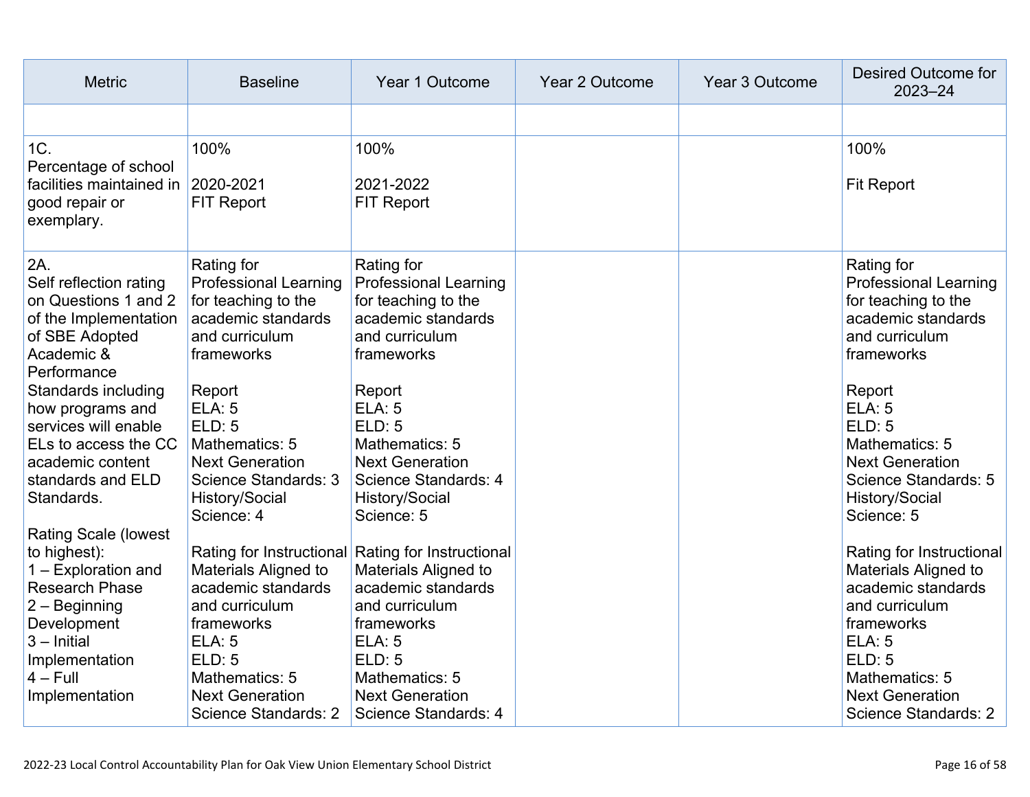| Metric | Baseline | Year 1 Outcome | Year 2 Outcome | Year 3 Outcome | Desired Outcome for 2023–24 |
|---|---|---|---|---|---|
| | | | | | |
| 1C.<br>Percentage of school facilities maintained in good repair or exemplary. | 100%<br><br>2020-2021<br>FIT Report | 100%<br><br>2021-2022<br>FIT Report | | | 100%<br><br>Fit Report |
| 2A.<br>Self reflection rating on Questions 1 and 2 of the Implementation of SBE Adopted Academic & Performance Standards including how programs and services will enable ELs to access the CC academic content standards and ELD Standards.<br><br>Rating Scale (lowest to highest):<br>1 – Exploration and Research Phase<br>2 – Beginning Development<br>3 – Initial Implementation<br>4 – Full Implementation | Rating for Professional Learning for teaching to the academic standards and curriculum frameworks<br><br>Report<br>ELA: 5<br>ELD: 5<br>Mathematics: 5<br>Next Generation Science Standards: 3<br>History/Social Science: 4<br><br>Rating for Instructional Materials Aligned to academic standards and curriculum frameworks<br>ELA: 5<br>ELD: 5<br>Mathematics: 5<br>Next Generation Science Standards: 2 | Rating for Professional Learning for teaching to the academic standards and curriculum frameworks<br><br>Report<br>ELA: 5<br>ELD: 5<br>Mathematics: 5<br>Next Generation Science Standards: 4<br>History/Social Science: 5<br><br>Rating for Instructional Materials Aligned to academic standards and curriculum frameworks<br>ELA: 5<br>ELD: 5<br>Mathematics: 5<br>Next Generation Science Standards: 4 | | | Rating for Professional Learning for teaching to the academic standards and curriculum frameworks<br><br>Report<br>ELA: 5<br>ELD: 5<br>Mathematics: 5<br>Next Generation Science Standards: 5<br>History/Social Science: 5<br><br>Rating for Instructional Materials Aligned to academic standards and curriculum frameworks<br>ELA: 5<br>ELD: 5<br>Mathematics: 5<br>Next Generation Science Standards: 2 |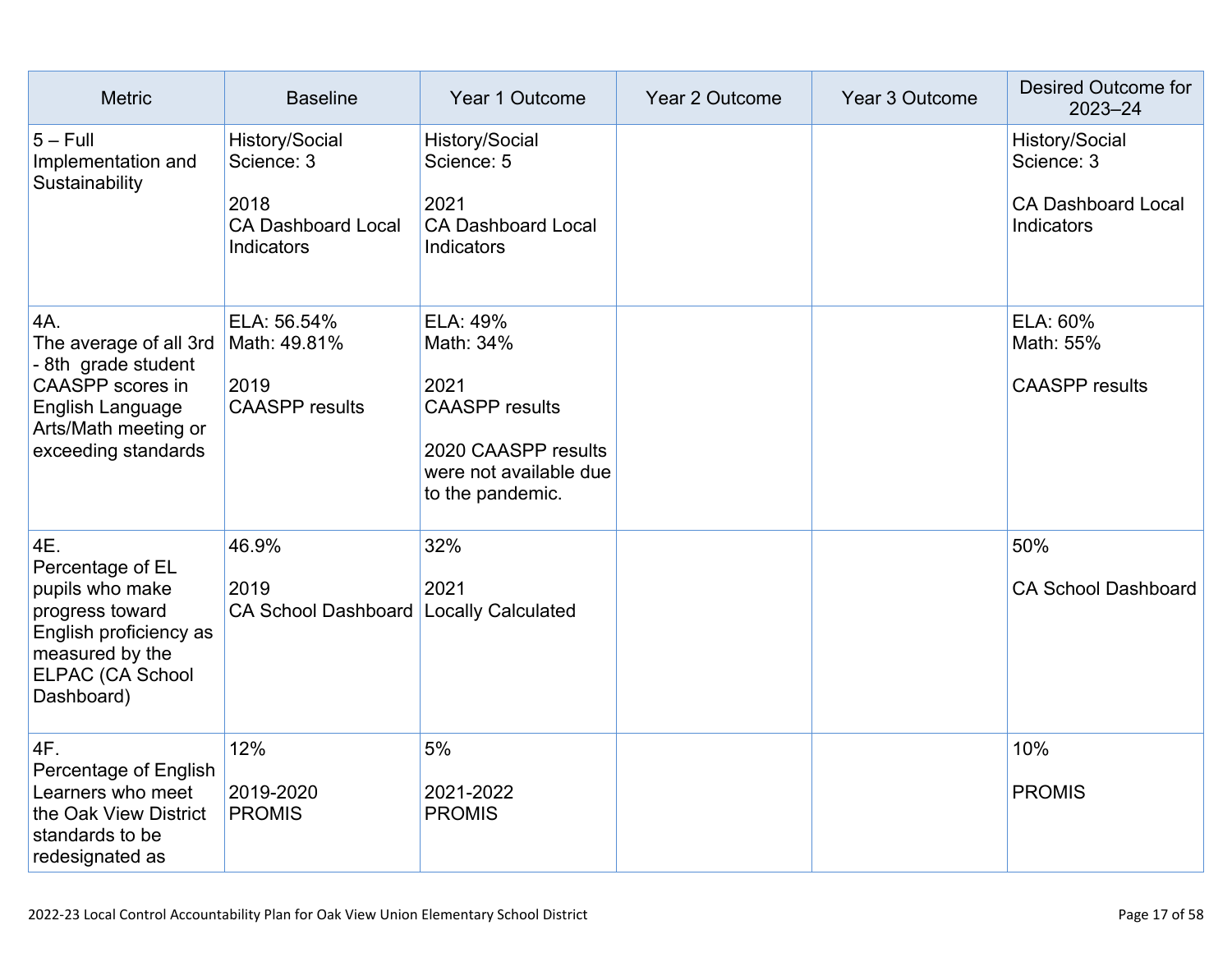| Metric | Baseline | Year 1 Outcome | Year 2 Outcome | Year 3 Outcome | Desired Outcome for 2023–24 |
|---|---|---|---|---|---|
| 5 – Full Implementation and Sustainability | History/Social Science: 3<br><br>2018<br>CA Dashboard Local Indicators | History/Social Science: 5<br><br>2021<br>CA Dashboard Local Indicators | | | History/Social Science: 3<br><br>CA Dashboard Local Indicators |
| 4A.<br>The average of all 3rd - 8th grade student CAASPP scores in English Language Arts/Math meeting or exceeding standards | ELA: 56.54%<br>Math: 49.81%<br><br>2019<br>CAASPP results | ELA: 49%<br>Math: 34%<br><br>2021<br>CAASPP results<br><br>2020 CAASPP results were not available due to the pandemic. | | | ELA: 60%<br>Math: 55%<br><br>CAASPP results |
| 4E.<br>Percentage of EL pupils who make progress toward English proficiency as measured by the ELPAC (CA School Dashboard) | 46.9%<br><br>2019<br>CA School Dashboard | 32%<br><br>2021<br>Locally Calculated | | | 50%<br><br>CA School Dashboard |
| 4F.<br>Percentage of English Learners who meet the Oak View District standards to be redesignated as | 12%<br><br>2019-2020<br>PROMIS | 5%<br><br>2021-2022<br>PROMIS | | | 10%<br><br>PROMIS |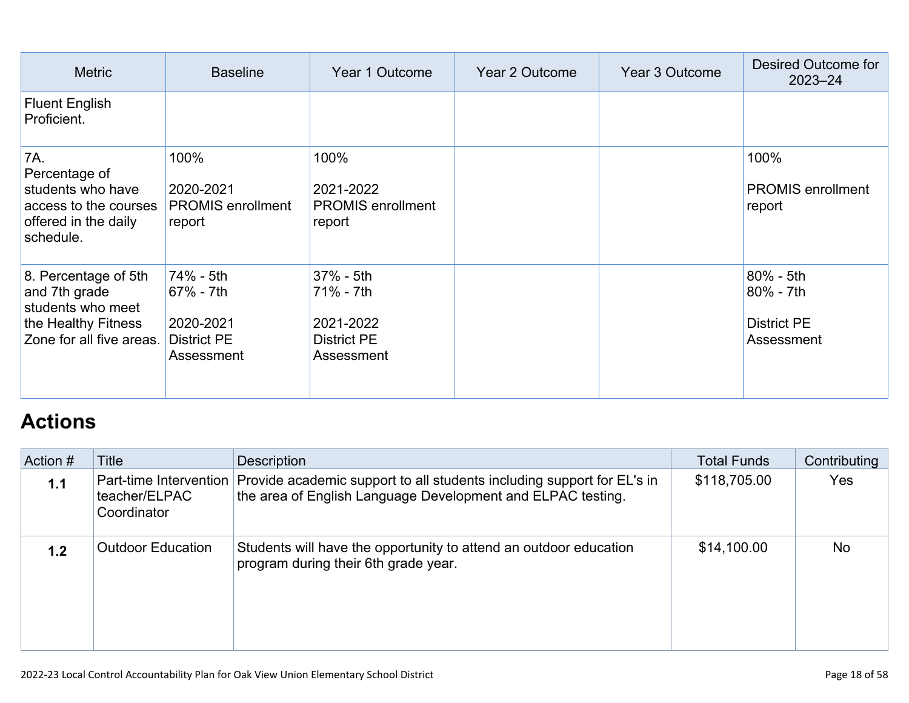| Metric | Baseline | Year 1 Outcome | Year 2 Outcome | Year 3 Outcome | Desired Outcome for 2023–24 |
|---|---|---|---|---|---|
| Fluent English Proficient. | | | | | |
| 7A. Percentage of students who have access to the courses offered in the daily schedule. | 100%<br><br>2020-2021 PROMIS enrollment report | 100%<br><br>2021-2022 PROMIS enrollment report | | | 100%<br><br>PROMIS enrollment report |
| 8. Percentage of 5th and 7th grade students who meet the Healthy Fitness Zone for all five areas. | 74% - 5th<br>67% - 7th<br><br>2020-2021 District PE Assessment | 37% - 5th<br>71% - 7th<br><br>2021-2022 District PE Assessment | | | 80% - 5th<br>80% - 7th<br><br>District PE Assessment |

## Actions

| Action # | Title | Description | Total Funds | Contributing |
|---|---|---|---|---|
| **1.1** | Part-time Intervention teacher/ELPAC Coordinator | Provide academic support to all students including support for EL's in the area of English Language Development and ELPAC testing. | $118,705.00 | Yes |
| **1.2** | Outdoor Education | Students will have the opportunity to attend an outdoor education program during their 6th grade year. | $14,100.00 | No |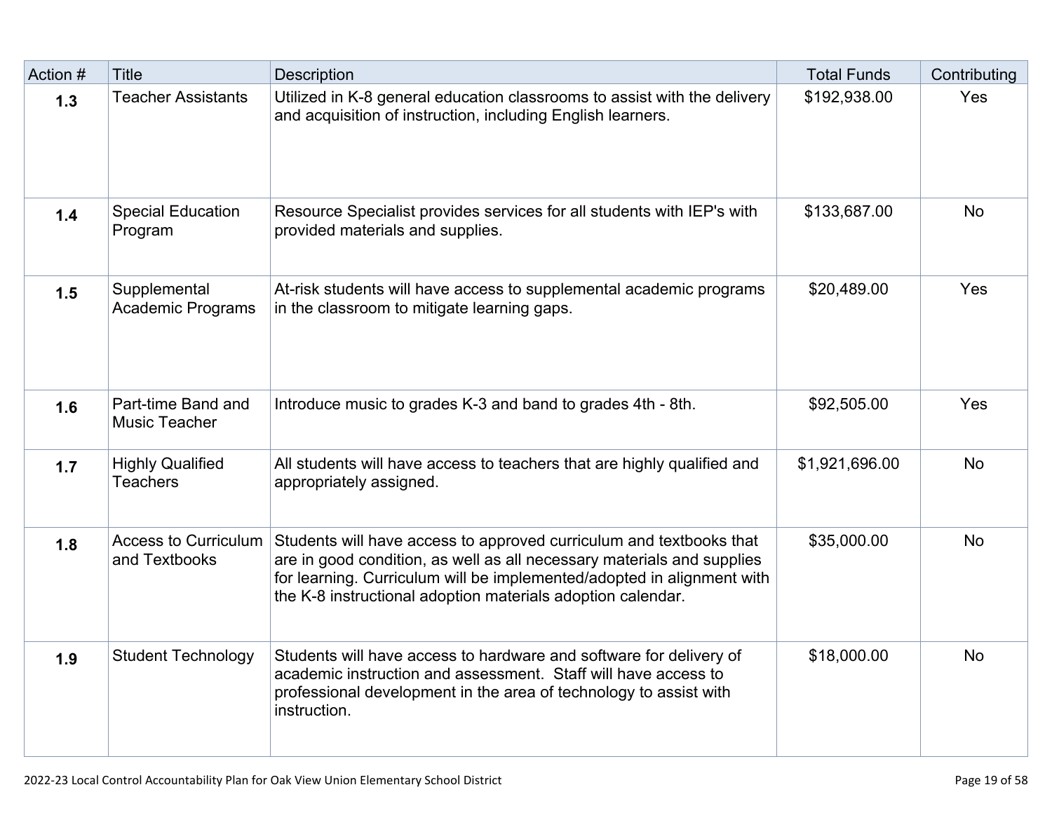| Action # | Title | Description | Total Funds | Contributing |
|---|---|---|---|---|
| **1.3** | Teacher Assistants | Utilized in K-8 general education classrooms to assist with the delivery and acquisition of instruction, including English learners. | $192,938.00 | Yes |
| **1.4** | Special Education Program | Resource Specialist provides services for all students with IEP's with provided materials and supplies. | $133,687.00 | No |
| **1.5** | Supplemental Academic Programs | At-risk students will have access to supplemental academic programs in the classroom to mitigate learning gaps. | $20,489.00 | Yes |
| **1.6** | Part-time Band and Music Teacher | Introduce music to grades K-3 and band to grades 4th - 8th. | $92,505.00 | Yes |
| **1.7** | Highly Qualified Teachers | All students will have access to teachers that are highly qualified and appropriately assigned. | $1,921,696.00 | No |
| **1.8** | Access to Curriculum and Textbooks | Students will have access to approved curriculum and textbooks that are in good condition, as well as all necessary materials and supplies for learning. Curriculum will be implemented/adopted in alignment with the K-8 instructional adoption materials adoption calendar. | $35,000.00 | No |
| **1.9** | Student Technology | Students will have access to hardware and software for delivery of academic instruction and assessment. Staff will have access to professional development in the area of technology to assist with instruction. | $18,000.00 | No |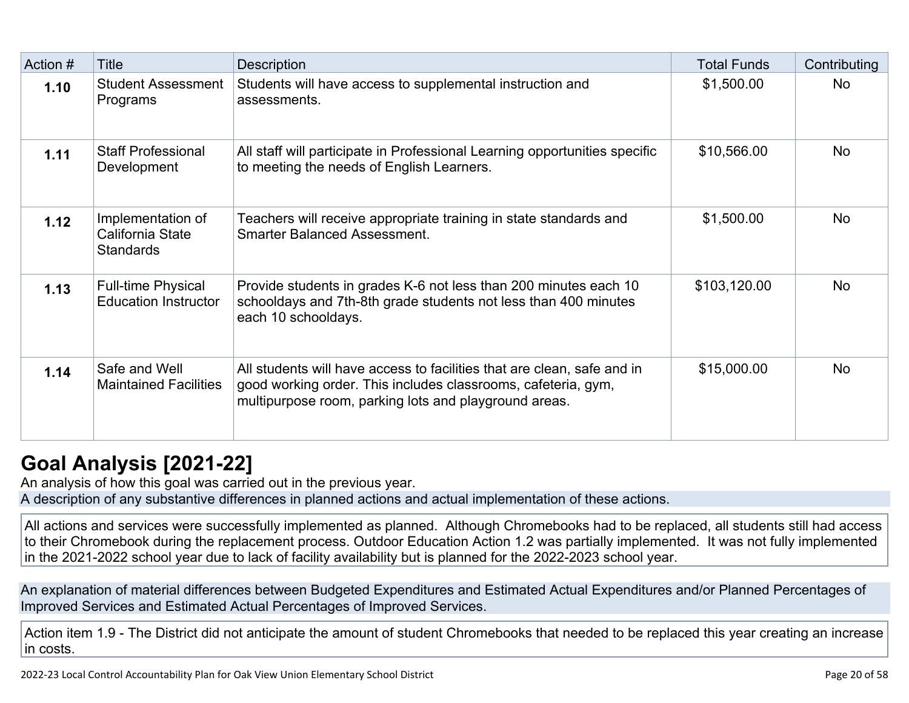| Action # | Title | Description | Total Funds | Contributing |
|---|---|---|---|---|
| **1.10** | Student Assessment Programs | Students will have access to supplemental instruction and assessments. | $1,500.00 | No |
| **1.11** | Staff Professional Development | All staff will participate in Professional Learning opportunities specific to meeting the needs of English Learners. | $10,566.00 | No |
| **1.12** | Implementation of California State Standards | Teachers will receive appropriate training in state standards and Smarter Balanced Assessment. | $1,500.00 | No |
| **1.13** | Full-time Physical Education Instructor | Provide students in grades K-6 not less than 200 minutes each 10 schooldays and 7th-8th grade students not less than 400 minutes each 10 schooldays. | $103,120.00 | No |
| **1.14** | Safe and Well Maintained Facilities | All students will have access to facilities that are clean, safe and in good working order. This includes classrooms, cafeteria, gym, multipurpose room, parking lots and playground areas. | $15,000.00 | No |

## Goal Analysis [2021-22]

An analysis of how this goal was carried out in the previous year.

A description of any substantive differences in planned actions and actual implementation of these actions.

All actions and services were successfully implemented as planned. Although Chromebooks had to be replaced, all students still had access to their Chromebook during the replacement process. Outdoor Education Action 1.2 was partially implemented. It was not fully implemented in the 2021-2022 school year due to lack of facility availability but is planned for the 2022-2023 school year.

An explanation of material differences between Budgeted Expenditures and Estimated Actual Expenditures and/or Planned Percentages of Improved Services and Estimated Actual Percentages of Improved Services.

Action item 1.9 - The District did not anticipate the amount of student Chromebooks that needed to be replaced this year creating an increase in costs.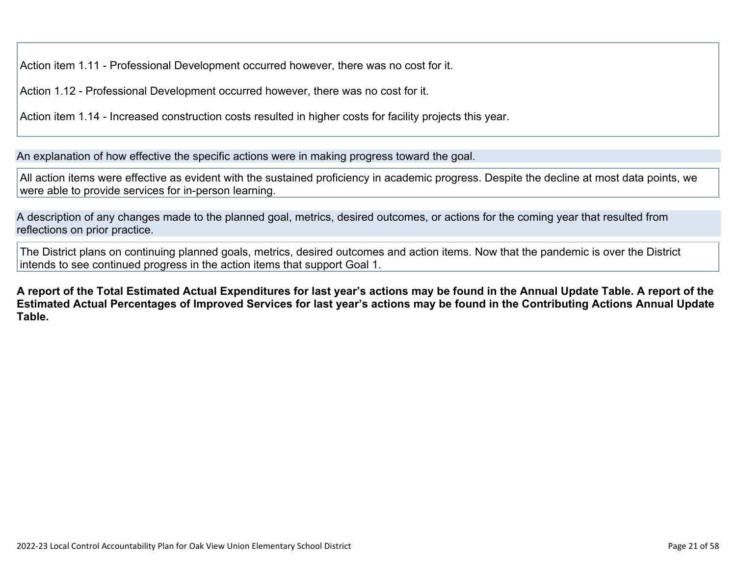Action item 1.11 - Professional Development occurred however, there was no cost for it.

Action 1.12 - Professional Development occurred however, there was no cost for it.

Action item 1.14 - Increased construction costs resulted in higher costs for facility projects this year.

An explanation of how effective the specific actions were in making progress toward the goal.

All action items were effective as evident with the sustained proficiency in academic progress. Despite the decline at most data points, we were able to provide services for in-person learning.

A description of any changes made to the planned goal, metrics, desired outcomes, or actions for the coming year that resulted from reflections on prior practice.

The District plans on continuing planned goals, metrics, desired outcomes and action items. Now that the pandemic is over the District intends to see continued progress in the action items that support Goal 1.

**A report of the Total Estimated Actual Expenditures for last year's actions may be found in the Annual Update Table. A report of the Estimated Actual Percentages of Improved Services for last year's actions may be found in the Contributing Actions Annual Update Table.**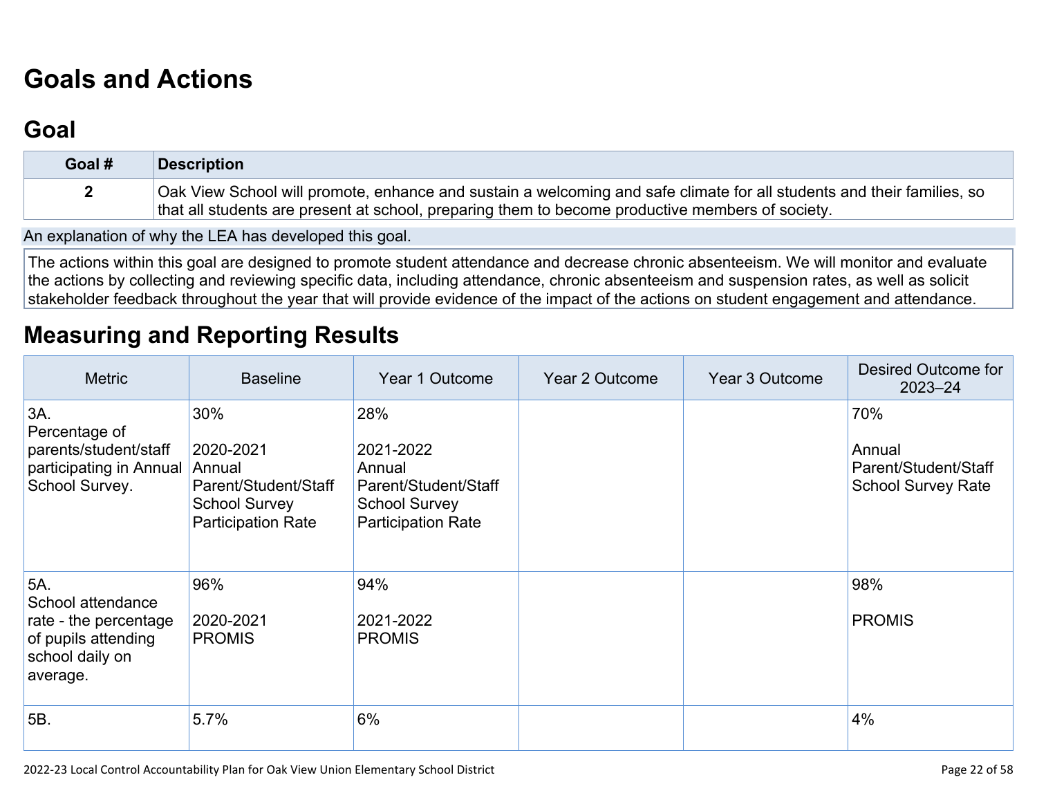# Goals and Actions

## Goal

| Goal # | Description |
|---|---|
| 2 | Oak View School will promote, enhance and sustain a welcoming and safe climate for all students and their families, so that all students are present at school, preparing them to become productive members of society. |

An explanation of why the LEA has developed this goal.

The actions within this goal are designed to promote student attendance and decrease chronic absenteeism. We will monitor and evaluate the actions by collecting and reviewing specific data, including attendance, chronic absenteeism and suspension rates, as well as solicit stakeholder feedback throughout the year that will provide evidence of the impact of the actions on student engagement and attendance.

## Measuring and Reporting Results

| Metric | Baseline | Year 1 Outcome | Year 2 Outcome | Year 3 Outcome | Desired Outcome for 2023–24 |
|---|---|---|---|---|---|
| 3A. Percentage of parents/student/staff participating in Annual School Survey. | 30%<br><br>2020-2021 Annual Parent/Student/Staff School Survey Participation Rate | 28%<br><br>2021-2022 Annual Parent/Student/Staff School Survey Participation Rate | | | 70%<br><br>Annual Parent/Student/Staff School Survey Rate |
| 5A. School attendance rate - the percentage of pupils attending school daily on average. | 96%<br><br>2020-2021 PROMIS | 94%<br><br>2021-2022 PROMIS | | | 98%<br><br>PROMIS |
| 5B. | 5.7% | 6% | | | 4% |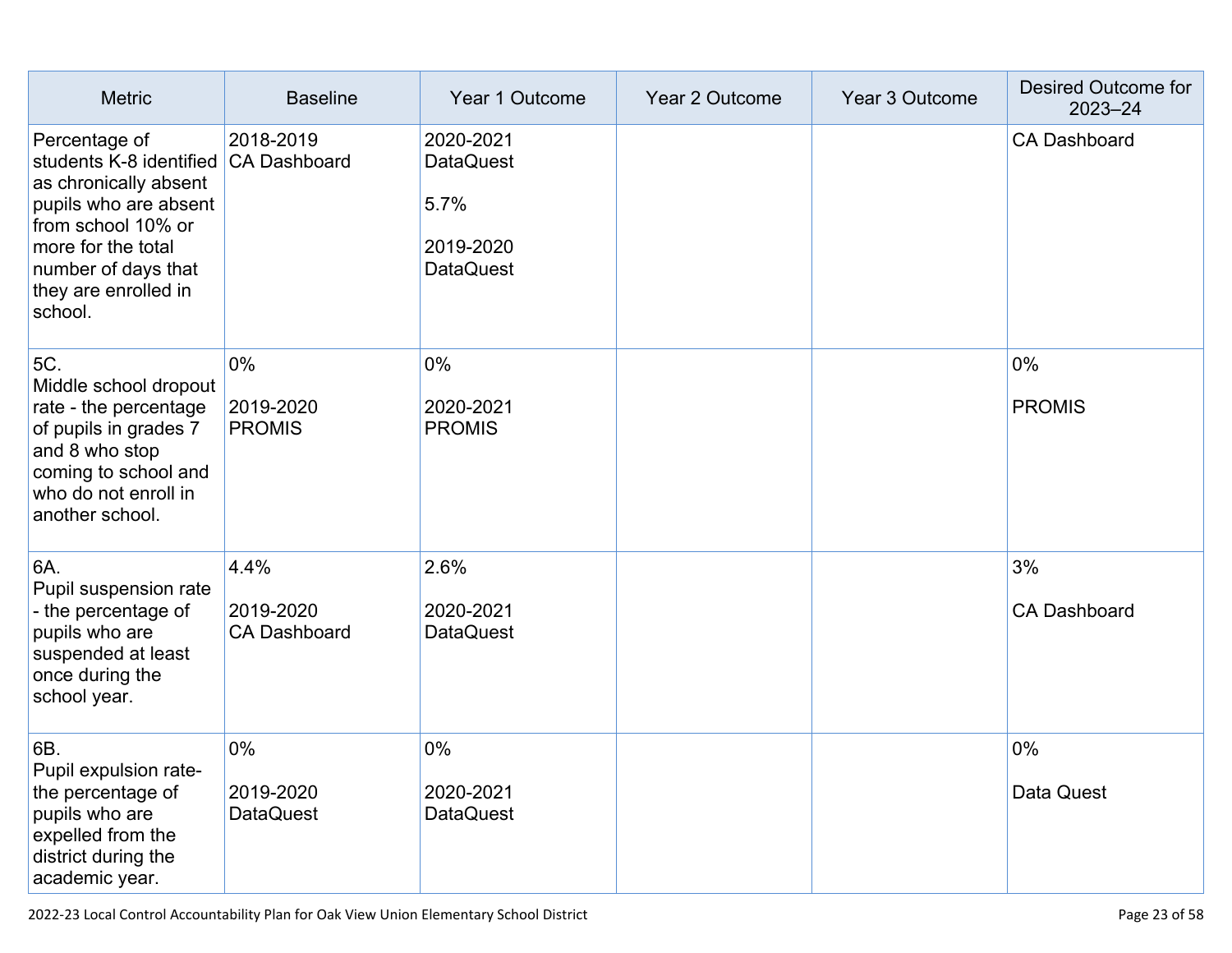| Metric | Baseline | Year 1 Outcome | Year 2 Outcome | Year 3 Outcome | Desired Outcome for 2023–24 |
|---|---|---|---|---|---|
| Percentage of students K-8 identified as chronically absent pupils who are absent from school 10% or more for the total number of days that they are enrolled in school. | 2018-2019 CA Dashboard | 2020-2021 DataQuest<br><br>5.7%<br><br>2019-2020 DataQuest | | | CA Dashboard |
| 5C.<br>Middle school dropout rate - the percentage of pupils in grades 7 and 8 who stop coming to school and who do not enroll in another school. | 0%<br><br>2019-2020 PROMIS | 0%<br><br>2020-2021 PROMIS | | | 0%<br><br>PROMIS |
| 6A.<br>Pupil suspension rate - the percentage of pupils who are suspended at least once during the school year. | 4.4%<br><br>2019-2020 CA Dashboard | 2.6%<br><br>2020-2021 DataQuest | | | 3%<br><br>CA Dashboard |
| 6B.<br>Pupil expulsion rate- the percentage of pupils who are expelled from the district during the academic year. | 0%<br><br>2019-2020 DataQuest | 0%<br><br>2020-2021 DataQuest | | | 0%<br><br>Data Quest |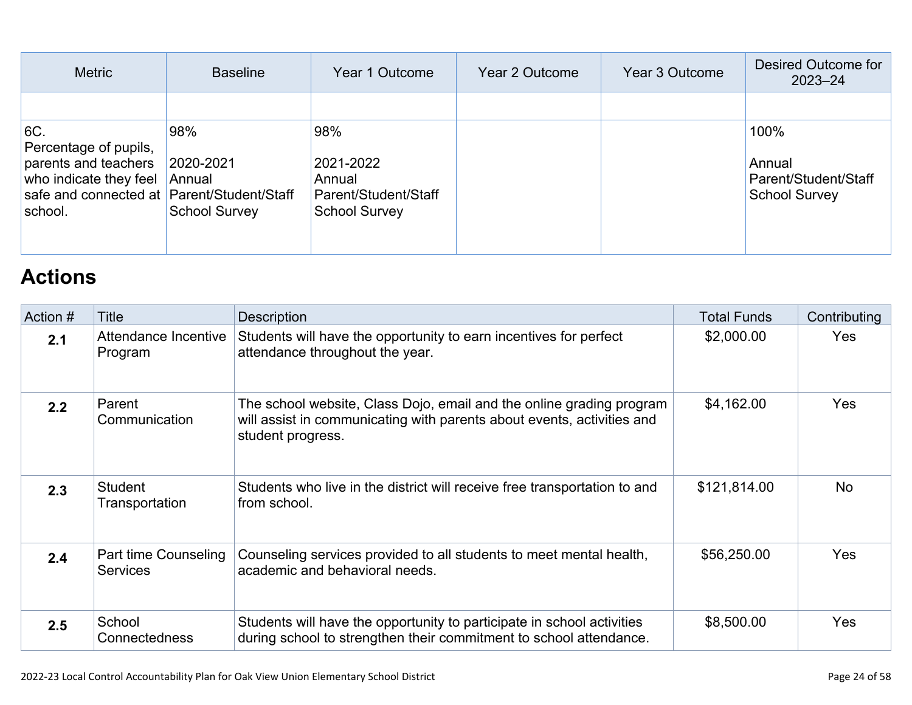| Metric | Baseline | Year 1 Outcome | Year 2 Outcome | Year 3 Outcome | Desired Outcome for 2023–24 |
|---|---|---|---|---|---|
| | | | | | |
| 6C.<br>Percentage of pupils, parents and teachers who indicate they feel safe and connected at school. | 98%<br><br>2020-2021 Annual Parent/Student/Staff School Survey | 98%<br><br>2021-2022 Annual Parent/Student/Staff School Survey | | | 100%<br><br>Annual Parent/Student/Staff School Survey |

## Actions

| Action # | Title | Description | Total Funds | Contributing |
|---|---|---|---|---|
| **2.1** | Attendance Incentive Program | Students will have the opportunity to earn incentives for perfect attendance throughout the year. | $2,000.00 | Yes |
| **2.2** | Parent Communication | The school website, Class Dojo, email and the online grading program will assist in communicating with parents about events, activities and student progress. | $4,162.00 | Yes |
| **2.3** | Student Transportation | Students who live in the district will receive free transportation to and from school. | $121,814.00 | No |
| **2.4** | Part time Counseling Services | Counseling services provided to all students to meet mental health, academic and behavioral needs. | $56,250.00 | Yes |
| **2.5** | School Connectedness | Students will have the opportunity to participate in school activities during school to strengthen their commitment to school attendance. | $8,500.00 | Yes |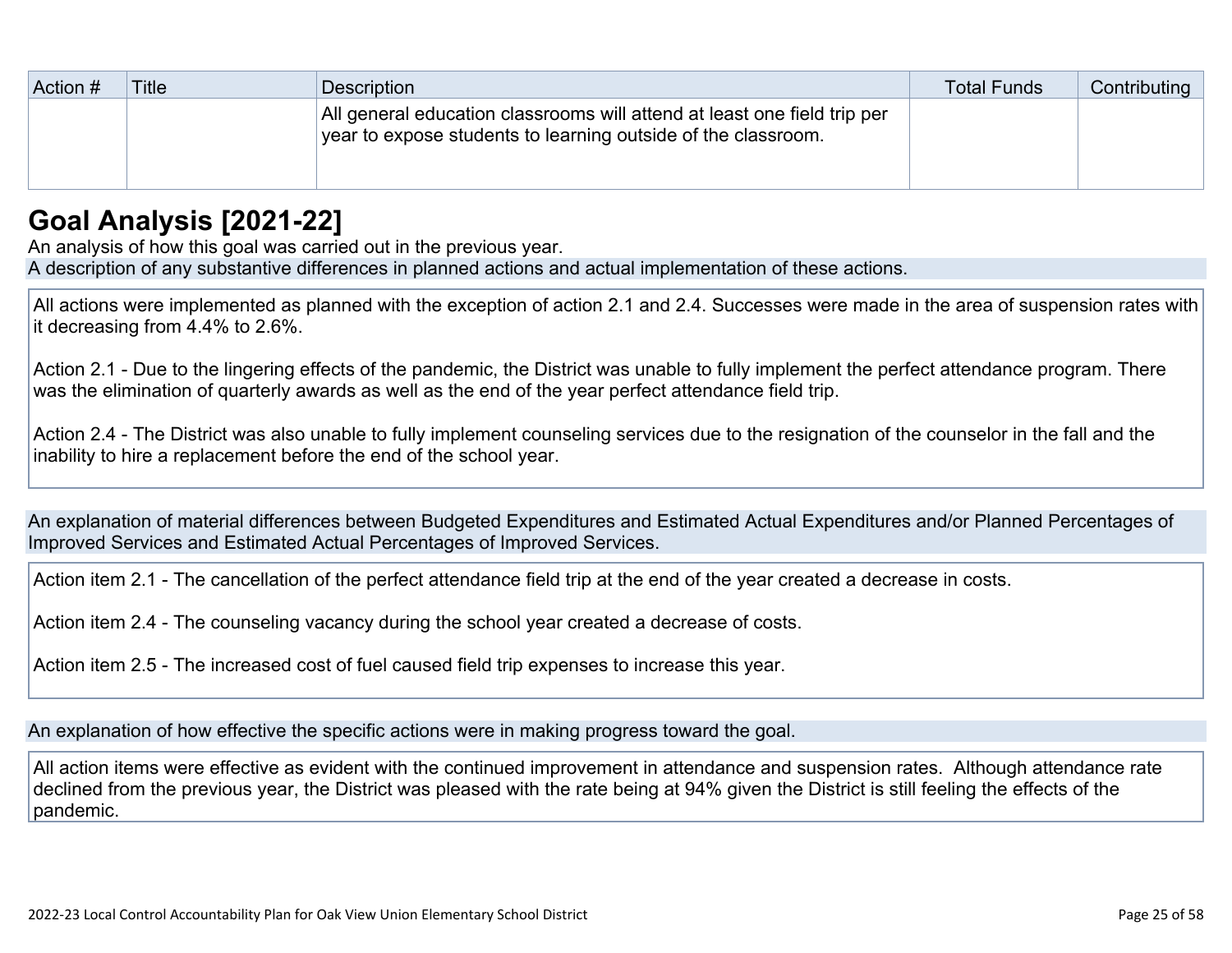| Action # | Title | Description | Total Funds | Contributing |
|---|---|---|---|---|
| | | All general education classrooms will attend at least one field trip per year to expose students to learning outside of the classroom. | | |

# Goal Analysis [2021-22]

An analysis of how this goal was carried out in the previous year.

A description of any substantive differences in planned actions and actual implementation of these actions.

All actions were implemented as planned with the exception of action 2.1 and 2.4. Successes were made in the area of suspension rates with it decreasing from 4.4% to 2.6%.

Action 2.1 - Due to the lingering effects of the pandemic, the District was unable to fully implement the perfect attendance program. There was the elimination of quarterly awards as well as the end of the year perfect attendance field trip.

Action 2.4 - The District was also unable to fully implement counseling services due to the resignation of the counselor in the fall and the inability to hire a replacement before the end of the school year.

An explanation of material differences between Budgeted Expenditures and Estimated Actual Expenditures and/or Planned Percentages of Improved Services and Estimated Actual Percentages of Improved Services.

Action item 2.1 - The cancellation of the perfect attendance field trip at the end of the year created a decrease in costs.

Action item 2.4 - The counseling vacancy during the school year created a decrease of costs.

Action item 2.5 - The increased cost of fuel caused field trip expenses to increase this year.

An explanation of how effective the specific actions were in making progress toward the goal.

All action items were effective as evident with the continued improvement in attendance and suspension rates. Although attendance rate declined from the previous year, the District was pleased with the rate being at 94% given the District is still feeling the effects of the pandemic.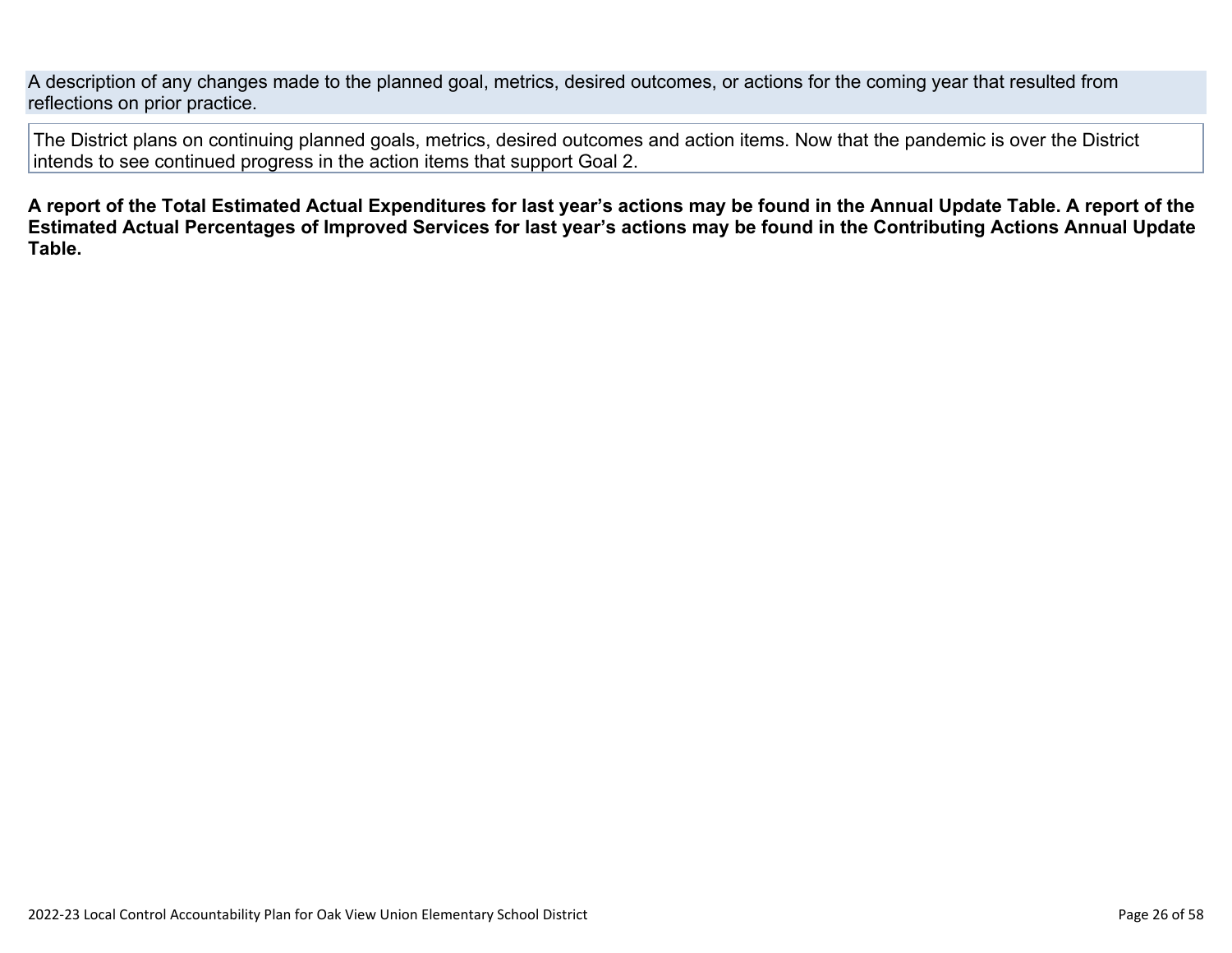A description of any changes made to the planned goal, metrics, desired outcomes, or actions for the coming year that resulted from reflections on prior practice.

The District plans on continuing planned goals, metrics, desired outcomes and action items. Now that the pandemic is over the District intends to see continued progress in the action items that support Goal 2.

**A report of the Total Estimated Actual Expenditures for last year's actions may be found in the Annual Update Table. A report of the Estimated Actual Percentages of Improved Services for last year's actions may be found in the Contributing Actions Annual Update Table.**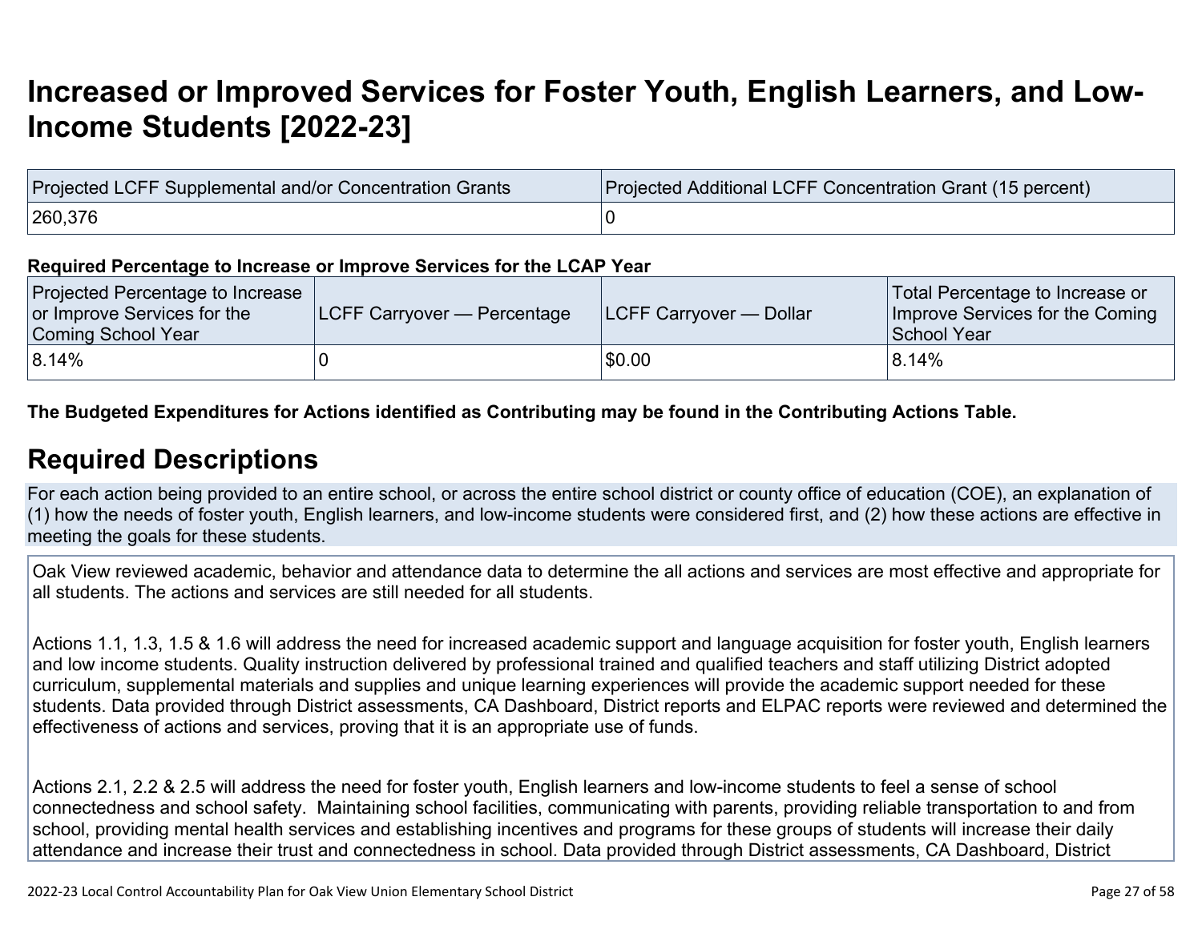# Increased or Improved Services for Foster Youth, English Learners, and Low-Income Students [2022-23]

| Projected LCFF Supplemental and/or Concentration Grants | Projected Additional LCFF Concentration Grant (15 percent) |
|---|---|
| 260,376 | 0 |

**Required Percentage to Increase or Improve Services for the LCAP Year**

| Projected Percentage to Increase or Improve Services for the Coming School Year | LCFF Carryover — Percentage | LCFF Carryover — Dollar | Total Percentage to Increase or Improve Services for the Coming School Year |
|---|---|---|---|
| 8.14% | 0 | $0.00 | 8.14% |

**The Budgeted Expenditures for Actions identified as Contributing may be found in the Contributing Actions Table.**

## Required Descriptions

For each action being provided to an entire school, or across the entire school district or county office of education (COE), an explanation of (1) how the needs of foster youth, English learners, and low-income students were considered first, and (2) how these actions are effective in meeting the goals for these students.

Oak View reviewed academic, behavior and attendance data to determine the all actions and services are most effective and appropriate for all students. The actions and services are still needed for all students.

Actions 1.1, 1.3, 1.5 & 1.6 will address the need for increased academic support and language acquisition for foster youth, English learners and low income students. Quality instruction delivered by professional trained and qualified teachers and staff utilizing District adopted curriculum, supplemental materials and supplies and unique learning experiences will provide the academic support needed for these students. Data provided through District assessments, CA Dashboard, District reports and ELPAC reports were reviewed and determined the effectiveness of actions and services, proving that it is an appropriate use of funds.

Actions 2.1, 2.2 & 2.5 will address the need for foster youth, English learners and low-income students to feel a sense of school connectedness and school safety. Maintaining school facilities, communicating with parents, providing reliable transportation to and from school, providing mental health services and establishing incentives and programs for these groups of students will increase their daily attendance and increase their trust and connectedness in school. Data provided through District assessments, CA Dashboard, District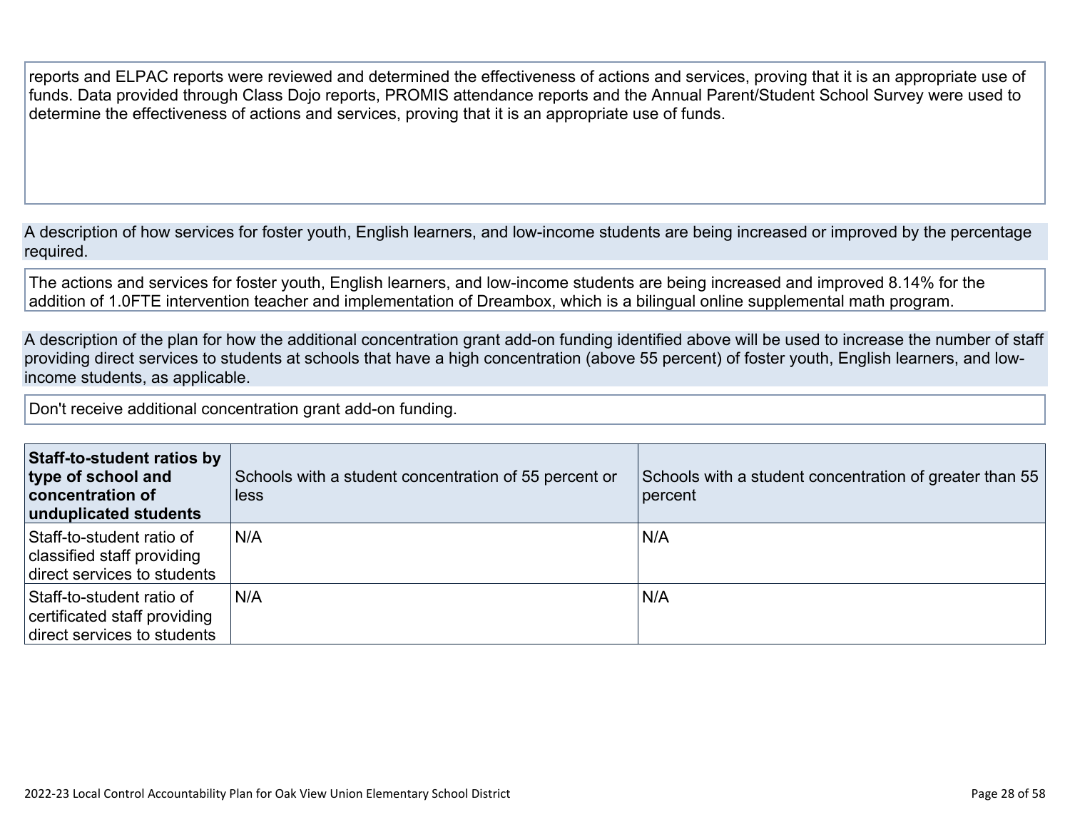reports and ELPAC reports were reviewed and determined the effectiveness of actions and services, proving that it is an appropriate use of funds. Data provided through Class Dojo reports, PROMIS attendance reports and the Annual Parent/Student School Survey were used to determine the effectiveness of actions and services, proving that it is an appropriate use of funds.

A description of how services for foster youth, English learners, and low-income students are being increased or improved by the percentage required.

The actions and services for foster youth, English learners, and low-income students are being increased and improved 8.14% for the addition of 1.0FTE intervention teacher and implementation of Dreambox, which is a bilingual online supplemental math program.

A description of the plan for how the additional concentration grant add-on funding identified above will be used to increase the number of staff providing direct services to students at schools that have a high concentration (above 55 percent) of foster youth, English learners, and low-income students, as applicable.

Don't receive additional concentration grant add-on funding.

| **Staff-to-student ratios by type of school and concentration of unduplicated students** | Schools with a student concentration of 55 percent or less | Schools with a student concentration of greater than 55 percent |
|---|---|---|
| Staff-to-student ratio of classified staff providing direct services to students | N/A | N/A |
| Staff-to-student ratio of certificated staff providing direct services to students | N/A | N/A |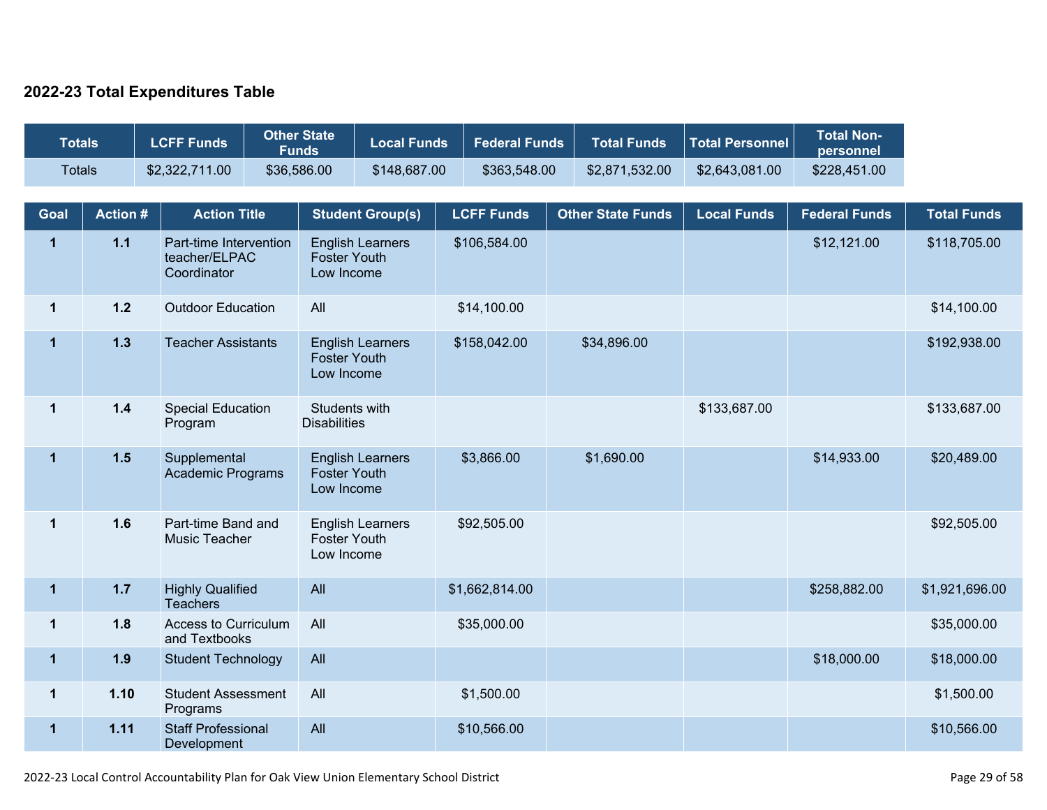## 2022-23 Total Expenditures Table

| Totals | LCFF Funds | Other State Funds | Local Funds | Federal Funds | Total Funds | Total Personnel | Total Non-personnel |
|---|---|---|---|---|---|---|---|
| Totals | $2,322,711.00 | $36,586.00 | $148,687.00 | $363,548.00 | $2,871,532.00 | $2,643,081.00 | $228,451.00 |

| Goal | Action # | Action Title | Student Group(s) | LCFF Funds | Other State Funds | Local Funds | Federal Funds | Total Funds |
|---|---|---|---|---|---|---|---|---|
| 1 | 1.1 | Part-time Intervention teacher/ELPAC Coordinator | English Learners Foster Youth Low Income | $106,584.00 | | | $12,121.00 | $118,705.00 |
| 1 | 1.2 | Outdoor Education | All | $14,100.00 | | | | $14,100.00 |
| 1 | 1.3 | Teacher Assistants | English Learners Foster Youth Low Income | $158,042.00 | $34,896.00 | | | $192,938.00 |
| 1 | 1.4 | Special Education Program | Students with Disabilities | | | $133,687.00 | | $133,687.00 |
| 1 | 1.5 | Supplemental Academic Programs | English Learners Foster Youth Low Income | $3,866.00 | $1,690.00 | | $14,933.00 | $20,489.00 |
| 1 | 1.6 | Part-time Band and Music Teacher | English Learners Foster Youth Low Income | $92,505.00 | | | | $92,505.00 |
| 1 | 1.7 | Highly Qualified Teachers | All | $1,662,814.00 | | | $258,882.00 | $1,921,696.00 |
| 1 | 1.8 | Access to Curriculum and Textbooks | All | $35,000.00 | | | | $35,000.00 |
| 1 | 1.9 | Student Technology | All | | | | $18,000.00 | $18,000.00 |
| 1 | 1.10 | Student Assessment Programs | All | $1,500.00 | | | | $1,500.00 |
| 1 | 1.11 | Staff Professional Development | All | $10,566.00 | | | | $10,566.00 |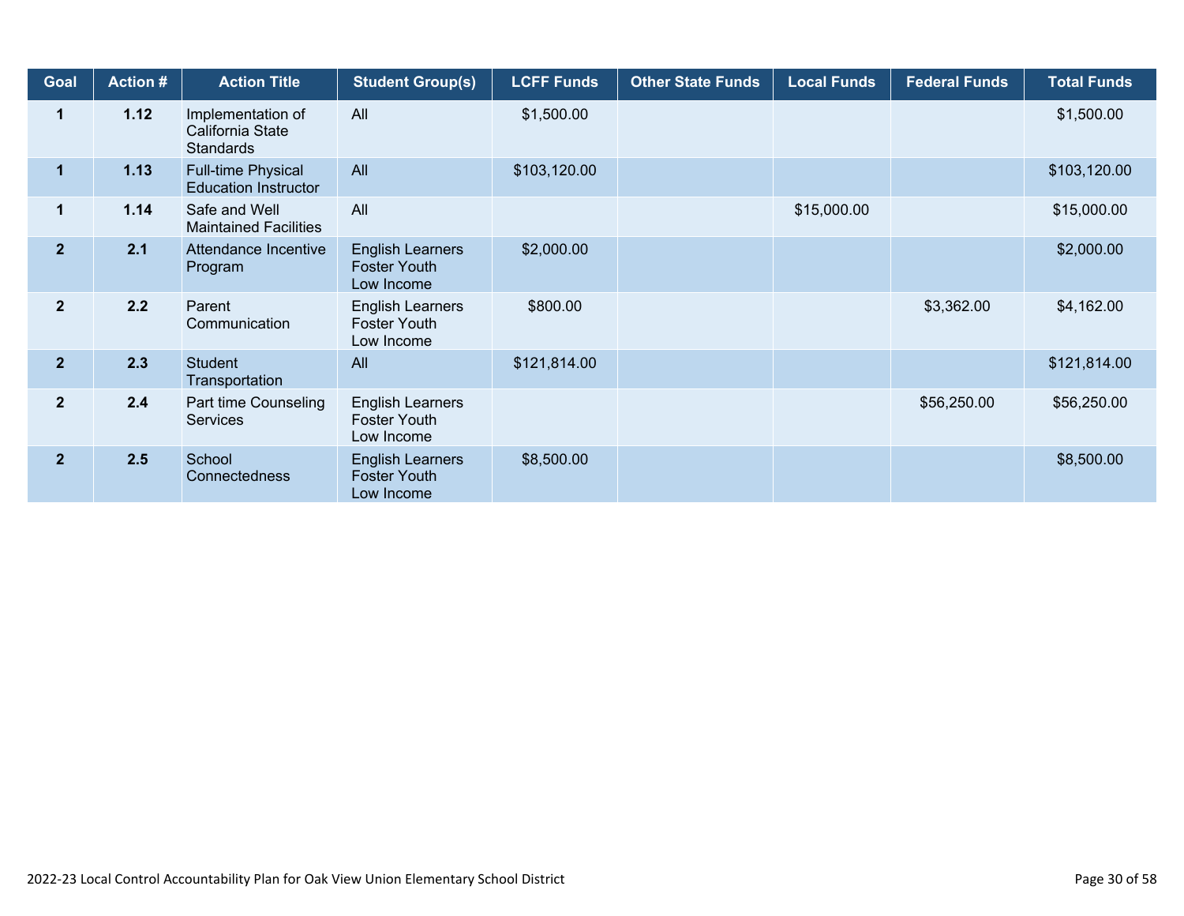| Goal | Action # | Action Title | Student Group(s) | LCFF Funds | Other State Funds | Local Funds | Federal Funds | Total Funds |
|---|---|---|---|---|---|---|---|---|
| 1 | 1.12 | Implementation of California State Standards | All | $1,500.00 | | | | $1,500.00 |
| 1 | 1.13 | Full-time Physical Education Instructor | All | $103,120.00 | | | | $103,120.00 |
| 1 | 1.14 | Safe and Well Maintained Facilities | All | | | $15,000.00 | | $15,000.00 |
| 2 | 2.1 | Attendance Incentive Program | English Learners<br>Foster Youth<br>Low Income | $2,000.00 | | | | $2,000.00 |
| 2 | 2.2 | Parent Communication | English Learners<br>Foster Youth<br>Low Income | $800.00 | | | $3,362.00 | $4,162.00 |
| 2 | 2.3 | Student Transportation | All | $121,814.00 | | | | $121,814.00 |
| 2 | 2.4 | Part time Counseling Services | English Learners<br>Foster Youth<br>Low Income | | | | $56,250.00 | $56,250.00 |
| 2 | 2.5 | School Connectedness | English Learners<br>Foster Youth<br>Low Income | $8,500.00 | | | | $8,500.00 |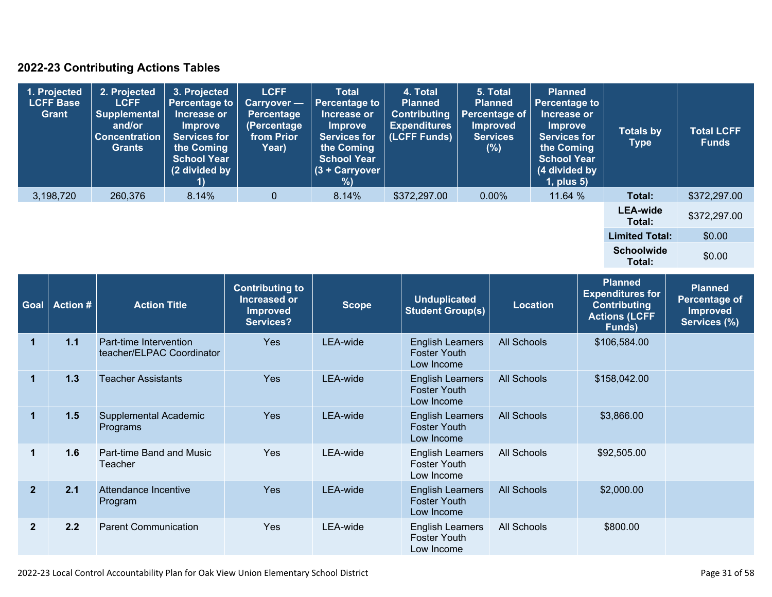## 2022-23 Contributing Actions Tables

| 1. Projected LCFF Base Grant | 2. Projected LCFF Supplemental and/or Concentration Grants | 3. Projected Percentage to Increase or Improve Services for the Coming School Year (2 divided by 1) | LCFF Carryover — Percentage (Percentage from Prior Year) | Total Percentage to Increase or Improve Services for the Coming School Year (3 + Carryover %) | 4. Total Planned Contributing Expenditures (LCFF Funds) | 5. Total Planned Percentage of Improved Services (%) | Planned Percentage to Increase or Improve Services for the Coming School Year (4 divided by 1, plus 5) | Totals by Type | Total LCFF Funds |
|---|---|---|---|---|---|---|---|---|---|
| 3,198,720 | 260,376 | 8.14% | 0 | 8.14% | $372,297.00 | 0.00% | 11.64 % | **Total:** | $372,297.00 |
| | | | | | | | | **LEA-wide Total:** | $372,297.00 |
| | | | | | | | | **Limited Total:** | $0.00 |
| | | | | | | | | **Schoolwide Total:** | $0.00 |

| Goal | Action # | Action Title | Contributing to Increased or Improved Services? | Scope | Unduplicated Student Group(s) | Location | Planned Expenditures for Contributing Actions (LCFF Funds) | Planned Percentage of Improved Services (%) |
|---|---|---|---|---|---|---|---|---|
| 1 | 1.1 | Part-time Intervention teacher/ELPAC Coordinator | Yes | LEA-wide | English Learners Foster Youth Low Income | All Schools | $106,584.00 | |
| 1 | 1.3 | Teacher Assistants | Yes | LEA-wide | English Learners Foster Youth Low Income | All Schools | $158,042.00 | |
| 1 | 1.5 | Supplemental Academic Programs | Yes | LEA-wide | English Learners Foster Youth Low Income | All Schools | $3,866.00 | |
| 1 | 1.6 | Part-time Band and Music Teacher | Yes | LEA-wide | English Learners Foster Youth Low Income | All Schools | $92,505.00 | |
| 2 | 2.1 | Attendance Incentive Program | Yes | LEA-wide | English Learners Foster Youth Low Income | All Schools | $2,000.00 | |
| 2 | 2.2 | Parent Communication | Yes | LEA-wide | English Learners Foster Youth Low Income | All Schools | $800.00 | |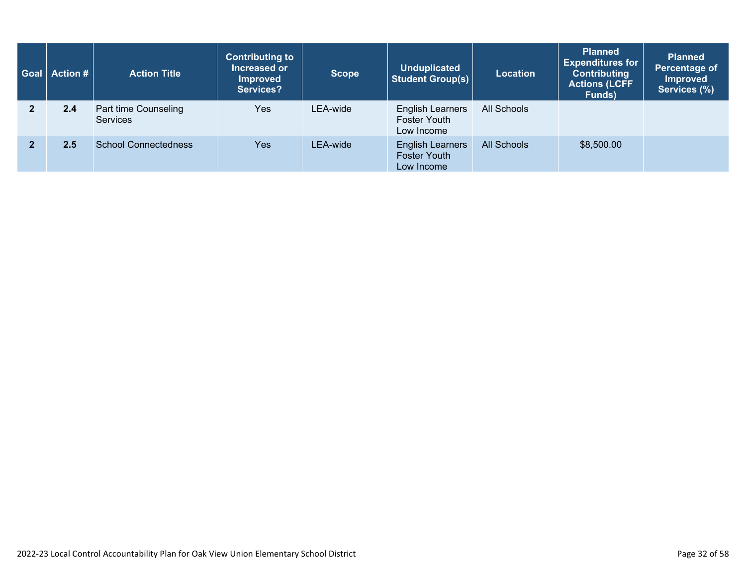| Goal | Action # | Action Title | Contributing to Increased or Improved Services? | Scope | Unduplicated Student Group(s) | Location | Planned Expenditures for Contributing Actions (LCFF Funds) | Planned Percentage of Improved Services (%) |
|---|---|---|---|---|---|---|---|---|
| 2 | 2.4 | Part time Counseling Services | Yes | LEA-wide | English Learners Foster Youth Low Income | All Schools | | |
| 2 | 2.5 | School Connectedness | Yes | LEA-wide | English Learners Foster Youth Low Income | All Schools | $8,500.00 | |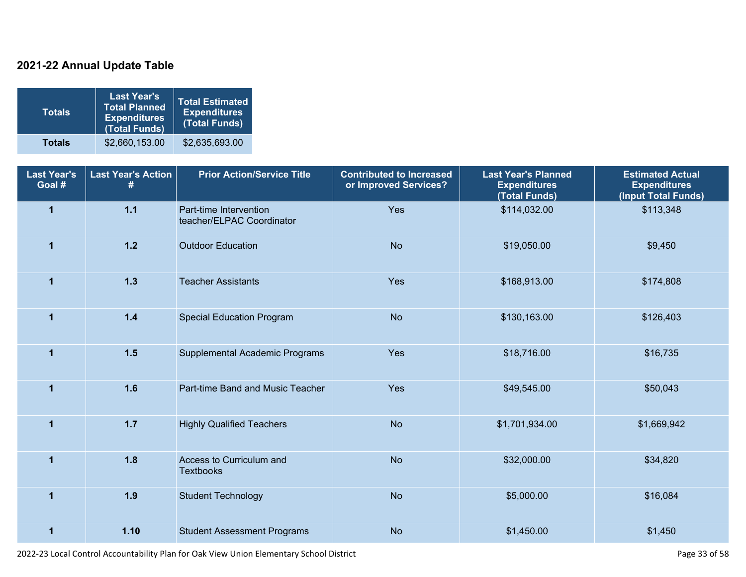## 2021-22 Annual Update Table

| Totals | Last Year's Total Planned Expenditures (Total Funds) | Total Estimated Expenditures (Total Funds) |
|---|---|---|
| **Totals** | $2,660,153.00 | $2,635,693.00 |

| Last Year's Goal # | Last Year's Action # | Prior Action/Service Title | Contributed to Increased or Improved Services? | Last Year's Planned Expenditures (Total Funds) | Estimated Actual Expenditures (Input Total Funds) |
|---|---|---|---|---|---|
| **1** | **1.1** | Part-time Intervention teacher/ELPAC Coordinator | Yes | $114,032.00 | $113,348 |
| **1** | **1.2** | Outdoor Education | No | $19,050.00 | $9,450 |
| **1** | **1.3** | Teacher Assistants | Yes | $168,913.00 | $174,808 |
| **1** | **1.4** | Special Education Program | No | $130,163.00 | $126,403 |
| **1** | **1.5** | Supplemental Academic Programs | Yes | $18,716.00 | $16,735 |
| **1** | **1.6** | Part-time Band and Music Teacher | Yes | $49,545.00 | $50,043 |
| **1** | **1.7** | Highly Qualified Teachers | No | $1,701,934.00 | $1,669,942 |
| **1** | **1.8** | Access to Curriculum and Textbooks | No | $32,000.00 | $34,820 |
| **1** | **1.9** | Student Technology | No | $5,000.00 | $16,084 |
| **1** | **1.10** | Student Assessment Programs | No | $1,450.00 | $1,450 |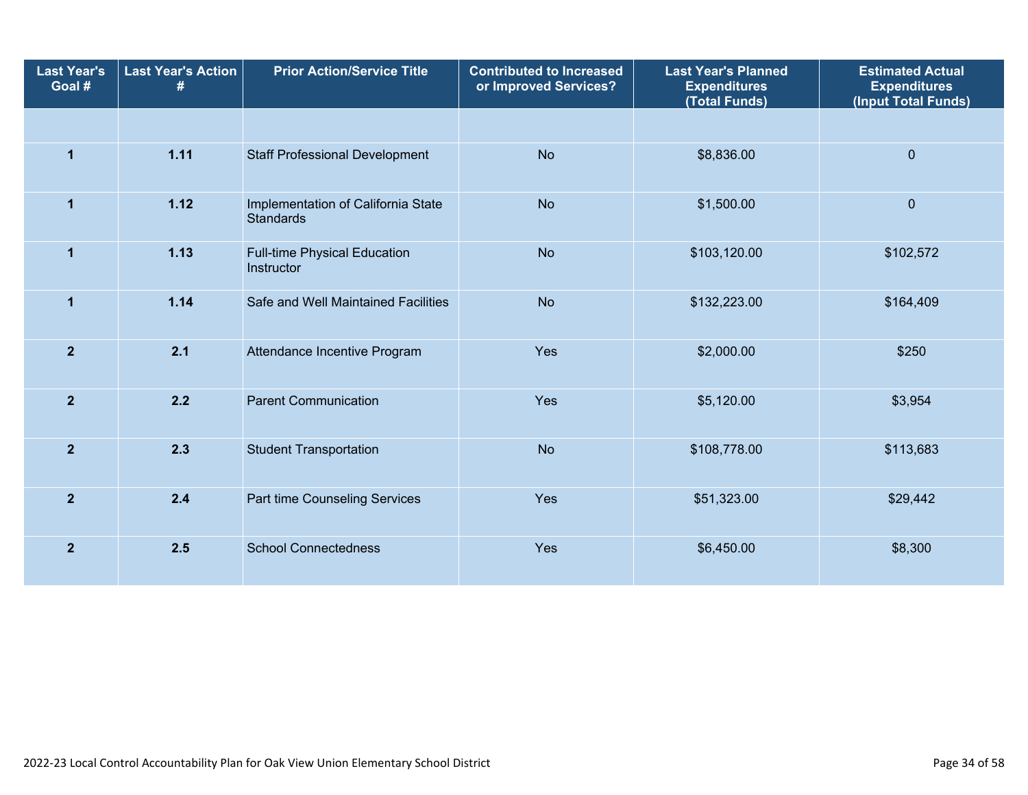| Last Year's Goal # | Last Year's Action # | Prior Action/Service Title | Contributed to Increased or Improved Services? | Last Year's Planned Expenditures (Total Funds) | Estimated Actual Expenditures (Input Total Funds) |
|---|---|---|---|---|---|
| | | | | | |
| 1 | 1.11 | Staff Professional Development | No | $8,836.00 | 0 |
| 1 | 1.12 | Implementation of California State Standards | No | $1,500.00 | 0 |
| 1 | 1.13 | Full-time Physical Education Instructor | No | $103,120.00 | $102,572 |
| 1 | 1.14 | Safe and Well Maintained Facilities | No | $132,223.00 | $164,409 |
| 2 | 2.1 | Attendance Incentive Program | Yes | $2,000.00 | $250 |
| 2 | 2.2 | Parent Communication | Yes | $5,120.00 | $3,954 |
| 2 | 2.3 | Student Transportation | No | $108,778.00 | $113,683 |
| 2 | 2.4 | Part time Counseling Services | Yes | $51,323.00 | $29,442 |
| 2 | 2.5 | School Connectedness | Yes | $6,450.00 | $8,300 |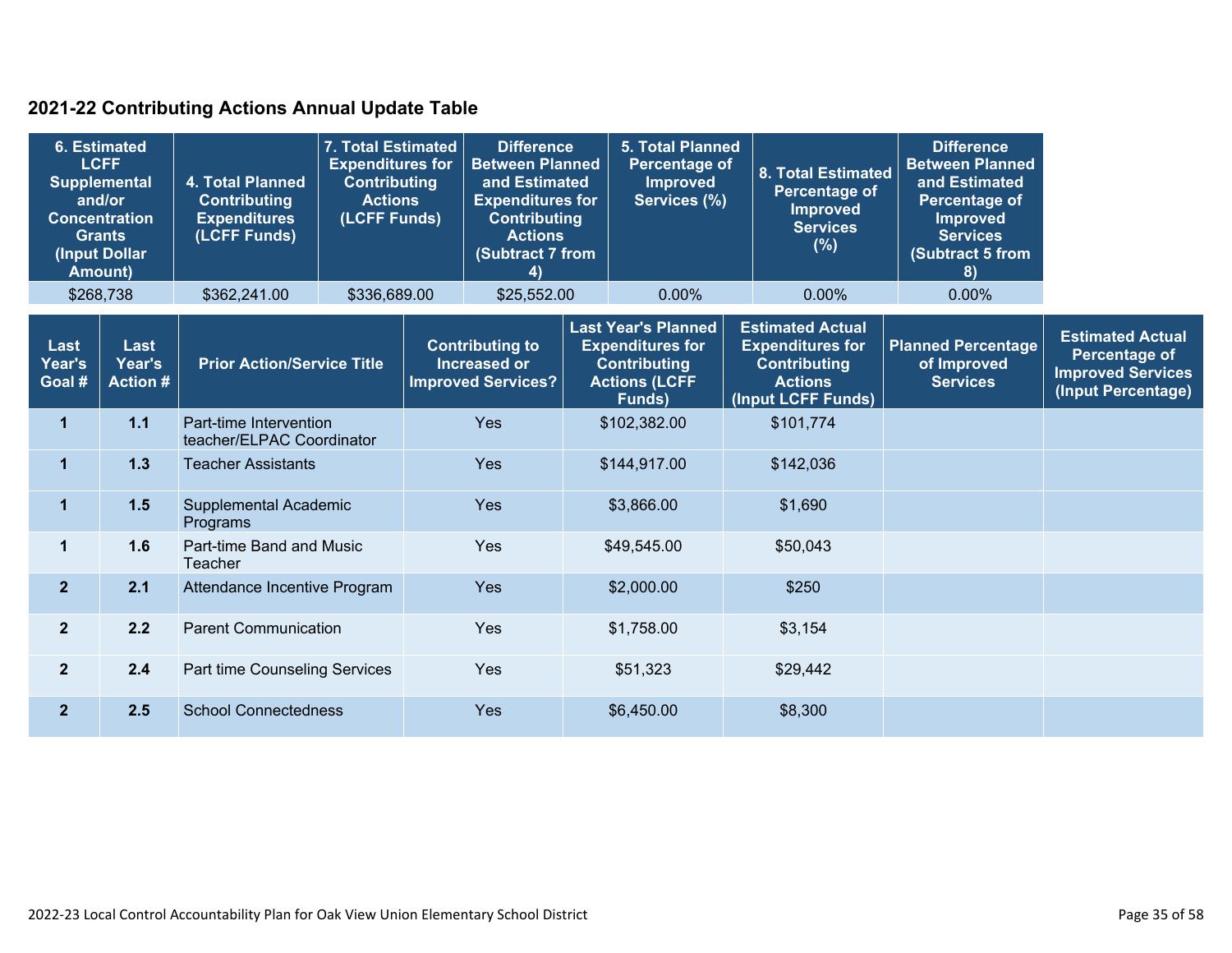## 2021-22 Contributing Actions Annual Update Table

| 6. Estimated LCFF Supplemental and/or Concentration Grants (Input Dollar Amount) | 4. Total Planned Contributing Expenditures (LCFF Funds) | 7. Total Estimated Expenditures for Contributing Actions (LCFF Funds) | Difference Between Planned and Estimated Expenditures for Contributing Actions (Subtract 7 from 4) | 5. Total Planned Percentage of Improved Services (%) | 8. Total Estimated Percentage of Improved Services (%) | Difference Between Planned and Estimated Percentage of Improved Services (Subtract 5 from 8) |
|---|---|---|---|---|---|---|
| $268,738 | $362,241.00 | $336,689.00 | $25,552.00 | 0.00% | 0.00% | 0.00% |

| Last Year's Goal # | Last Year's Action # | Prior Action/Service Title | Contributing to Increased or Improved Services? | Last Year's Planned Expenditures for Contributing Actions (LCFF Funds) | Estimated Actual Expenditures for Contributing Actions (Input LCFF Funds) | Planned Percentage of Improved Services | Estimated Actual Percentage of Improved Services (Input Percentage) |
|---|---|---|---|---|---|---|---|
| 1 | 1.1 | Part-time Intervention teacher/ELPAC Coordinator | Yes | $102,382.00 | $101,774 | | |
| 1 | 1.3 | Teacher Assistants | Yes | $144,917.00 | $142,036 | | |
| 1 | 1.5 | Supplemental Academic Programs | Yes | $3,866.00 | $1,690 | | |
| 1 | 1.6 | Part-time Band and Music Teacher | Yes | $49,545.00 | $50,043 | | |
| 2 | 2.1 | Attendance Incentive Program | Yes | $2,000.00 | $250 | | |
| 2 | 2.2 | Parent Communication | Yes | $1,758.00 | $3,154 | | |
| 2 | 2.4 | Part time Counseling Services | Yes | $51,323 | $29,442 | | |
| 2 | 2.5 | School Connectedness | Yes | $6,450.00 | $8,300 | | |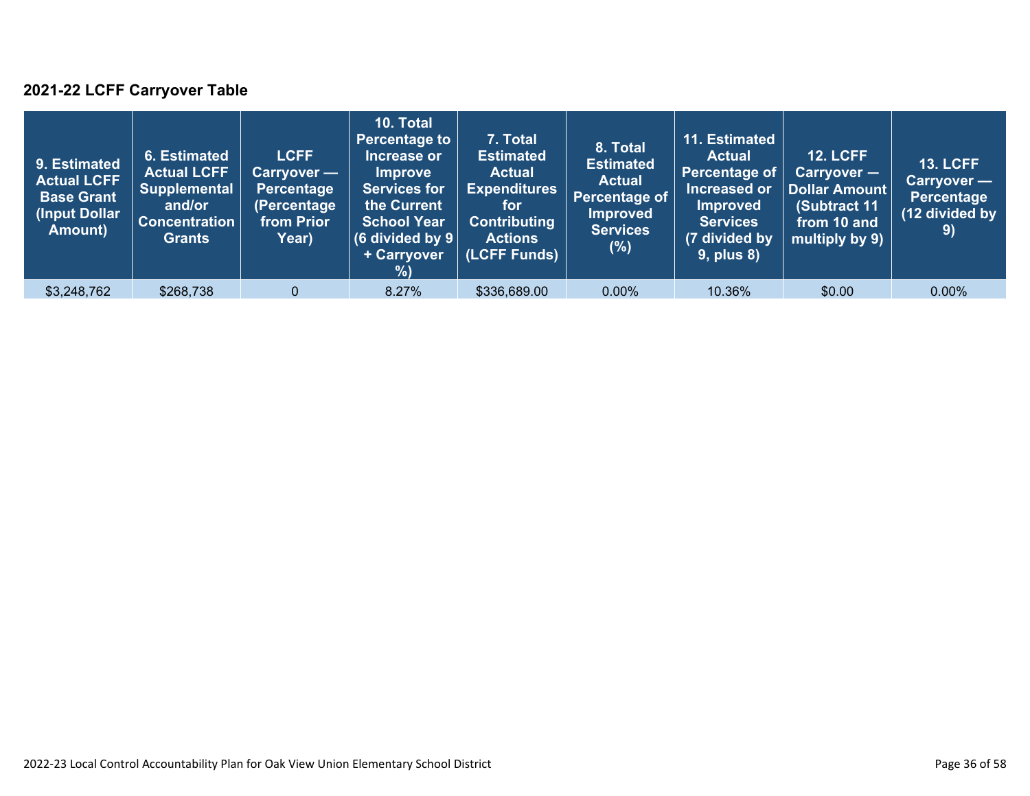### 2021-22 LCFF Carryover Table

| 9. Estimated Actual LCFF Base Grant (Input Dollar Amount) | 6. Estimated Actual LCFF Supplemental and/or Concentration Grants | LCFF Carryover — Percentage (Percentage from Prior Year) | 10. Total Percentage to Increase or Improve Services for the Current School Year (6 divided by 9 + Carryover %) | 7. Total Estimated Actual Expenditures for Contributing Actions (LCFF Funds) | 8. Total Estimated Actual Percentage of Improved Services (%) | 11. Estimated Actual Percentage of Increased or Improved Services (7 divided by 9, plus 8) | 12. LCFF Carryover — Dollar Amount (Subtract 11 from 10 and multiply by 9) | 13. LCFF Carryover — Percentage (12 divided by 9) |
|---|---|---|---|---|---|---|---|---|
| $3,248,762 | $268,738 | 0 | 8.27% | $336,689.00 | 0.00% | 10.36% | $0.00 | 0.00% |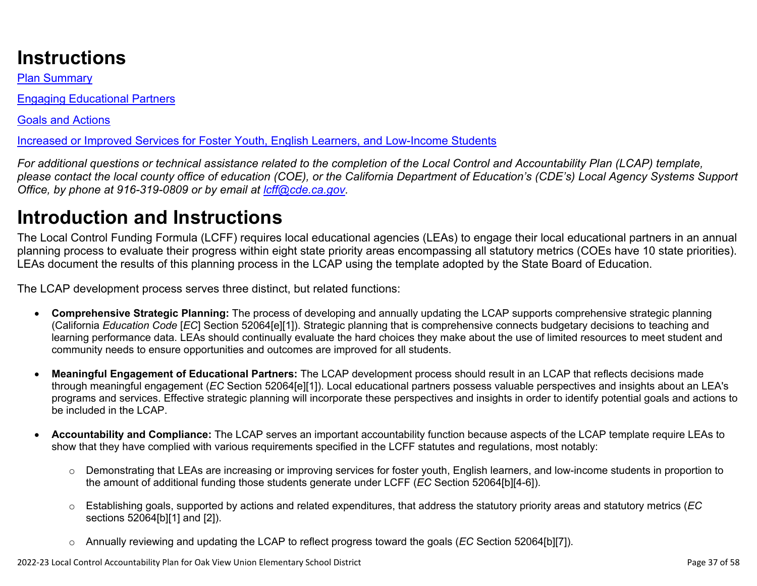# Instructions

[Plan Summary](#)

[Engaging Educational Partners](#)

[Goals and Actions](#)

[Increased or Improved Services for Foster Youth, English Learners, and Low-Income Students](#)

*For additional questions or technical assistance related to the completion of the Local Control and Accountability Plan (LCAP) template, please contact the local county office of education (COE), or the California Department of Education's (CDE's) Local Agency Systems Support Office, by phone at 916-319-0809 or by email at [lcff@cde.ca.gov](mailto:lcff@cde.ca.gov).*

# Introduction and Instructions

The Local Control Funding Formula (LCFF) requires local educational agencies (LEAs) to engage their local educational partners in an annual planning process to evaluate their progress within eight state priority areas encompassing all statutory metrics (COEs have 10 state priorities). LEAs document the results of this planning process in the LCAP using the template adopted by the State Board of Education.

The LCAP development process serves three distinct, but related functions:

- **Comprehensive Strategic Planning:** The process of developing and annually updating the LCAP supports comprehensive strategic planning (California *Education Code* [*EC*] Section 52064[e][1]). Strategic planning that is comprehensive connects budgetary decisions to teaching and learning performance data. LEAs should continually evaluate the hard choices they make about the use of limited resources to meet student and community needs to ensure opportunities and outcomes are improved for all students.

- **Meaningful Engagement of Educational Partners:** The LCAP development process should result in an LCAP that reflects decisions made through meaningful engagement (*EC* Section 52064[e][1]). Local educational partners possess valuable perspectives and insights about an LEA's programs and services. Effective strategic planning will incorporate these perspectives and insights in order to identify potential goals and actions to be included in the LCAP.

- **Accountability and Compliance:** The LCAP serves an important accountability function because aspects of the LCAP template require LEAs to show that they have complied with various requirements specified in the LCFF statutes and regulations, most notably:

  - Demonstrating that LEAs are increasing or improving services for foster youth, English learners, and low-income students in proportion to the amount of additional funding those students generate under LCFF (*EC* Section 52064[b][4-6]).

  - Establishing goals, supported by actions and related expenditures, that address the statutory priority areas and statutory metrics (*EC* sections 52064[b][1] and [2]).

  - Annually reviewing and updating the LCAP to reflect progress toward the goals (*EC* Section 52064[b][7]).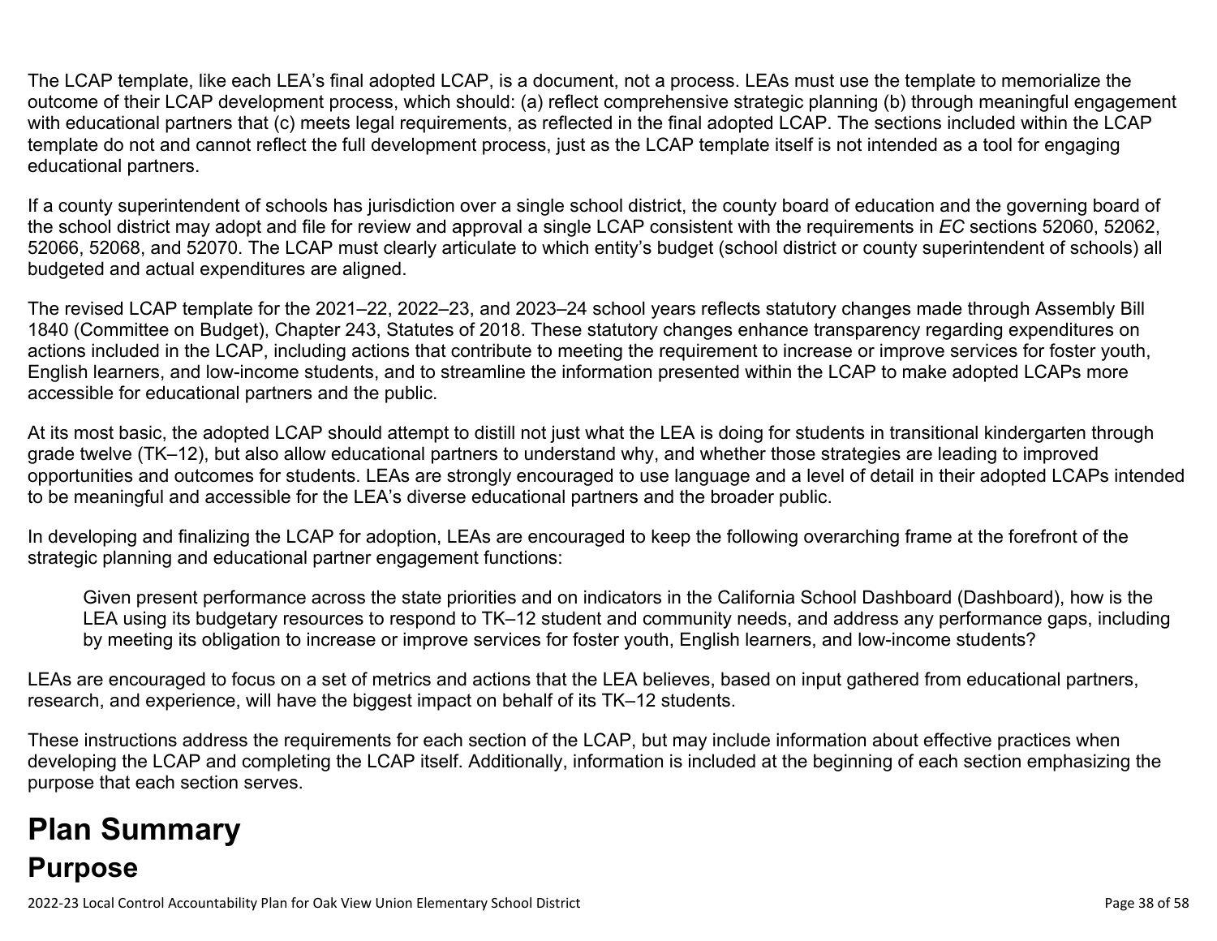The LCAP template, like each LEA's final adopted LCAP, is a document, not a process. LEAs must use the template to memorialize the outcome of their LCAP development process, which should: (a) reflect comprehensive strategic planning (b) through meaningful engagement with educational partners that (c) meets legal requirements, as reflected in the final adopted LCAP. The sections included within the LCAP template do not and cannot reflect the full development process, just as the LCAP template itself is not intended as a tool for engaging educational partners.

If a county superintendent of schools has jurisdiction over a single school district, the county board of education and the governing board of the school district may adopt and file for review and approval a single LCAP consistent with the requirements in *EC* sections 52060, 52062, 52066, 52068, and 52070. The LCAP must clearly articulate to which entity's budget (school district or county superintendent of schools) all budgeted and actual expenditures are aligned.

The revised LCAP template for the 2021–22, 2022–23, and 2023–24 school years reflects statutory changes made through Assembly Bill 1840 (Committee on Budget), Chapter 243, Statutes of 2018. These statutory changes enhance transparency regarding expenditures on actions included in the LCAP, including actions that contribute to meeting the requirement to increase or improve services for foster youth, English learners, and low-income students, and to streamline the information presented within the LCAP to make adopted LCAPs more accessible for educational partners and the public.

At its most basic, the adopted LCAP should attempt to distill not just what the LEA is doing for students in transitional kindergarten through grade twelve (TK–12), but also allow educational partners to understand why, and whether those strategies are leading to improved opportunities and outcomes for students. LEAs are strongly encouraged to use language and a level of detail in their adopted LCAPs intended to be meaningful and accessible for the LEA's diverse educational partners and the broader public.

In developing and finalizing the LCAP for adoption, LEAs are encouraged to keep the following overarching frame at the forefront of the strategic planning and educational partner engagement functions:

> Given present performance across the state priorities and on indicators in the California School Dashboard (Dashboard), how is the LEA using its budgetary resources to respond to TK–12 student and community needs, and address any performance gaps, including by meeting its obligation to increase or improve services for foster youth, English learners, and low-income students?

LEAs are encouraged to focus on a set of metrics and actions that the LEA believes, based on input gathered from educational partners, research, and experience, will have the biggest impact on behalf of its TK–12 students.

These instructions address the requirements for each section of the LCAP, but may include information about effective practices when developing the LCAP and completing the LCAP itself. Additionally, information is included at the beginning of each section emphasizing the purpose that each section serves.

# Plan Summary

## Purpose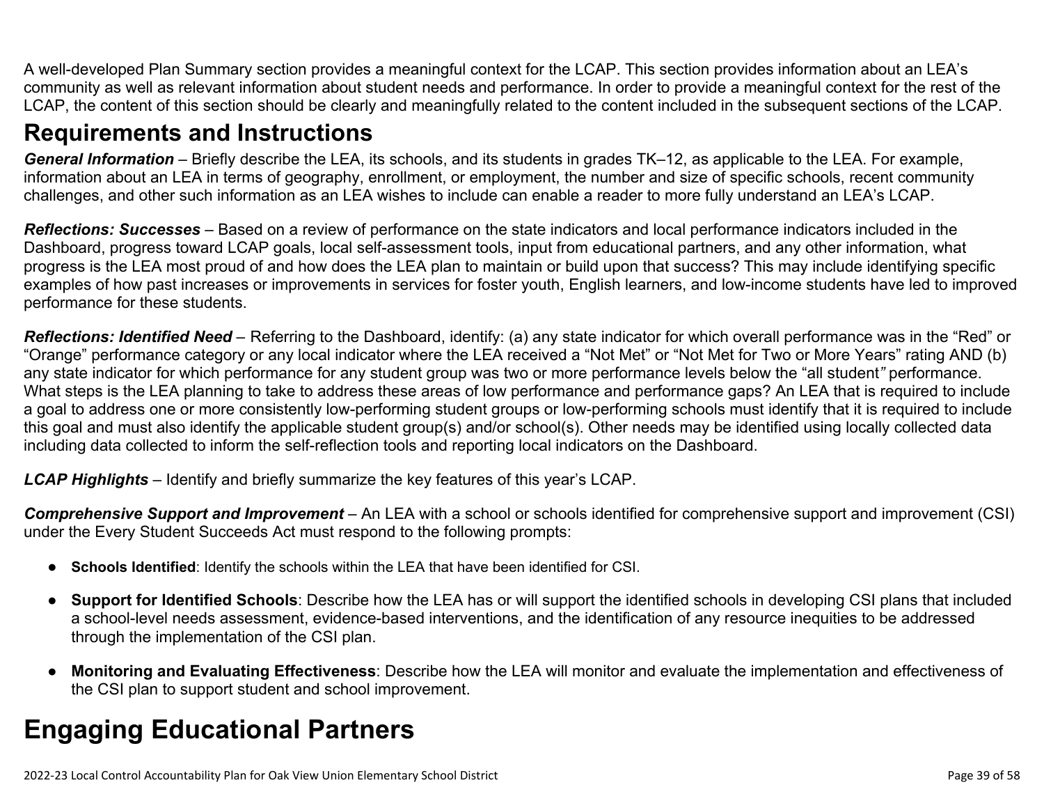A well-developed Plan Summary section provides a meaningful context for the LCAP. This section provides information about an LEA's community as well as relevant information about student needs and performance. In order to provide a meaningful context for the rest of the LCAP, the content of this section should be clearly and meaningfully related to the content included in the subsequent sections of the LCAP.

## Requirements and Instructions

***General Information*** – Briefly describe the LEA, its schools, and its students in grades TK–12, as applicable to the LEA. For example, information about an LEA in terms of geography, enrollment, or employment, the number and size of specific schools, recent community challenges, and other such information as an LEA wishes to include can enable a reader to more fully understand an LEA's LCAP.

***Reflections: Successes*** – Based on a review of performance on the state indicators and local performance indicators included in the Dashboard, progress toward LCAP goals, local self-assessment tools, input from educational partners, and any other information, what progress is the LEA most proud of and how does the LEA plan to maintain or build upon that success? This may include identifying specific examples of how past increases or improvements in services for foster youth, English learners, and low-income students have led to improved performance for these students.

***Reflections: Identified Need*** – Referring to the Dashboard, identify: (a) any state indicator for which overall performance was in the "Red" or "Orange" performance category or any local indicator where the LEA received a "Not Met" or "Not Met for Two or More Years" rating AND (b) any state indicator for which performance for any student group was two or more performance levels below the "all student" performance. What steps is the LEA planning to take to address these areas of low performance and performance gaps? An LEA that is required to include a goal to address one or more consistently low-performing student groups or low-performing schools must identify that it is required to include this goal and must also identify the applicable student group(s) and/or school(s). Other needs may be identified using locally collected data including data collected to inform the self-reflection tools and reporting local indicators on the Dashboard.

***LCAP Highlights*** – Identify and briefly summarize the key features of this year's LCAP.

***Comprehensive Support and Improvement*** – An LEA with a school or schools identified for comprehensive support and improvement (CSI) under the Every Student Succeeds Act must respond to the following prompts:

- **Schools Identified**: Identify the schools within the LEA that have been identified for CSI.
- **Support for Identified Schools**: Describe how the LEA has or will support the identified schools in developing CSI plans that included a school-level needs assessment, evidence-based interventions, and the identification of any resource inequities to be addressed through the implementation of the CSI plan.
- **Monitoring and Evaluating Effectiveness**: Describe how the LEA will monitor and evaluate the implementation and effectiveness of the CSI plan to support student and school improvement.

# Engaging Educational Partners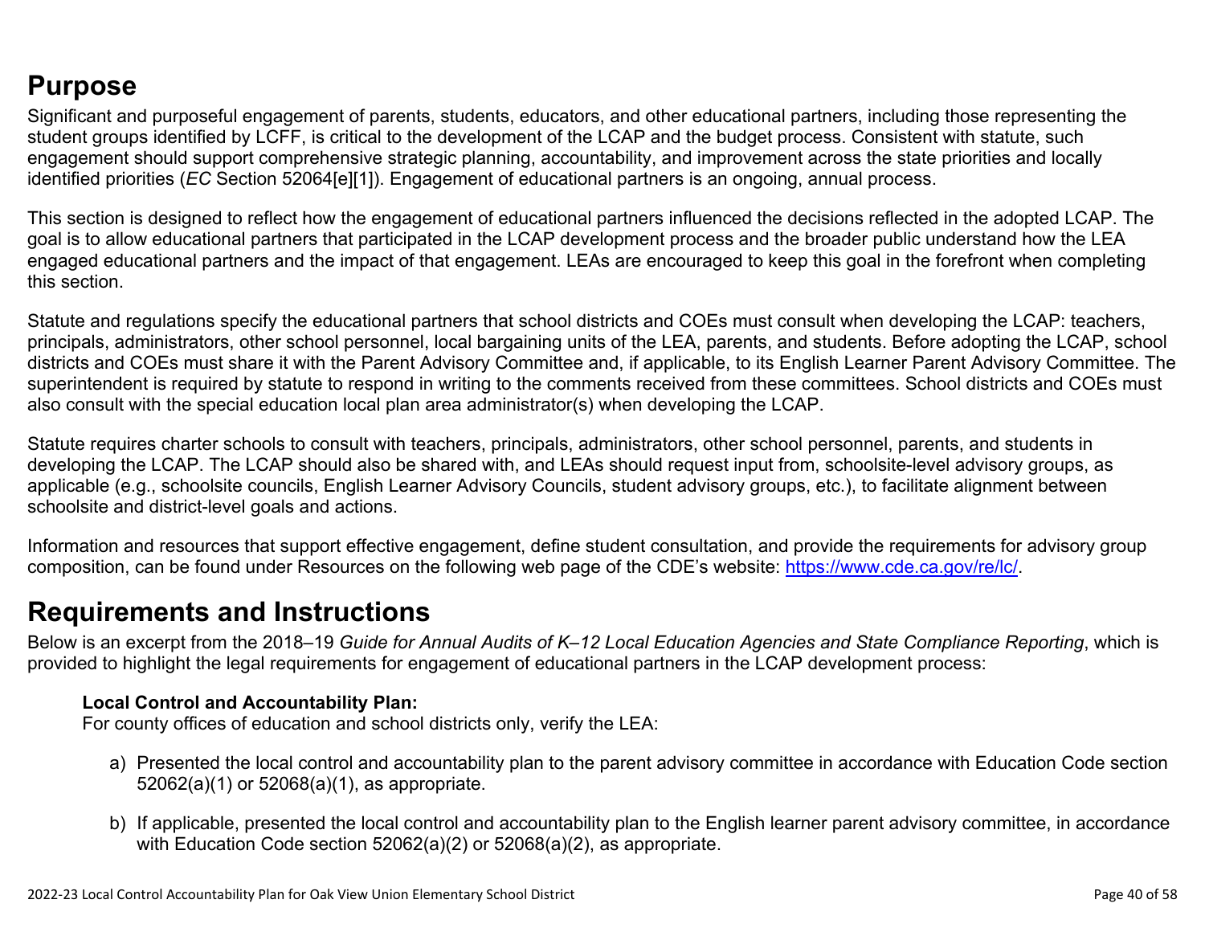## Purpose

Significant and purposeful engagement of parents, students, educators, and other educational partners, including those representing the student groups identified by LCFF, is critical to the development of the LCAP and the budget process. Consistent with statute, such engagement should support comprehensive strategic planning, accountability, and improvement across the state priorities and locally identified priorities (*EC* Section 52064[e][1]). Engagement of educational partners is an ongoing, annual process.

This section is designed to reflect how the engagement of educational partners influenced the decisions reflected in the adopted LCAP. The goal is to allow educational partners that participated in the LCAP development process and the broader public understand how the LEA engaged educational partners and the impact of that engagement. LEAs are encouraged to keep this goal in the forefront when completing this section.

Statute and regulations specify the educational partners that school districts and COEs must consult when developing the LCAP: teachers, principals, administrators, other school personnel, local bargaining units of the LEA, parents, and students. Before adopting the LCAP, school districts and COEs must share it with the Parent Advisory Committee and, if applicable, to its English Learner Parent Advisory Committee. The superintendent is required by statute to respond in writing to the comments received from these committees. School districts and COEs must also consult with the special education local plan area administrator(s) when developing the LCAP.

Statute requires charter schools to consult with teachers, principals, administrators, other school personnel, parents, and students in developing the LCAP. The LCAP should also be shared with, and LEAs should request input from, schoolsite-level advisory groups, as applicable (e.g., schoolsite councils, English Learner Advisory Councils, student advisory groups, etc.), to facilitate alignment between schoolsite and district-level goals and actions.

Information and resources that support effective engagement, define student consultation, and provide the requirements for advisory group composition, can be found under Resources on the following web page of the CDE's website: https://www.cde.ca.gov/re/lc/.

## Requirements and Instructions

Below is an excerpt from the 2018–19 *Guide for Annual Audits of K–12 Local Education Agencies and State Compliance Reporting*, which is provided to highlight the legal requirements for engagement of educational partners in the LCAP development process:

> **Local Control and Accountability Plan:**
> For county offices of education and school districts only, verify the LEA:
>
> a) Presented the local control and accountability plan to the parent advisory committee in accordance with Education Code section 52062(a)(1) or 52068(a)(1), as appropriate.
>
> b) If applicable, presented the local control and accountability plan to the English learner parent advisory committee, in accordance with Education Code section 52062(a)(2) or 52068(a)(2), as appropriate.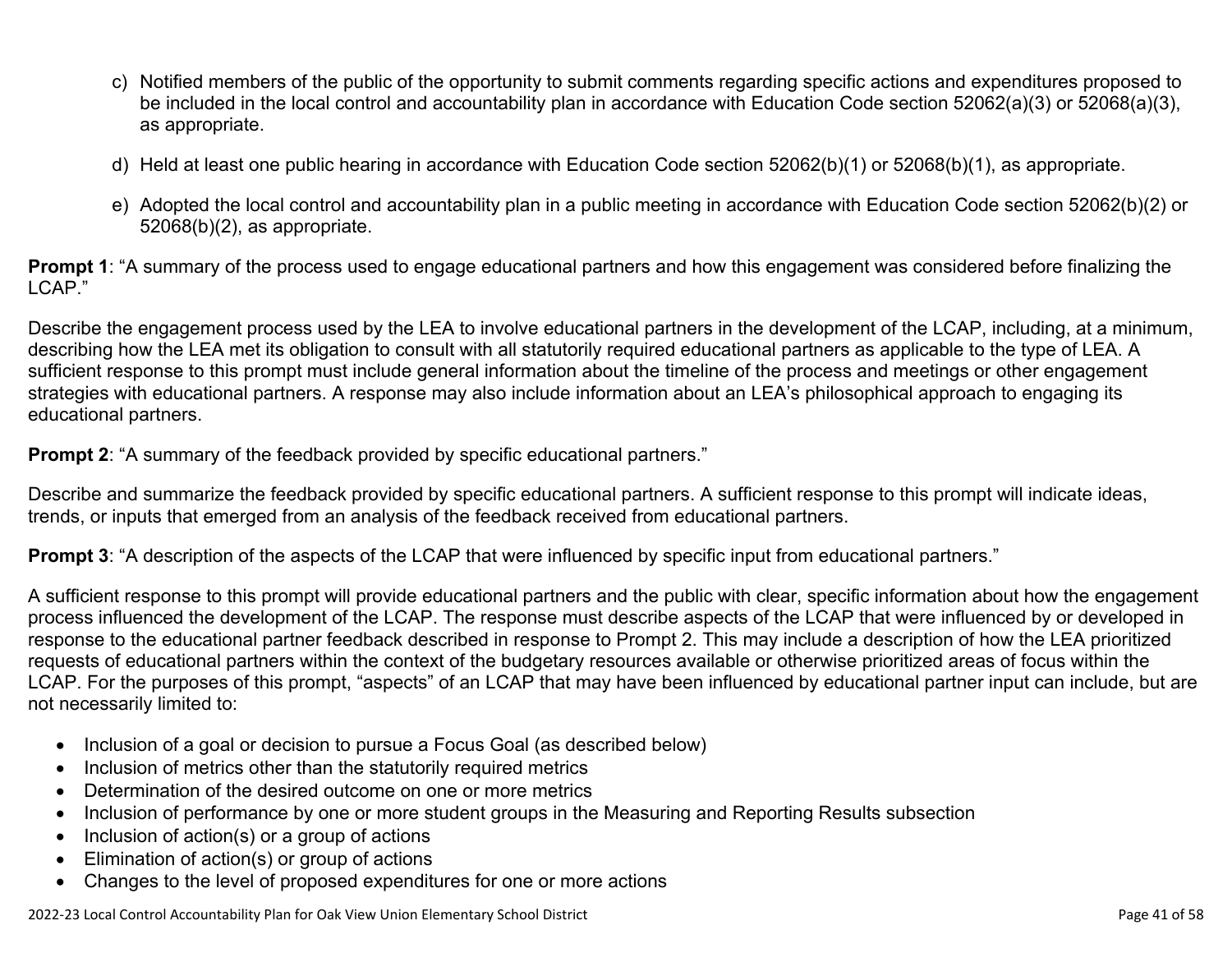c) Notified members of the public of the opportunity to submit comments regarding specific actions and expenditures proposed to be included in the local control and accountability plan in accordance with Education Code section 52062(a)(3) or 52068(a)(3), as appropriate.

d) Held at least one public hearing in accordance with Education Code section 52062(b)(1) or 52068(b)(1), as appropriate.

e) Adopted the local control and accountability plan in a public meeting in accordance with Education Code section 52062(b)(2) or 52068(b)(2), as appropriate.

**Prompt 1**: "A summary of the process used to engage educational partners and how this engagement was considered before finalizing the LCAP."

Describe the engagement process used by the LEA to involve educational partners in the development of the LCAP, including, at a minimum, describing how the LEA met its obligation to consult with all statutorily required educational partners as applicable to the type of LEA. A sufficient response to this prompt must include general information about the timeline of the process and meetings or other engagement strategies with educational partners. A response may also include information about an LEA's philosophical approach to engaging its educational partners.

**Prompt 2**: "A summary of the feedback provided by specific educational partners."

Describe and summarize the feedback provided by specific educational partners. A sufficient response to this prompt will indicate ideas, trends, or inputs that emerged from an analysis of the feedback received from educational partners.

**Prompt 3**: "A description of the aspects of the LCAP that were influenced by specific input from educational partners."

A sufficient response to this prompt will provide educational partners and the public with clear, specific information about how the engagement process influenced the development of the LCAP. The response must describe aspects of the LCAP that were influenced by or developed in response to the educational partner feedback described in response to Prompt 2. This may include a description of how the LEA prioritized requests of educational partners within the context of the budgetary resources available or otherwise prioritized areas of focus within the LCAP. For the purposes of this prompt, "aspects" of an LCAP that may have been influenced by educational partner input can include, but are not necessarily limited to:

- Inclusion of a goal or decision to pursue a Focus Goal (as described below)
- Inclusion of metrics other than the statutorily required metrics
- Determination of the desired outcome on one or more metrics
- Inclusion of performance by one or more student groups in the Measuring and Reporting Results subsection
- Inclusion of action(s) or a group of actions
- Elimination of action(s) or group of actions
- Changes to the level of proposed expenditures for one or more actions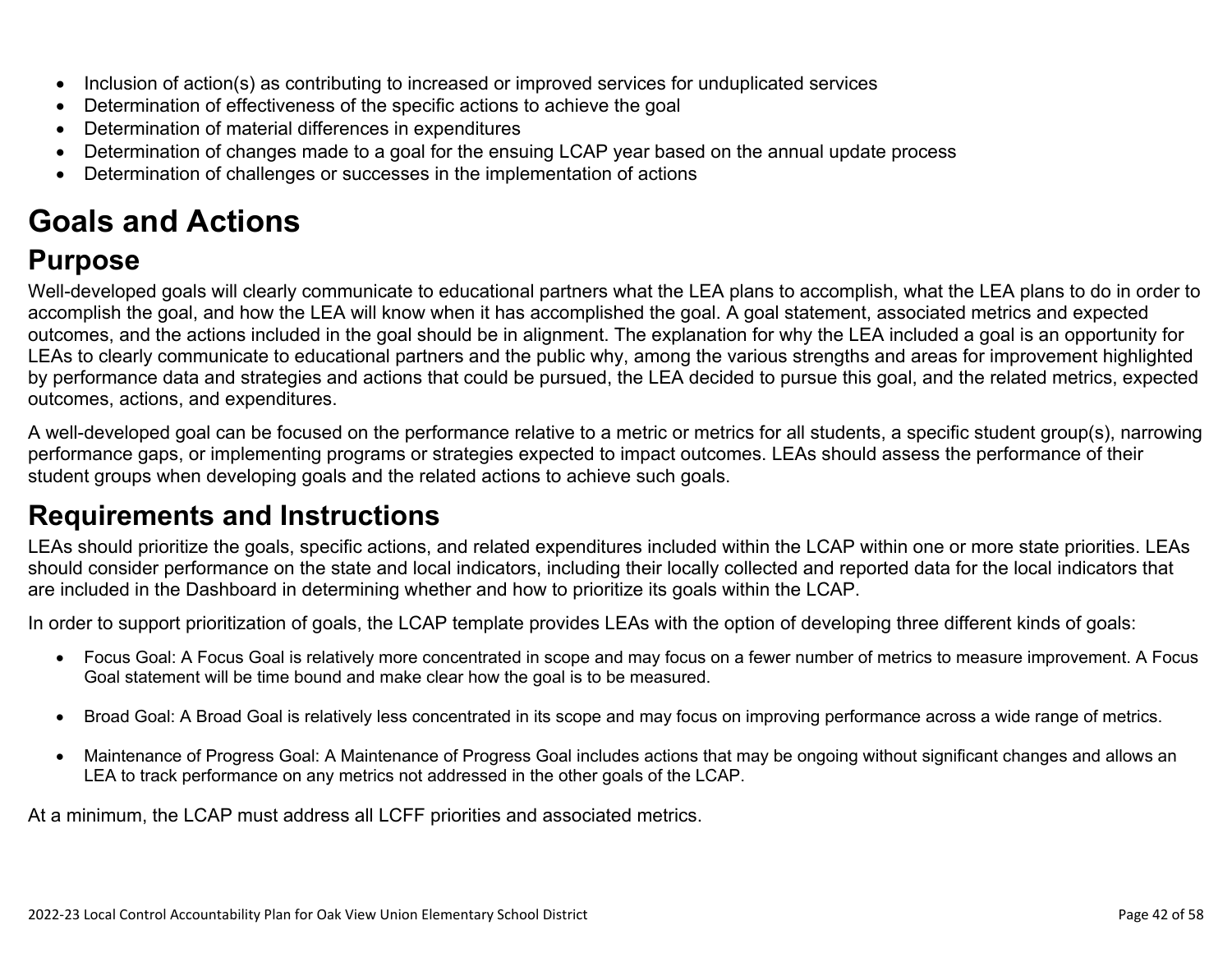- Inclusion of action(s) as contributing to increased or improved services for unduplicated services
- Determination of effectiveness of the specific actions to achieve the goal
- Determination of material differences in expenditures
- Determination of changes made to a goal for the ensuing LCAP year based on the annual update process
- Determination of challenges or successes in the implementation of actions

# Goals and Actions

## Purpose

Well-developed goals will clearly communicate to educational partners what the LEA plans to accomplish, what the LEA plans to do in order to accomplish the goal, and how the LEA will know when it has accomplished the goal. A goal statement, associated metrics and expected outcomes, and the actions included in the goal should be in alignment. The explanation for why the LEA included a goal is an opportunity for LEAs to clearly communicate to educational partners and the public why, among the various strengths and areas for improvement highlighted by performance data and strategies and actions that could be pursued, the LEA decided to pursue this goal, and the related metrics, expected outcomes, actions, and expenditures.

A well-developed goal can be focused on the performance relative to a metric or metrics for all students, a specific student group(s), narrowing performance gaps, or implementing programs or strategies expected to impact outcomes. LEAs should assess the performance of their student groups when developing goals and the related actions to achieve such goals.

## Requirements and Instructions

LEAs should prioritize the goals, specific actions, and related expenditures included within the LCAP within one or more state priorities. LEAs should consider performance on the state and local indicators, including their locally collected and reported data for the local indicators that are included in the Dashboard in determining whether and how to prioritize its goals within the LCAP.

In order to support prioritization of goals, the LCAP template provides LEAs with the option of developing three different kinds of goals:

- Focus Goal: A Focus Goal is relatively more concentrated in scope and may focus on a fewer number of metrics to measure improvement. A Focus Goal statement will be time bound and make clear how the goal is to be measured.

- Broad Goal: A Broad Goal is relatively less concentrated in its scope and may focus on improving performance across a wide range of metrics.

- Maintenance of Progress Goal: A Maintenance of Progress Goal includes actions that may be ongoing without significant changes and allows an LEA to track performance on any metrics not addressed in the other goals of the LCAP.

At a minimum, the LCAP must address all LCFF priorities and associated metrics.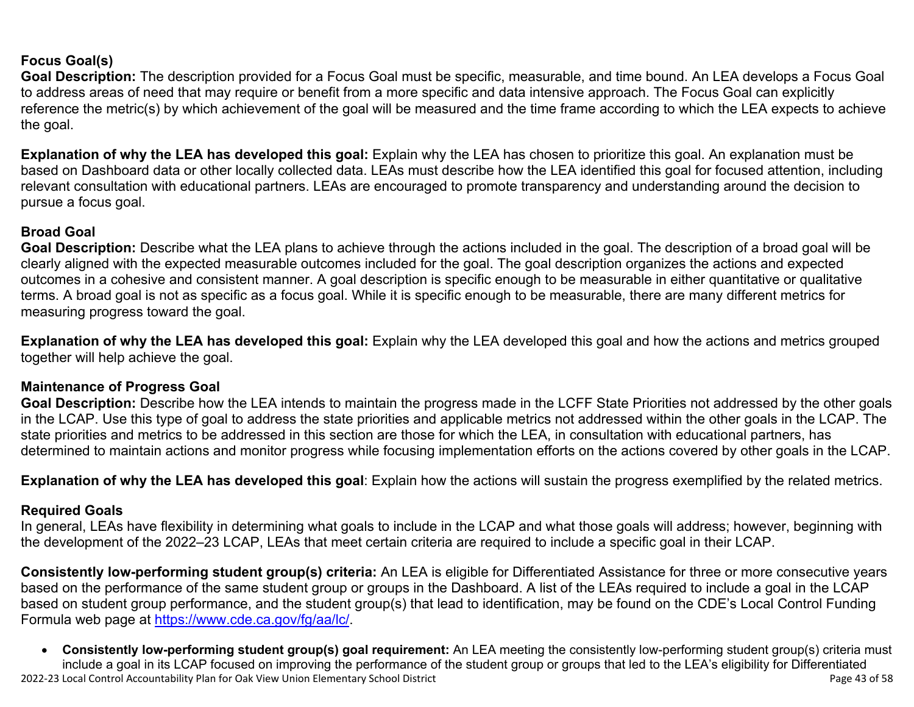### Focus Goal(s)

**Goal Description:** The description provided for a Focus Goal must be specific, measurable, and time bound. An LEA develops a Focus Goal to address areas of need that may require or benefit from a more specific and data intensive approach. The Focus Goal can explicitly reference the metric(s) by which achievement of the goal will be measured and the time frame according to which the LEA expects to achieve the goal.

**Explanation of why the LEA has developed this goal:** Explain why the LEA has chosen to prioritize this goal. An explanation must be based on Dashboard data or other locally collected data. LEAs must describe how the LEA identified this goal for focused attention, including relevant consultation with educational partners. LEAs are encouraged to promote transparency and understanding around the decision to pursue a focus goal.

### Broad Goal

**Goal Description:** Describe what the LEA plans to achieve through the actions included in the goal. The description of a broad goal will be clearly aligned with the expected measurable outcomes included for the goal. The goal description organizes the actions and expected outcomes in a cohesive and consistent manner. A goal description is specific enough to be measurable in either quantitative or qualitative terms. A broad goal is not as specific as a focus goal. While it is specific enough to be measurable, there are many different metrics for measuring progress toward the goal.

**Explanation of why the LEA has developed this goal:** Explain why the LEA developed this goal and how the actions and metrics grouped together will help achieve the goal.

### Maintenance of Progress Goal

**Goal Description:** Describe how the LEA intends to maintain the progress made in the LCFF State Priorities not addressed by the other goals in the LCAP. Use this type of goal to address the state priorities and applicable metrics not addressed within the other goals in the LCAP. The state priorities and metrics to be addressed in this section are those for which the LEA, in consultation with educational partners, has determined to maintain actions and monitor progress while focusing implementation efforts on the actions covered by other goals in the LCAP.

**Explanation of why the LEA has developed this goal**: Explain how the actions will sustain the progress exemplified by the related metrics.

### Required Goals

In general, LEAs have flexibility in determining what goals to include in the LCAP and what those goals will address; however, beginning with the development of the 2022–23 LCAP, LEAs that meet certain criteria are required to include a specific goal in their LCAP.

**Consistently low-performing student group(s) criteria:** An LEA is eligible for Differentiated Assistance for three or more consecutive years based on the performance of the same student group or groups in the Dashboard. A list of the LEAs required to include a goal in the LCAP based on student group performance, and the student group(s) that lead to identification, may be found on the CDE's Local Control Funding Formula web page at [https://www.cde.ca.gov/fg/aa/lc/](https://www.cde.ca.gov/fg/aa/lc/).

- **Consistently low-performing student group(s) goal requirement:** An LEA meeting the consistently low-performing student group(s) criteria must include a goal in its LCAP focused on improving the performance of the student group or groups that led to the LEA's eligibility for Differentiated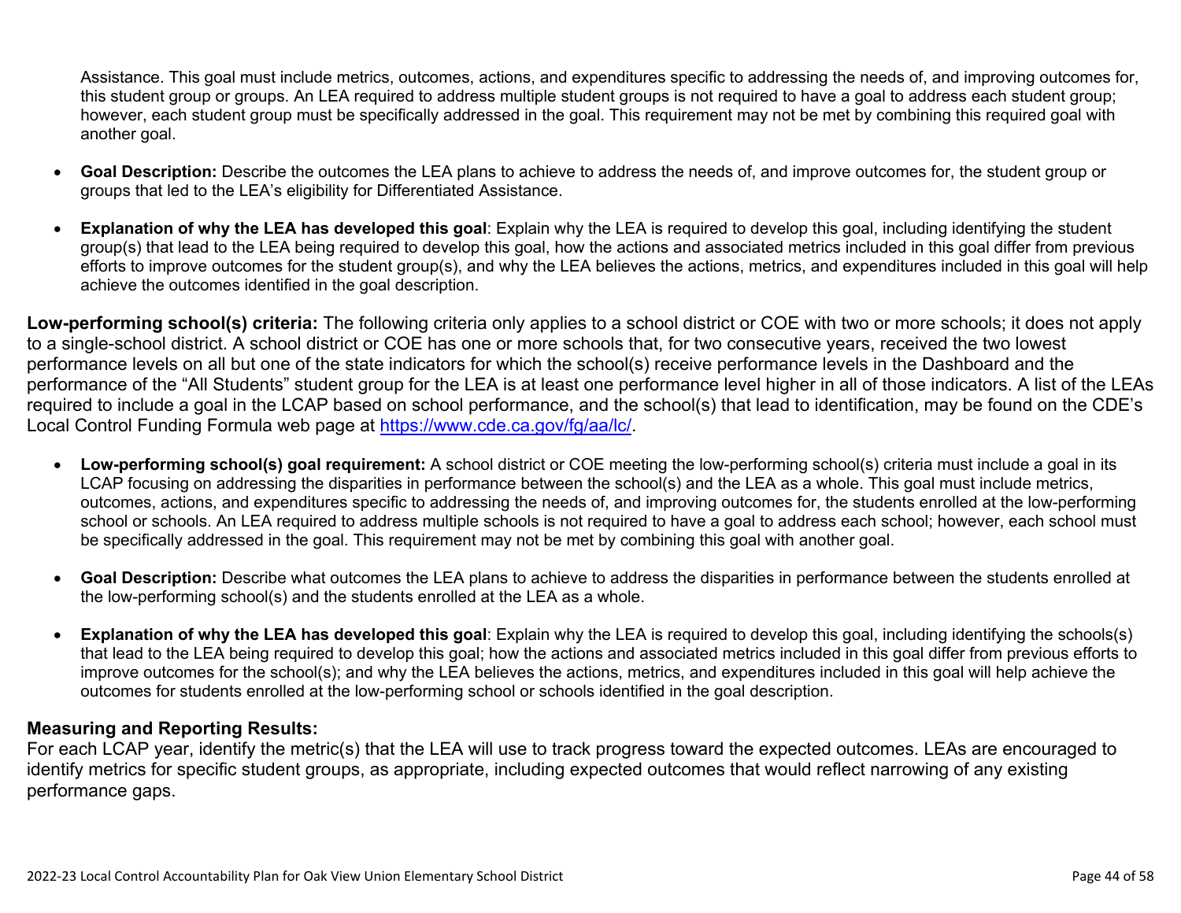Assistance. This goal must include metrics, outcomes, actions, and expenditures specific to addressing the needs of, and improving outcomes for, this student group or groups. An LEA required to address multiple student groups is not required to have a goal to address each student group; however, each student group must be specifically addressed in the goal. This requirement may not be met by combining this required goal with another goal.

- **Goal Description:** Describe the outcomes the LEA plans to achieve to address the needs of, and improve outcomes for, the student group or groups that led to the LEA's eligibility for Differentiated Assistance.
- **Explanation of why the LEA has developed this goal**: Explain why the LEA is required to develop this goal, including identifying the student group(s) that lead to the LEA being required to develop this goal, how the actions and associated metrics included in this goal differ from previous efforts to improve outcomes for the student group(s), and why the LEA believes the actions, metrics, and expenditures included in this goal will help achieve the outcomes identified in the goal description.

**Low-performing school(s) criteria:** The following criteria only applies to a school district or COE with two or more schools; it does not apply to a single-school district. A school district or COE has one or more schools that, for two consecutive years, received the two lowest performance levels on all but one of the state indicators for which the school(s) receive performance levels in the Dashboard and the performance of the "All Students" student group for the LEA is at least one performance level higher in all of those indicators. A list of the LEAs required to include a goal in the LCAP based on school performance, and the school(s) that lead to identification, may be found on the CDE's Local Control Funding Formula web page at [https://www.cde.ca.gov/fg/aa/lc/](https://www.cde.ca.gov/fg/aa/lc/).

- **Low-performing school(s) goal requirement:** A school district or COE meeting the low-performing school(s) criteria must include a goal in its LCAP focusing on addressing the disparities in performance between the school(s) and the LEA as a whole. This goal must include metrics, outcomes, actions, and expenditures specific to addressing the needs of, and improving outcomes for, the students enrolled at the low-performing school or schools. An LEA required to address multiple schools is not required to have a goal to address each school; however, each school must be specifically addressed in the goal. This requirement may not be met by combining this goal with another goal.
- **Goal Description:** Describe what outcomes the LEA plans to achieve to address the disparities in performance between the students enrolled at the low-performing school(s) and the students enrolled at the LEA as a whole.
- **Explanation of why the LEA has developed this goal**: Explain why the LEA is required to develop this goal, including identifying the schools(s) that lead to the LEA being required to develop this goal; how the actions and associated metrics included in this goal differ from previous efforts to improve outcomes for the school(s); and why the LEA believes the actions, metrics, and expenditures included in this goal will help achieve the outcomes for students enrolled at the low-performing school or schools identified in the goal description.

**Measuring and Reporting Results:**

For each LCAP year, identify the metric(s) that the LEA will use to track progress toward the expected outcomes. LEAs are encouraged to identify metrics for specific student groups, as appropriate, including expected outcomes that would reflect narrowing of any existing performance gaps.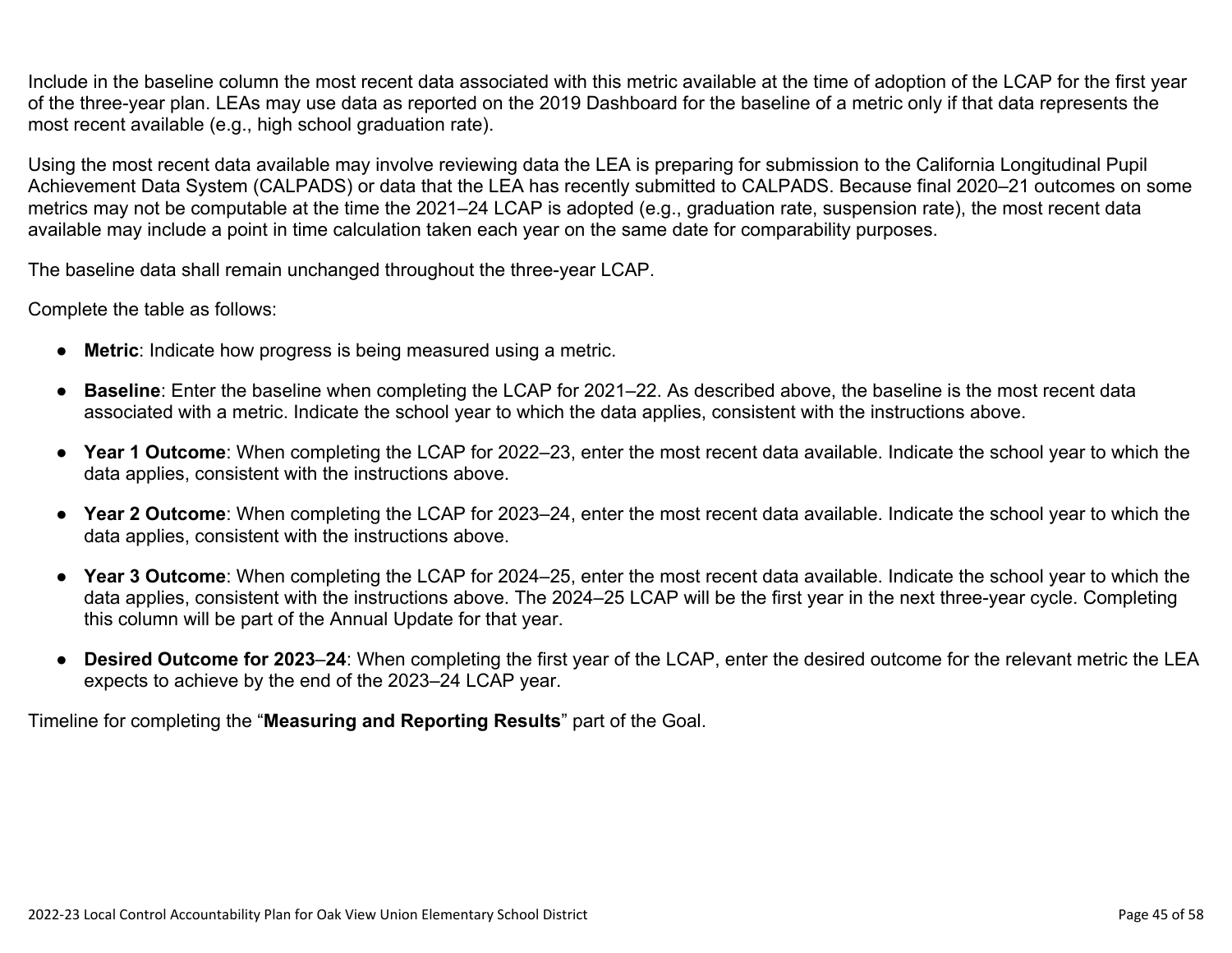Include in the baseline column the most recent data associated with this metric available at the time of adoption of the LCAP for the first year of the three-year plan. LEAs may use data as reported on the 2019 Dashboard for the baseline of a metric only if that data represents the most recent available (e.g., high school graduation rate).

Using the most recent data available may involve reviewing data the LEA is preparing for submission to the California Longitudinal Pupil Achievement Data System (CALPADS) or data that the LEA has recently submitted to CALPADS. Because final 2020–21 outcomes on some metrics may not be computable at the time the 2021–24 LCAP is adopted (e.g., graduation rate, suspension rate), the most recent data available may include a point in time calculation taken each year on the same date for comparability purposes.

The baseline data shall remain unchanged throughout the three-year LCAP.

Complete the table as follows:

- **Metric**: Indicate how progress is being measured using a metric.
- **Baseline**: Enter the baseline when completing the LCAP for 2021–22. As described above, the baseline is the most recent data associated with a metric. Indicate the school year to which the data applies, consistent with the instructions above.
- **Year 1 Outcome**: When completing the LCAP for 2022–23, enter the most recent data available. Indicate the school year to which the data applies, consistent with the instructions above.
- **Year 2 Outcome**: When completing the LCAP for 2023–24, enter the most recent data available. Indicate the school year to which the data applies, consistent with the instructions above.
- **Year 3 Outcome**: When completing the LCAP for 2024–25, enter the most recent data available. Indicate the school year to which the data applies, consistent with the instructions above. The 2024–25 LCAP will be the first year in the next three-year cycle. Completing this column will be part of the Annual Update for that year.
- **Desired Outcome for 2023–24**: When completing the first year of the LCAP, enter the desired outcome for the relevant metric the LEA expects to achieve by the end of the 2023–24 LCAP year.

Timeline for completing the "**Measuring and Reporting Results**" part of the Goal.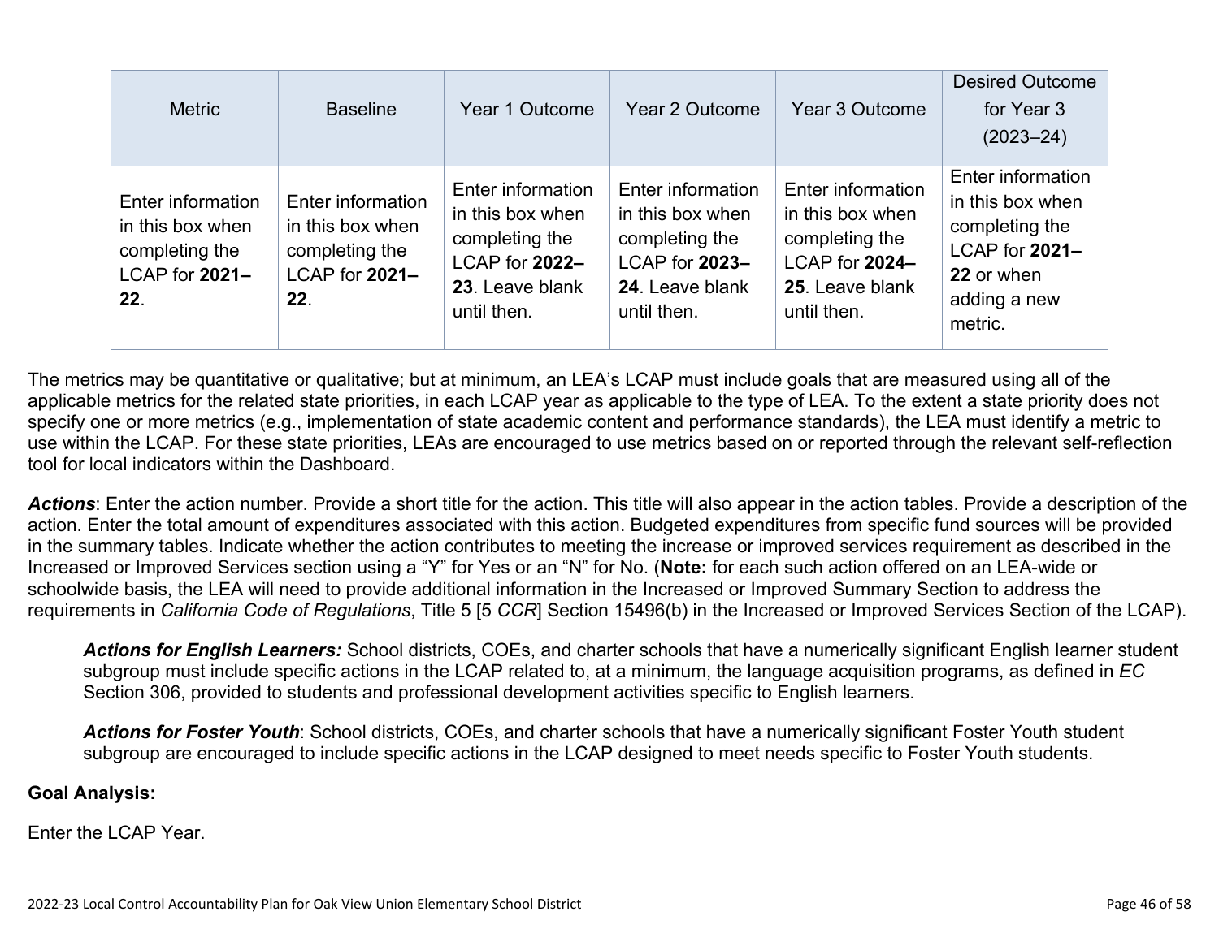| Metric | Baseline | Year 1 Outcome | Year 2 Outcome | Year 3 Outcome | Desired Outcome for Year 3 (2023–24) |
|---|---|---|---|---|---|
| Enter information in this box when completing the LCAP for **2021–22**. | Enter information in this box when completing the LCAP for **2021–22**. | Enter information in this box when completing the LCAP for **2022–23**. Leave blank until then. | Enter information in this box when completing the LCAP for **2023–24**. Leave blank until then. | Enter information in this box when completing the LCAP for **2024–25**. Leave blank until then. | Enter information in this box when completing the LCAP for **2021–22** or when adding a new metric. |

The metrics may be quantitative or qualitative; but at minimum, an LEA's LCAP must include goals that are measured using all of the applicable metrics for the related state priorities, in each LCAP year as applicable to the type of LEA. To the extent a state priority does not specify one or more metrics (e.g., implementation of state academic content and performance standards), the LEA must identify a metric to use within the LCAP. For these state priorities, LEAs are encouraged to use metrics based on or reported through the relevant self-reflection tool for local indicators within the Dashboard.

***Actions***: Enter the action number. Provide a short title for the action. This title will also appear in the action tables. Provide a description of the action. Enter the total amount of expenditures associated with this action. Budgeted expenditures from specific fund sources will be provided in the summary tables. Indicate whether the action contributes to meeting the increase or improved services requirement as described in the Increased or Improved Services section using a "Y" for Yes or an "N" for No. (**Note:** for each such action offered on an LEA-wide or schoolwide basis, the LEA will need to provide additional information in the Increased or Improved Summary Section to address the requirements in *California Code of Regulations*, Title 5 [5 *CCR*] Section 15496(b) in the Increased or Improved Services Section of the LCAP).

> ***Actions for English Learners:*** School districts, COEs, and charter schools that have a numerically significant English learner student subgroup must include specific actions in the LCAP related to, at a minimum, the language acquisition programs, as defined in *EC* Section 306, provided to students and professional development activities specific to English learners.
>
> ***Actions for Foster Youth***: School districts, COEs, and charter schools that have a numerically significant Foster Youth student subgroup are encouraged to include specific actions in the LCAP designed to meet needs specific to Foster Youth students.

**Goal Analysis:**

Enter the LCAP Year.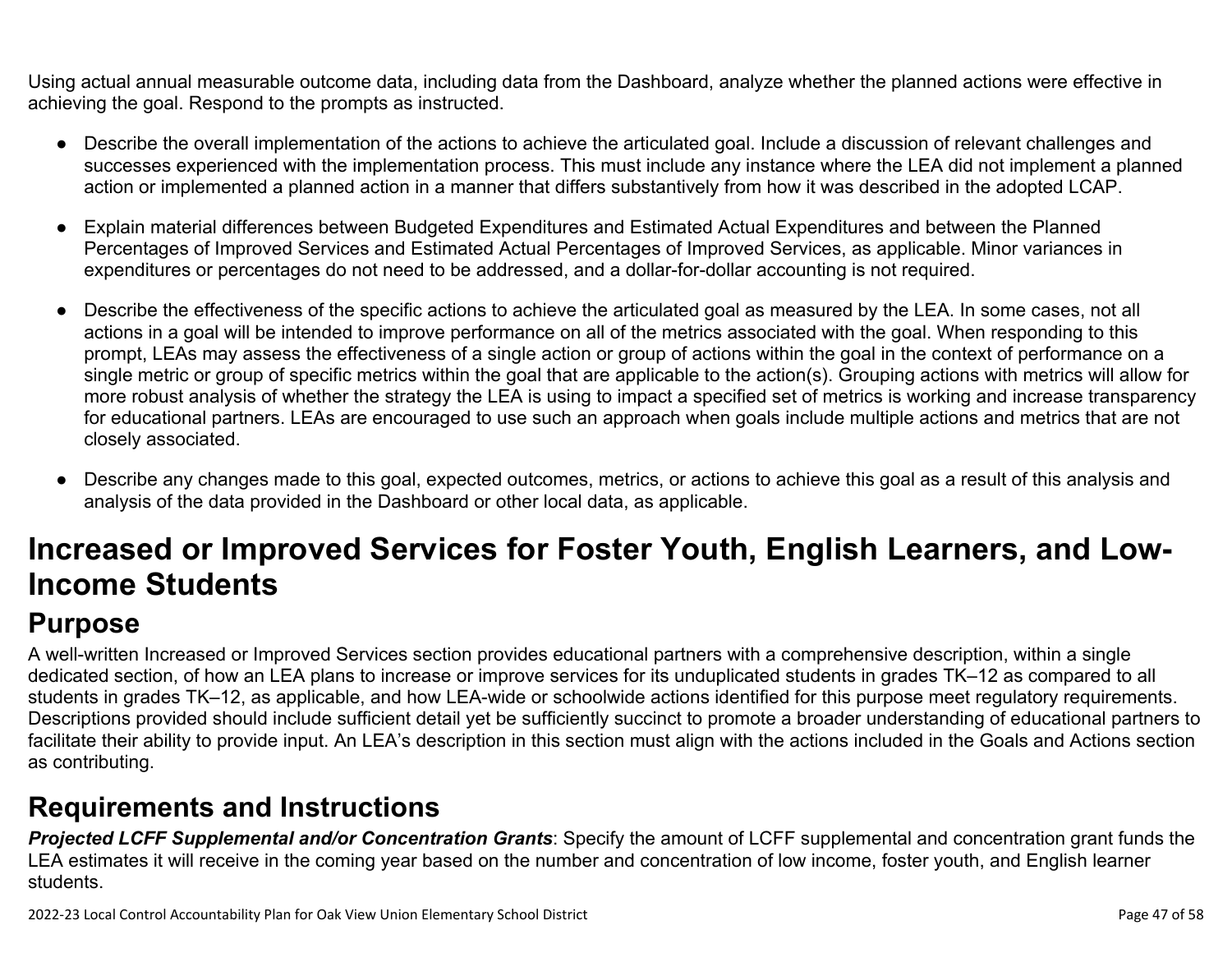Using actual annual measurable outcome data, including data from the Dashboard, analyze whether the planned actions were effective in achieving the goal. Respond to the prompts as instructed.

- Describe the overall implementation of the actions to achieve the articulated goal. Include a discussion of relevant challenges and successes experienced with the implementation process. This must include any instance where the LEA did not implement a planned action or implemented a planned action in a manner that differs substantively from how it was described in the adopted LCAP.
- Explain material differences between Budgeted Expenditures and Estimated Actual Expenditures and between the Planned Percentages of Improved Services and Estimated Actual Percentages of Improved Services, as applicable. Minor variances in expenditures or percentages do not need to be addressed, and a dollar-for-dollar accounting is not required.
- Describe the effectiveness of the specific actions to achieve the articulated goal as measured by the LEA. In some cases, not all actions in a goal will be intended to improve performance on all of the metrics associated with the goal. When responding to this prompt, LEAs may assess the effectiveness of a single action or group of actions within the goal in the context of performance on a single metric or group of specific metrics within the goal that are applicable to the action(s). Grouping actions with metrics will allow for more robust analysis of whether the strategy the LEA is using to impact a specified set of metrics is working and increase transparency for educational partners. LEAs are encouraged to use such an approach when goals include multiple actions and metrics that are not closely associated.
- Describe any changes made to this goal, expected outcomes, metrics, or actions to achieve this goal as a result of this analysis and analysis of the data provided in the Dashboard or other local data, as applicable.

# Increased or Improved Services for Foster Youth, English Learners, and Low-Income Students

## Purpose

A well-written Increased or Improved Services section provides educational partners with a comprehensive description, within a single dedicated section, of how an LEA plans to increase or improve services for its unduplicated students in grades TK–12 as compared to all students in grades TK–12, as applicable, and how LEA-wide or schoolwide actions identified for this purpose meet regulatory requirements. Descriptions provided should include sufficient detail yet be sufficiently succinct to promote a broader understanding of educational partners to facilitate their ability to provide input. An LEA's description in this section must align with the actions included in the Goals and Actions section as contributing.

## Requirements and Instructions

***Projected LCFF Supplemental and/or Concentration Grants***: Specify the amount of LCFF supplemental and concentration grant funds the LEA estimates it will receive in the coming year based on the number and concentration of low income, foster youth, and English learner students.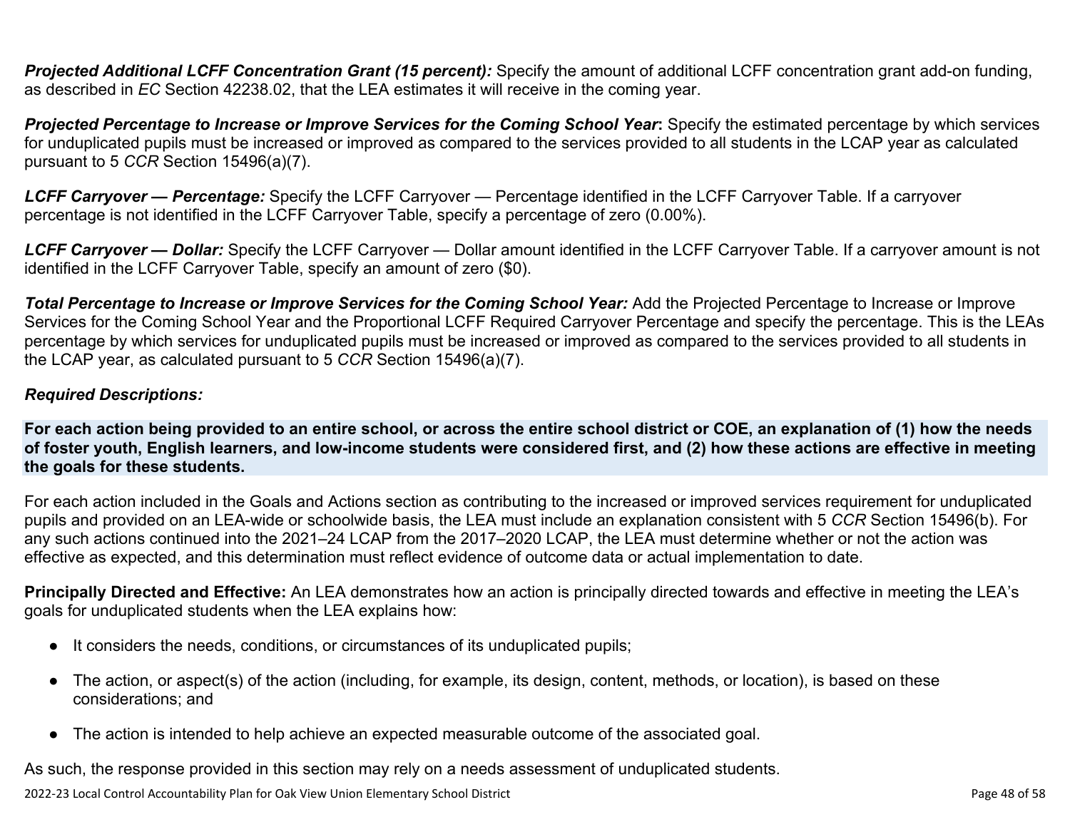***Projected Additional LCFF Concentration Grant (15 percent):*** Specify the amount of additional LCFF concentration grant add-on funding, as described in *EC* Section 42238.02, that the LEA estimates it will receive in the coming year.

***Projected Percentage to Increase or Improve Services for the Coming School Year*:** Specify the estimated percentage by which services for unduplicated pupils must be increased or improved as compared to the services provided to all students in the LCAP year as calculated pursuant to 5 *CCR* Section 15496(a)(7).

***LCFF Carryover — Percentage:*** Specify the LCFF Carryover — Percentage identified in the LCFF Carryover Table. If a carryover percentage is not identified in the LCFF Carryover Table, specify a percentage of zero (0.00%).

***LCFF Carryover — Dollar:*** Specify the LCFF Carryover — Dollar amount identified in the LCFF Carryover Table. If a carryover amount is not identified in the LCFF Carryover Table, specify an amount of zero ($0).

***Total Percentage to Increase or Improve Services for the Coming School Year:*** Add the Projected Percentage to Increase or Improve Services for the Coming School Year and the Proportional LCFF Required Carryover Percentage and specify the percentage. This is the LEAs percentage by which services for unduplicated pupils must be increased or improved as compared to the services provided to all students in the LCAP year, as calculated pursuant to 5 *CCR* Section 15496(a)(7).

***Required Descriptions:***

**For each action being provided to an entire school, or across the entire school district or COE, an explanation of (1) how the needs of foster youth, English learners, and low-income students were considered first, and (2) how these actions are effective in meeting the goals for these students.**

For each action included in the Goals and Actions section as contributing to the increased or improved services requirement for unduplicated pupils and provided on an LEA-wide or schoolwide basis, the LEA must include an explanation consistent with 5 *CCR* Section 15496(b). For any such actions continued into the 2021–24 LCAP from the 2017–2020 LCAP, the LEA must determine whether or not the action was effective as expected, and this determination must reflect evidence of outcome data or actual implementation to date.

**Principally Directed and Effective:** An LEA demonstrates how an action is principally directed towards and effective in meeting the LEA's goals for unduplicated students when the LEA explains how:

- It considers the needs, conditions, or circumstances of its unduplicated pupils;
- The action, or aspect(s) of the action (including, for example, its design, content, methods, or location), is based on these considerations; and
- The action is intended to help achieve an expected measurable outcome of the associated goal.

As such, the response provided in this section may rely on a needs assessment of unduplicated students.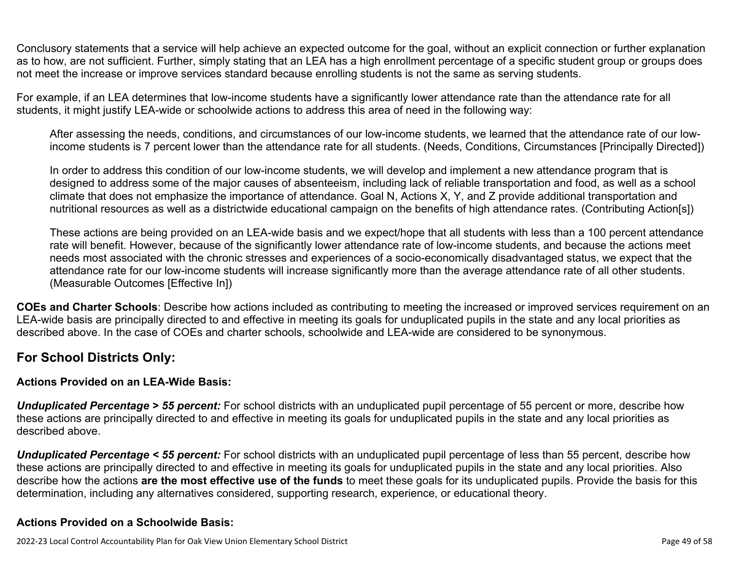Conclusory statements that a service will help achieve an expected outcome for the goal, without an explicit connection or further explanation as to how, are not sufficient. Further, simply stating that an LEA has a high enrollment percentage of a specific student group or groups does not meet the increase or improve services standard because enrolling students is not the same as serving students.

For example, if an LEA determines that low-income students have a significantly lower attendance rate than the attendance rate for all students, it might justify LEA-wide or schoolwide actions to address this area of need in the following way:

> After assessing the needs, conditions, and circumstances of our low-income students, we learned that the attendance rate of our low-income students is 7 percent lower than the attendance rate for all students. (Needs, Conditions, Circumstances [Principally Directed])
>
> In order to address this condition of our low-income students, we will develop and implement a new attendance program that is designed to address some of the major causes of absenteeism, including lack of reliable transportation and food, as well as a school climate that does not emphasize the importance of attendance. Goal N, Actions X, Y, and Z provide additional transportation and nutritional resources as well as a districtwide educational campaign on the benefits of high attendance rates. (Contributing Action[s])
>
> These actions are being provided on an LEA-wide basis and we expect/hope that all students with less than a 100 percent attendance rate will benefit. However, because of the significantly lower attendance rate of low-income students, and because the actions meet needs most associated with the chronic stresses and experiences of a socio-economically disadvantaged status, we expect that the attendance rate for our low-income students will increase significantly more than the average attendance rate of all other students. (Measurable Outcomes [Effective In])

**COEs and Charter Schools**: Describe how actions included as contributing to meeting the increased or improved services requirement on an LEA-wide basis are principally directed to and effective in meeting its goals for unduplicated pupils in the state and any local priorities as described above. In the case of COEs and charter schools, schoolwide and LEA-wide are considered to be synonymous.

## For School Districts Only:

### Actions Provided on an LEA-Wide Basis:

***Unduplicated Percentage > 55 percent:*** For school districts with an unduplicated pupil percentage of 55 percent or more, describe how these actions are principally directed to and effective in meeting its goals for unduplicated pupils in the state and any local priorities as described above.

***Unduplicated Percentage < 55 percent:*** For school districts with an unduplicated pupil percentage of less than 55 percent, describe how these actions are principally directed to and effective in meeting its goals for unduplicated pupils in the state and any local priorities. Also describe how the actions **are the most effective use of the funds** to meet these goals for its unduplicated pupils. Provide the basis for this determination, including any alternatives considered, supporting research, experience, or educational theory.

### Actions Provided on a Schoolwide Basis: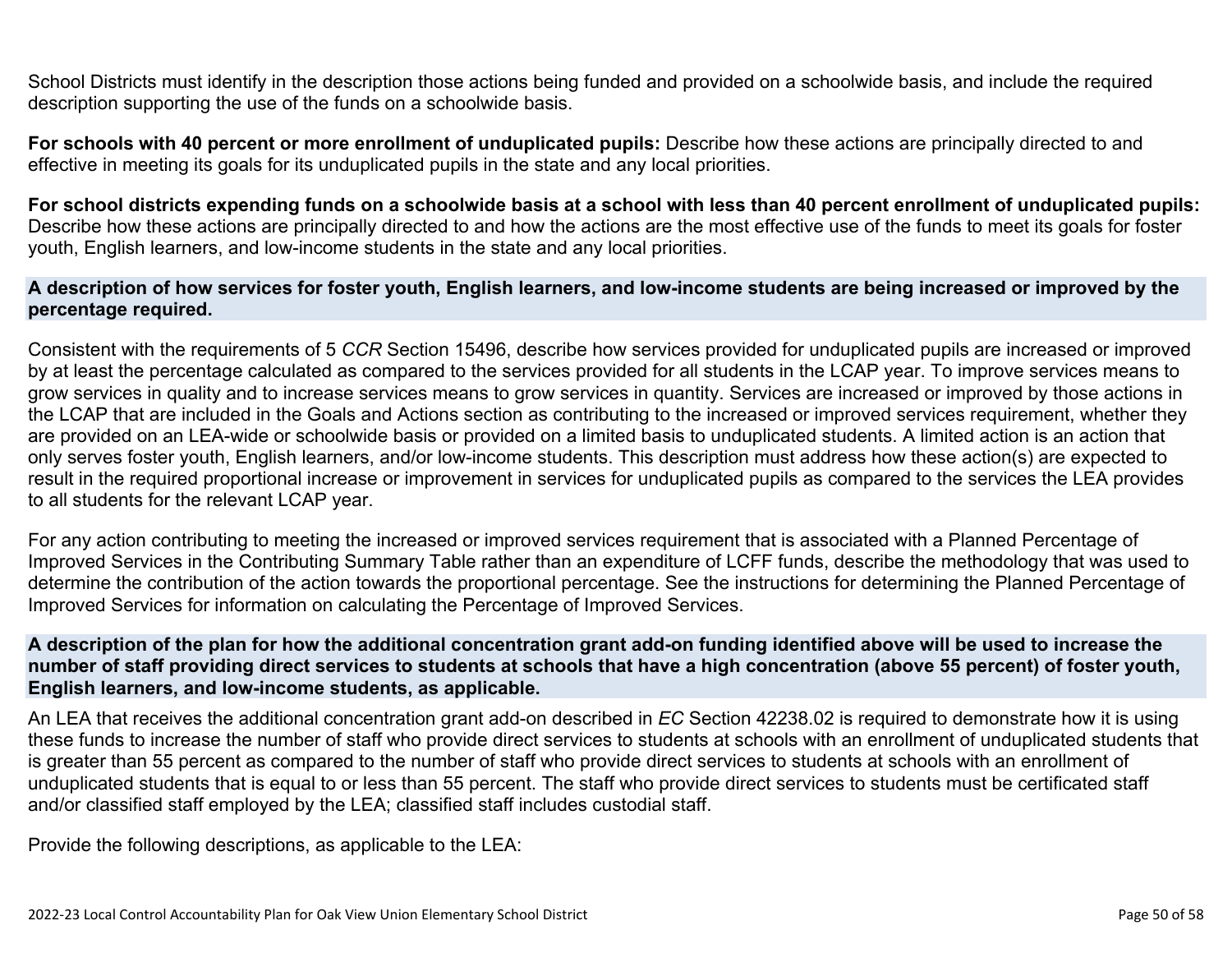School Districts must identify in the description those actions being funded and provided on a schoolwide basis, and include the required description supporting the use of the funds on a schoolwide basis.

**For schools with 40 percent or more enrollment of unduplicated pupils:** Describe how these actions are principally directed to and effective in meeting its goals for its unduplicated pupils in the state and any local priorities.

**For school districts expending funds on a schoolwide basis at a school with less than 40 percent enrollment of unduplicated pupils:** Describe how these actions are principally directed to and how the actions are the most effective use of the funds to meet its goals for foster youth, English learners, and low-income students in the state and any local priorities.

### A description of how services for foster youth, English learners, and low-income students are being increased or improved by the percentage required.

Consistent with the requirements of 5 *CCR* Section 15496, describe how services provided for unduplicated pupils are increased or improved by at least the percentage calculated as compared to the services provided for all students in the LCAP year. To improve services means to grow services in quality and to increase services means to grow services in quantity. Services are increased or improved by those actions in the LCAP that are included in the Goals and Actions section as contributing to the increased or improved services requirement, whether they are provided on an LEA-wide or schoolwide basis or provided on a limited basis to unduplicated students. A limited action is an action that only serves foster youth, English learners, and/or low-income students. This description must address how these action(s) are expected to result in the required proportional increase or improvement in services for unduplicated pupils as compared to the services the LEA provides to all students for the relevant LCAP year.

For any action contributing to meeting the increased or improved services requirement that is associated with a Planned Percentage of Improved Services in the Contributing Summary Table rather than an expenditure of LCFF funds, describe the methodology that was used to determine the contribution of the action towards the proportional percentage. See the instructions for determining the Planned Percentage of Improved Services for information on calculating the Percentage of Improved Services.

### A description of the plan for how the additional concentration grant add-on funding identified above will be used to increase the number of staff providing direct services to students at schools that have a high concentration (above 55 percent) of foster youth, English learners, and low-income students, as applicable.

An LEA that receives the additional concentration grant add-on described in *EC* Section 42238.02 is required to demonstrate how it is using these funds to increase the number of staff who provide direct services to students at schools with an enrollment of unduplicated students that is greater than 55 percent as compared to the number of staff who provide direct services to students at schools with an enrollment of unduplicated students that is equal to or less than 55 percent. The staff who provide direct services to students must be certificated staff and/or classified staff employed by the LEA; classified staff includes custodial staff.

Provide the following descriptions, as applicable to the LEA: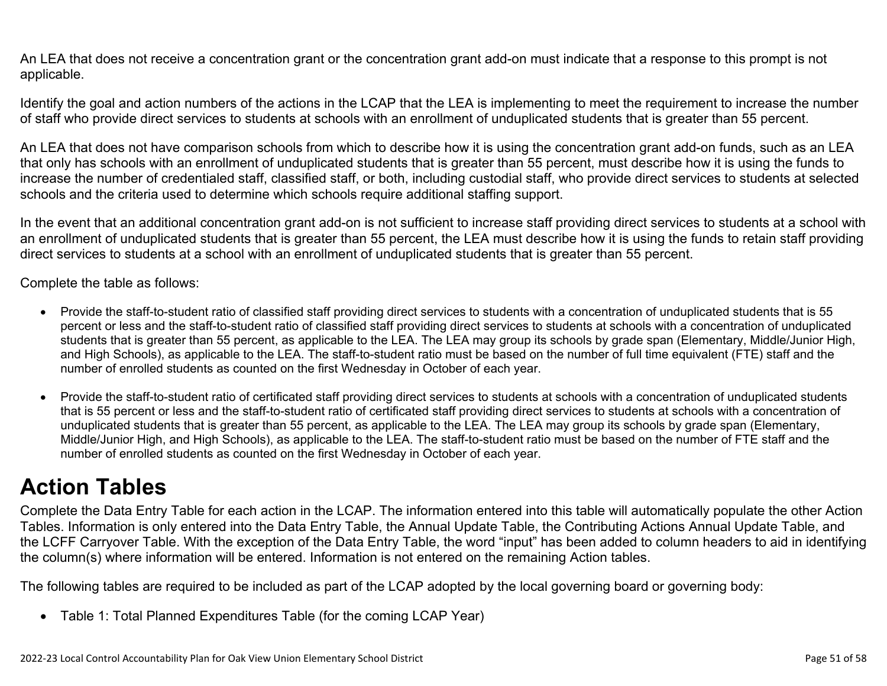An LEA that does not receive a concentration grant or the concentration grant add-on must indicate that a response to this prompt is not applicable.

Identify the goal and action numbers of the actions in the LCAP that the LEA is implementing to meet the requirement to increase the number of staff who provide direct services to students at schools with an enrollment of unduplicated students that is greater than 55 percent.

An LEA that does not have comparison schools from which to describe how it is using the concentration grant add-on funds, such as an LEA that only has schools with an enrollment of unduplicated students that is greater than 55 percent, must describe how it is using the funds to increase the number of credentialed staff, classified staff, or both, including custodial staff, who provide direct services to students at selected schools and the criteria used to determine which schools require additional staffing support.

In the event that an additional concentration grant add-on is not sufficient to increase staff providing direct services to students at a school with an enrollment of unduplicated students that is greater than 55 percent, the LEA must describe how it is using the funds to retain staff providing direct services to students at a school with an enrollment of unduplicated students that is greater than 55 percent.

Complete the table as follows:

- Provide the staff-to-student ratio of classified staff providing direct services to students with a concentration of unduplicated students that is 55 percent or less and the staff-to-student ratio of classified staff providing direct services to students at schools with a concentration of unduplicated students that is greater than 55 percent, as applicable to the LEA. The LEA may group its schools by grade span (Elementary, Middle/Junior High, and High Schools), as applicable to the LEA. The staff-to-student ratio must be based on the number of full time equivalent (FTE) staff and the number of enrolled students as counted on the first Wednesday in October of each year.

- Provide the staff-to-student ratio of certificated staff providing direct services to students at schools with a concentration of unduplicated students that is 55 percent or less and the staff-to-student ratio of certificated staff providing direct services to students at schools with a concentration of unduplicated students that is greater than 55 percent, as applicable to the LEA. The LEA may group its schools by grade span (Elementary, Middle/Junior High, and High Schools), as applicable to the LEA. The staff-to-student ratio must be based on the number of FTE staff and the number of enrolled students as counted on the first Wednesday in October of each year.

# Action Tables

Complete the Data Entry Table for each action in the LCAP. The information entered into this table will automatically populate the other Action Tables. Information is only entered into the Data Entry Table, the Annual Update Table, the Contributing Actions Annual Update Table, and the LCFF Carryover Table. With the exception of the Data Entry Table, the word "input" has been added to column headers to aid in identifying the column(s) where information will be entered. Information is not entered on the remaining Action tables.

The following tables are required to be included as part of the LCAP adopted by the local governing board or governing body:

- Table 1: Total Planned Expenditures Table (for the coming LCAP Year)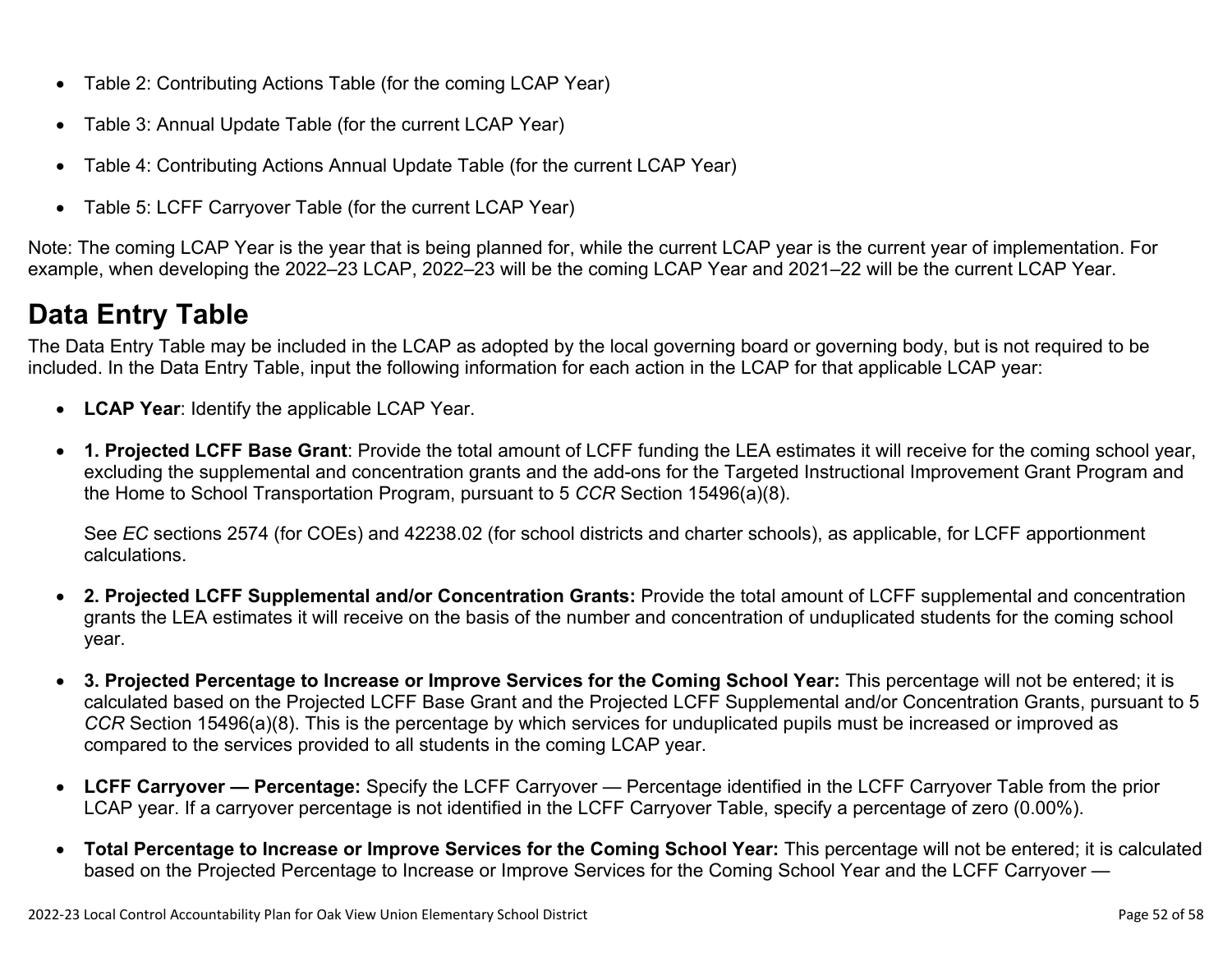- Table 2: Contributing Actions Table (for the coming LCAP Year)
- Table 3: Annual Update Table (for the current LCAP Year)
- Table 4: Contributing Actions Annual Update Table (for the current LCAP Year)
- Table 5: LCFF Carryover Table (for the current LCAP Year)

Note: The coming LCAP Year is the year that is being planned for, while the current LCAP year is the current year of implementation. For example, when developing the 2022–23 LCAP, 2022–23 will be the coming LCAP Year and 2021–22 will be the current LCAP Year.

## Data Entry Table

The Data Entry Table may be included in the LCAP as adopted by the local governing board or governing body, but is not required to be included. In the Data Entry Table, input the following information for each action in the LCAP for that applicable LCAP year:

- **LCAP Year**: Identify the applicable LCAP Year.
- **1. Projected LCFF Base Grant**: Provide the total amount of LCFF funding the LEA estimates it will receive for the coming school year, excluding the supplemental and concentration grants and the add-ons for the Targeted Instructional Improvement Grant Program and the Home to School Transportation Program, pursuant to 5 *CCR* Section 15496(a)(8).

  See *EC* sections 2574 (for COEs) and 42238.02 (for school districts and charter schools), as applicable, for LCFF apportionment calculations.

- **2. Projected LCFF Supplemental and/or Concentration Grants:** Provide the total amount of LCFF supplemental and concentration grants the LEA estimates it will receive on the basis of the number and concentration of unduplicated students for the coming school year.
- **3. Projected Percentage to Increase or Improve Services for the Coming School Year:** This percentage will not be entered; it is calculated based on the Projected LCFF Base Grant and the Projected LCFF Supplemental and/or Concentration Grants, pursuant to 5 *CCR* Section 15496(a)(8). This is the percentage by which services for unduplicated pupils must be increased or improved as compared to the services provided to all students in the coming LCAP year.
- **LCFF Carryover — Percentage:** Specify the LCFF Carryover — Percentage identified in the LCFF Carryover Table from the prior LCAP year. If a carryover percentage is not identified in the LCFF Carryover Table, specify a percentage of zero (0.00%).
- **Total Percentage to Increase or Improve Services for the Coming School Year:** This percentage will not be entered; it is calculated based on the Projected Percentage to Increase or Improve Services for the Coming School Year and the LCFF Carryover —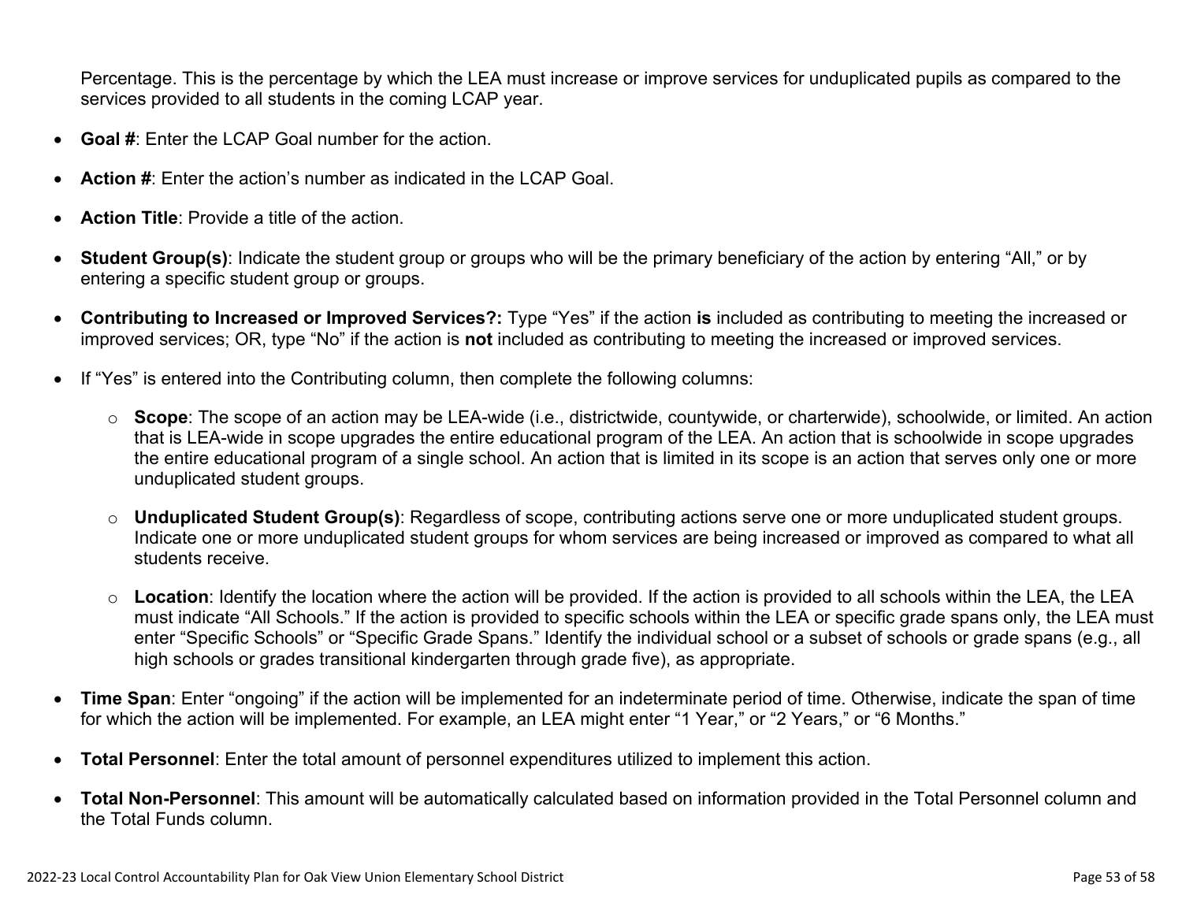Percentage. This is the percentage by which the LEA must increase or improve services for unduplicated pupils as compared to the services provided to all students in the coming LCAP year.

- **Goal #**: Enter the LCAP Goal number for the action.
- **Action #**: Enter the action's number as indicated in the LCAP Goal.
- **Action Title**: Provide a title of the action.
- **Student Group(s)**: Indicate the student group or groups who will be the primary beneficiary of the action by entering "All," or by entering a specific student group or groups.
- **Contributing to Increased or Improved Services?:** Type "Yes" if the action **is** included as contributing to meeting the increased or improved services; OR, type "No" if the action is **not** included as contributing to meeting the increased or improved services.
- If "Yes" is entered into the Contributing column, then complete the following columns:
  - **Scope**: The scope of an action may be LEA-wide (i.e., districtwide, countywide, or charterwide), schoolwide, or limited. An action that is LEA-wide in scope upgrades the entire educational program of the LEA. An action that is schoolwide in scope upgrades the entire educational program of a single school. An action that is limited in its scope is an action that serves only one or more unduplicated student groups.
  - **Unduplicated Student Group(s)**: Regardless of scope, contributing actions serve one or more unduplicated student groups. Indicate one or more unduplicated student groups for whom services are being increased or improved as compared to what all students receive.
  - **Location**: Identify the location where the action will be provided. If the action is provided to all schools within the LEA, the LEA must indicate "All Schools." If the action is provided to specific schools within the LEA or specific grade spans only, the LEA must enter "Specific Schools" or "Specific Grade Spans." Identify the individual school or a subset of schools or grade spans (e.g., all high schools or grades transitional kindergarten through grade five), as appropriate.
- **Time Span**: Enter "ongoing" if the action will be implemented for an indeterminate period of time. Otherwise, indicate the span of time for which the action will be implemented. For example, an LEA might enter "1 Year," or "2 Years," or "6 Months."
- **Total Personnel**: Enter the total amount of personnel expenditures utilized to implement this action.
- **Total Non-Personnel**: This amount will be automatically calculated based on information provided in the Total Personnel column and the Total Funds column.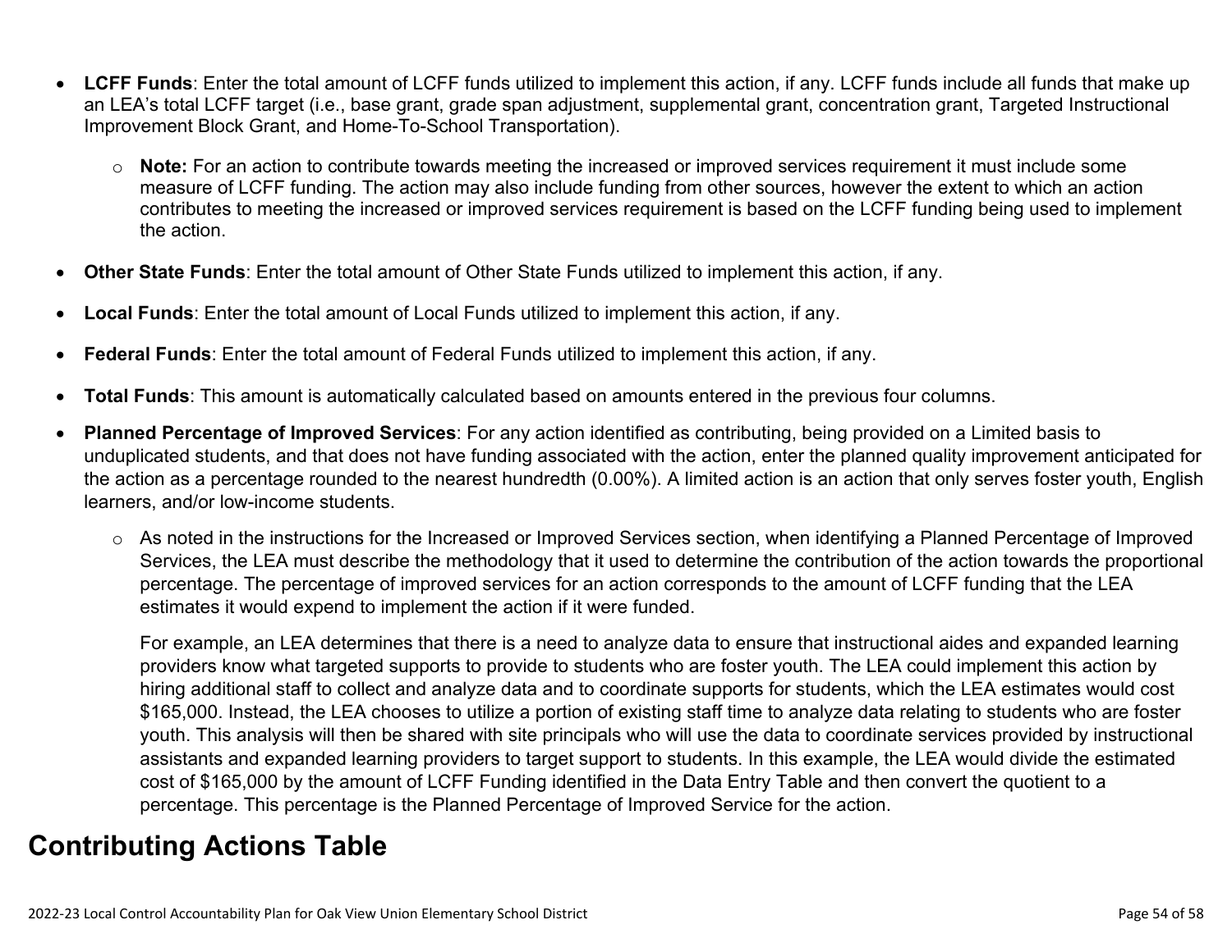- **LCFF Funds**: Enter the total amount of LCFF funds utilized to implement this action, if any. LCFF funds include all funds that make up an LEA's total LCFF target (i.e., base grant, grade span adjustment, supplemental grant, concentration grant, Targeted Instructional Improvement Block Grant, and Home-To-School Transportation).
  - **Note:** For an action to contribute towards meeting the increased or improved services requirement it must include some measure of LCFF funding. The action may also include funding from other sources, however the extent to which an action contributes to meeting the increased or improved services requirement is based on the LCFF funding being used to implement the action.
- **Other State Funds**: Enter the total amount of Other State Funds utilized to implement this action, if any.
- **Local Funds**: Enter the total amount of Local Funds utilized to implement this action, if any.
- **Federal Funds**: Enter the total amount of Federal Funds utilized to implement this action, if any.
- **Total Funds**: This amount is automatically calculated based on amounts entered in the previous four columns.
- **Planned Percentage of Improved Services**: For any action identified as contributing, being provided on a Limited basis to unduplicated students, and that does not have funding associated with the action, enter the planned quality improvement anticipated for the action as a percentage rounded to the nearest hundredth (0.00%). A limited action is an action that only serves foster youth, English learners, and/or low-income students.
  - As noted in the instructions for the Increased or Improved Services section, when identifying a Planned Percentage of Improved Services, the LEA must describe the methodology that it used to determine the contribution of the action towards the proportional percentage. The percentage of improved services for an action corresponds to the amount of LCFF funding that the LEA estimates it would expend to implement the action if it were funded.

    For example, an LEA determines that there is a need to analyze data to ensure that instructional aides and expanded learning providers know what targeted supports to provide to students who are foster youth. The LEA could implement this action by hiring additional staff to collect and analyze data and to coordinate supports for students, which the LEA estimates would cost $165,000. Instead, the LEA chooses to utilize a portion of existing staff time to analyze data relating to students who are foster youth. This analysis will then be shared with site principals who will use the data to coordinate services provided by instructional assistants and expanded learning providers to target support to students. In this example, the LEA would divide the estimated cost of $165,000 by the amount of LCFF Funding identified in the Data Entry Table and then convert the quotient to a percentage. This percentage is the Planned Percentage of Improved Service for the action.

# Contributing Actions Table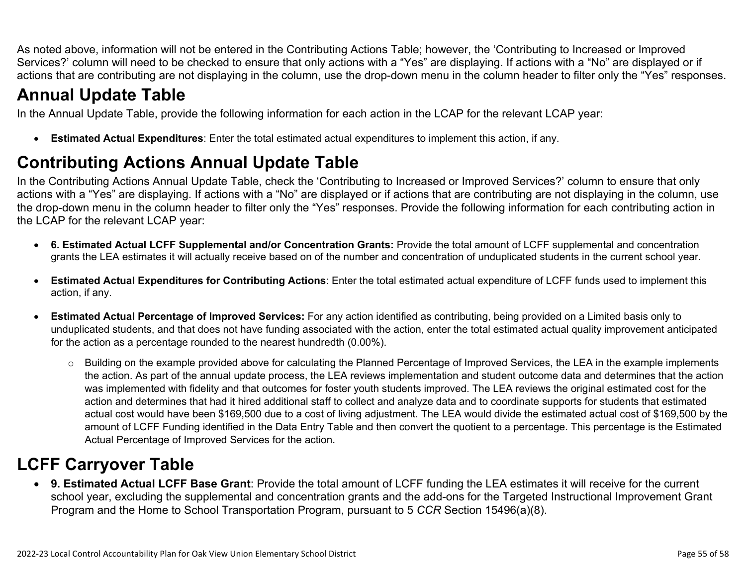As noted above, information will not be entered in the Contributing Actions Table; however, the 'Contributing to Increased or Improved Services?' column will need to be checked to ensure that only actions with a "Yes" are displaying. If actions with a "No" are displayed or if actions that are contributing are not displaying in the column, use the drop-down menu in the column header to filter only the "Yes" responses.

# Annual Update Table

In the Annual Update Table, provide the following information for each action in the LCAP for the relevant LCAP year:

- **Estimated Actual Expenditures**: Enter the total estimated actual expenditures to implement this action, if any.

# Contributing Actions Annual Update Table

In the Contributing Actions Annual Update Table, check the 'Contributing to Increased or Improved Services?' column to ensure that only actions with a "Yes" are displaying. If actions with a "No" are displayed or if actions that are contributing are not displaying in the column, use the drop-down menu in the column header to filter only the "Yes" responses. Provide the following information for each contributing action in the LCAP for the relevant LCAP year:

- **6. Estimated Actual LCFF Supplemental and/or Concentration Grants:** Provide the total amount of LCFF supplemental and concentration grants the LEA estimates it will actually receive based on of the number and concentration of unduplicated students in the current school year.

- **Estimated Actual Expenditures for Contributing Actions**: Enter the total estimated actual expenditure of LCFF funds used to implement this action, if any.

- **Estimated Actual Percentage of Improved Services:** For any action identified as contributing, being provided on a Limited basis only to unduplicated students, and that does not have funding associated with the action, enter the total estimated actual quality improvement anticipated for the action as a percentage rounded to the nearest hundredth (0.00%).

  - Building on the example provided above for calculating the Planned Percentage of Improved Services, the LEA in the example implements the action. As part of the annual update process, the LEA reviews implementation and student outcome data and determines that the action was implemented with fidelity and that outcomes for foster youth students improved. The LEA reviews the original estimated cost for the action and determines that had it hired additional staff to collect and analyze data and to coordinate supports for students that estimated actual cost would have been $169,500 due to a cost of living adjustment. The LEA would divide the estimated actual cost of $169,500 by the amount of LCFF Funding identified in the Data Entry Table and then convert the quotient to a percentage. This percentage is the Estimated Actual Percentage of Improved Services for the action.

# LCFF Carryover Table

- **9. Estimated Actual LCFF Base Grant**: Provide the total amount of LCFF funding the LEA estimates it will receive for the current school year, excluding the supplemental and concentration grants and the add-ons for the Targeted Instructional Improvement Grant Program and the Home to School Transportation Program, pursuant to 5 *CCR* Section 15496(a)(8).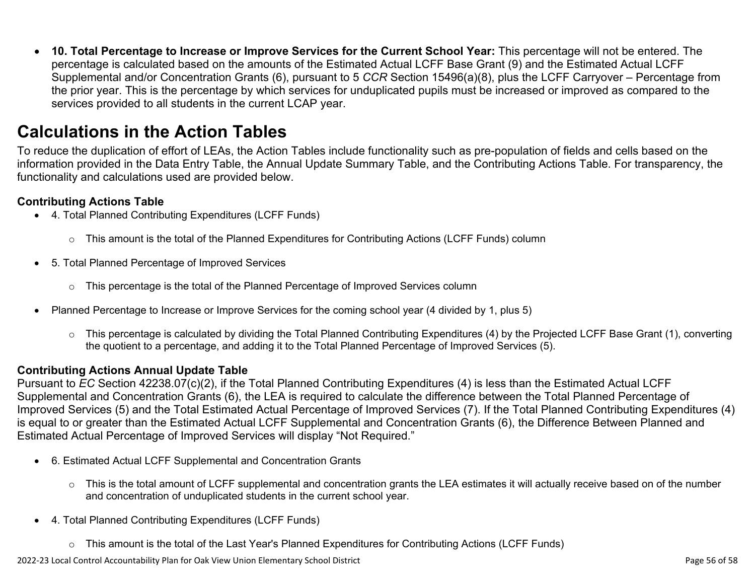- **10. Total Percentage to Increase or Improve Services for the Current School Year:** This percentage will not be entered. The percentage is calculated based on the amounts of the Estimated Actual LCFF Base Grant (9) and the Estimated Actual LCFF Supplemental and/or Concentration Grants (6), pursuant to 5 *CCR* Section 15496(a)(8), plus the LCFF Carryover – Percentage from the prior year. This is the percentage by which services for unduplicated pupils must be increased or improved as compared to the services provided to all students in the current LCAP year.

# Calculations in the Action Tables

To reduce the duplication of effort of LEAs, the Action Tables include functionality such as pre-population of fields and cells based on the information provided in the Data Entry Table, the Annual Update Summary Table, and the Contributing Actions Table. For transparency, the functionality and calculations used are provided below.

### Contributing Actions Table

- 4. Total Planned Contributing Expenditures (LCFF Funds)
  - This amount is the total of the Planned Expenditures for Contributing Actions (LCFF Funds) column
- 5. Total Planned Percentage of Improved Services
  - This percentage is the total of the Planned Percentage of Improved Services column
- Planned Percentage to Increase or Improve Services for the coming school year (4 divided by 1, plus 5)
  - This percentage is calculated by dividing the Total Planned Contributing Expenditures (4) by the Projected LCFF Base Grant (1), converting the quotient to a percentage, and adding it to the Total Planned Percentage of Improved Services (5).

### Contributing Actions Annual Update Table

Pursuant to *EC* Section 42238.07(c)(2), if the Total Planned Contributing Expenditures (4) is less than the Estimated Actual LCFF Supplemental and Concentration Grants (6), the LEA is required to calculate the difference between the Total Planned Percentage of Improved Services (5) and the Total Estimated Actual Percentage of Improved Services (7). If the Total Planned Contributing Expenditures (4) is equal to or greater than the Estimated Actual LCFF Supplemental and Concentration Grants (6), the Difference Between Planned and Estimated Actual Percentage of Improved Services will display "Not Required."

- 6. Estimated Actual LCFF Supplemental and Concentration Grants
  - This is the total amount of LCFF supplemental and concentration grants the LEA estimates it will actually receive based on of the number and concentration of unduplicated students in the current school year.
- 4. Total Planned Contributing Expenditures (LCFF Funds)
  - This amount is the total of the Last Year's Planned Expenditures for Contributing Actions (LCFF Funds)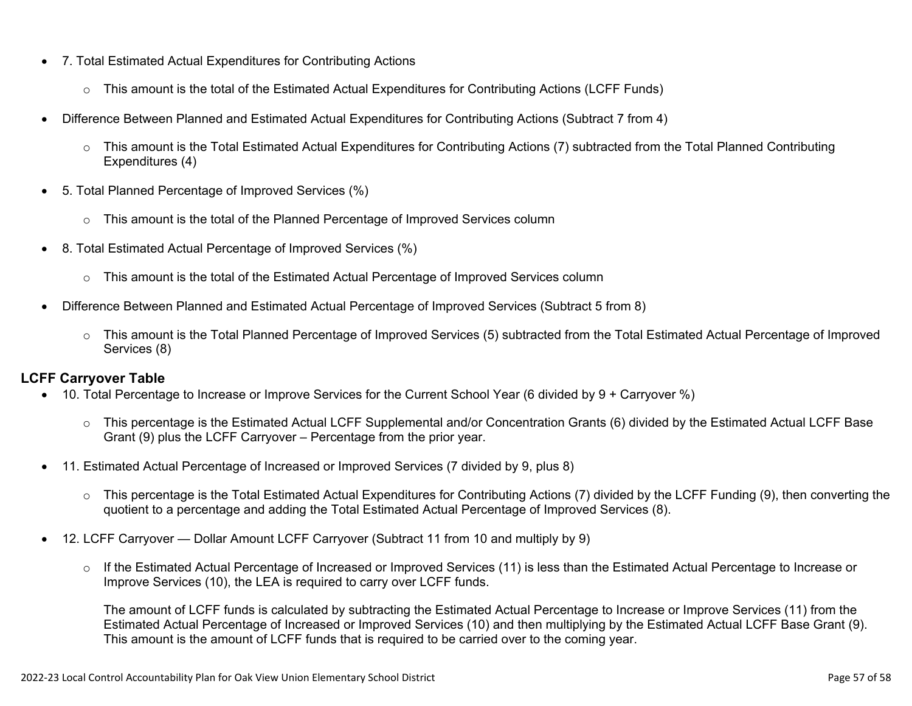- 7. Total Estimated Actual Expenditures for Contributing Actions
  - This amount is the total of the Estimated Actual Expenditures for Contributing Actions (LCFF Funds)
- Difference Between Planned and Estimated Actual Expenditures for Contributing Actions (Subtract 7 from 4)
  - This amount is the Total Estimated Actual Expenditures for Contributing Actions (7) subtracted from the Total Planned Contributing Expenditures (4)
- 5. Total Planned Percentage of Improved Services (%)
  - This amount is the total of the Planned Percentage of Improved Services column
- 8. Total Estimated Actual Percentage of Improved Services (%)
  - This amount is the total of the Estimated Actual Percentage of Improved Services column
- Difference Between Planned and Estimated Actual Percentage of Improved Services (Subtract 5 from 8)
  - This amount is the Total Planned Percentage of Improved Services (5) subtracted from the Total Estimated Actual Percentage of Improved Services (8)

**LCFF Carryover Table**

- 10. Total Percentage to Increase or Improve Services for the Current School Year (6 divided by 9 + Carryover %)
  - This percentage is the Estimated Actual LCFF Supplemental and/or Concentration Grants (6) divided by the Estimated Actual LCFF Base Grant (9) plus the LCFF Carryover – Percentage from the prior year.
- 11. Estimated Actual Percentage of Increased or Improved Services (7 divided by 9, plus 8)
  - This percentage is the Total Estimated Actual Expenditures for Contributing Actions (7) divided by the LCFF Funding (9), then converting the quotient to a percentage and adding the Total Estimated Actual Percentage of Improved Services (8).
- 12. LCFF Carryover — Dollar Amount LCFF Carryover (Subtract 11 from 10 and multiply by 9)
  - If the Estimated Actual Percentage of Increased or Improved Services (11) is less than the Estimated Actual Percentage to Increase or Improve Services (10), the LEA is required to carry over LCFF funds.

    The amount of LCFF funds is calculated by subtracting the Estimated Actual Percentage to Increase or Improve Services (11) from the Estimated Actual Percentage of Increased or Improved Services (10) and then multiplying by the Estimated Actual LCFF Base Grant (9). This amount is the amount of LCFF funds that is required to be carried over to the coming year.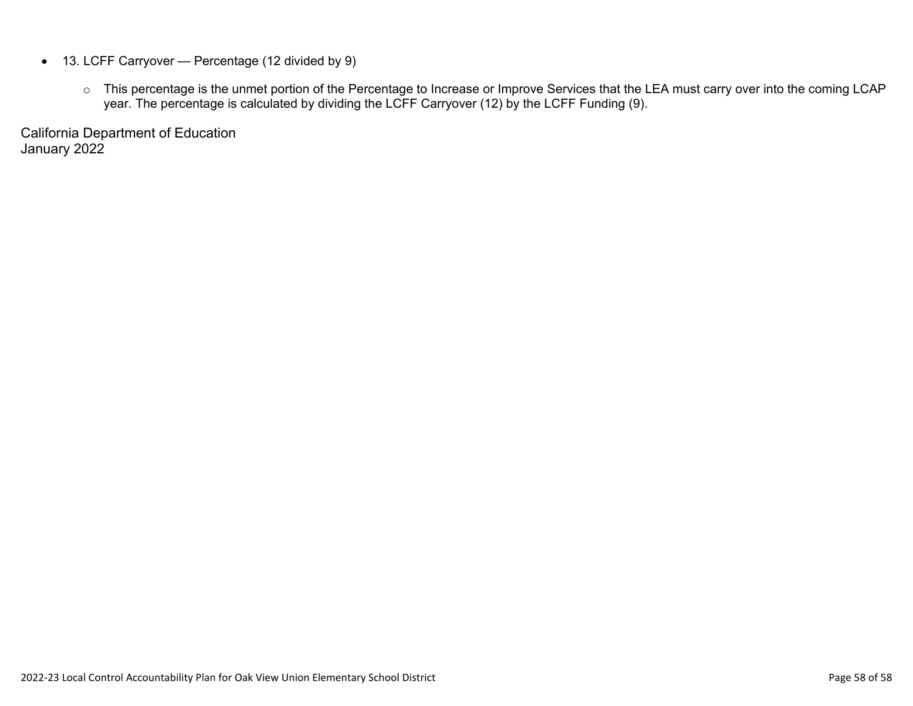- 13. LCFF Carryover — Percentage (12 divided by 9)
    - This percentage is the unmet portion of the Percentage to Increase or Improve Services that the LEA must carry over into the coming LCAP year. The percentage is calculated by dividing the LCFF Carryover (12) by the LCFF Funding (9).

California Department of Education
January 2022